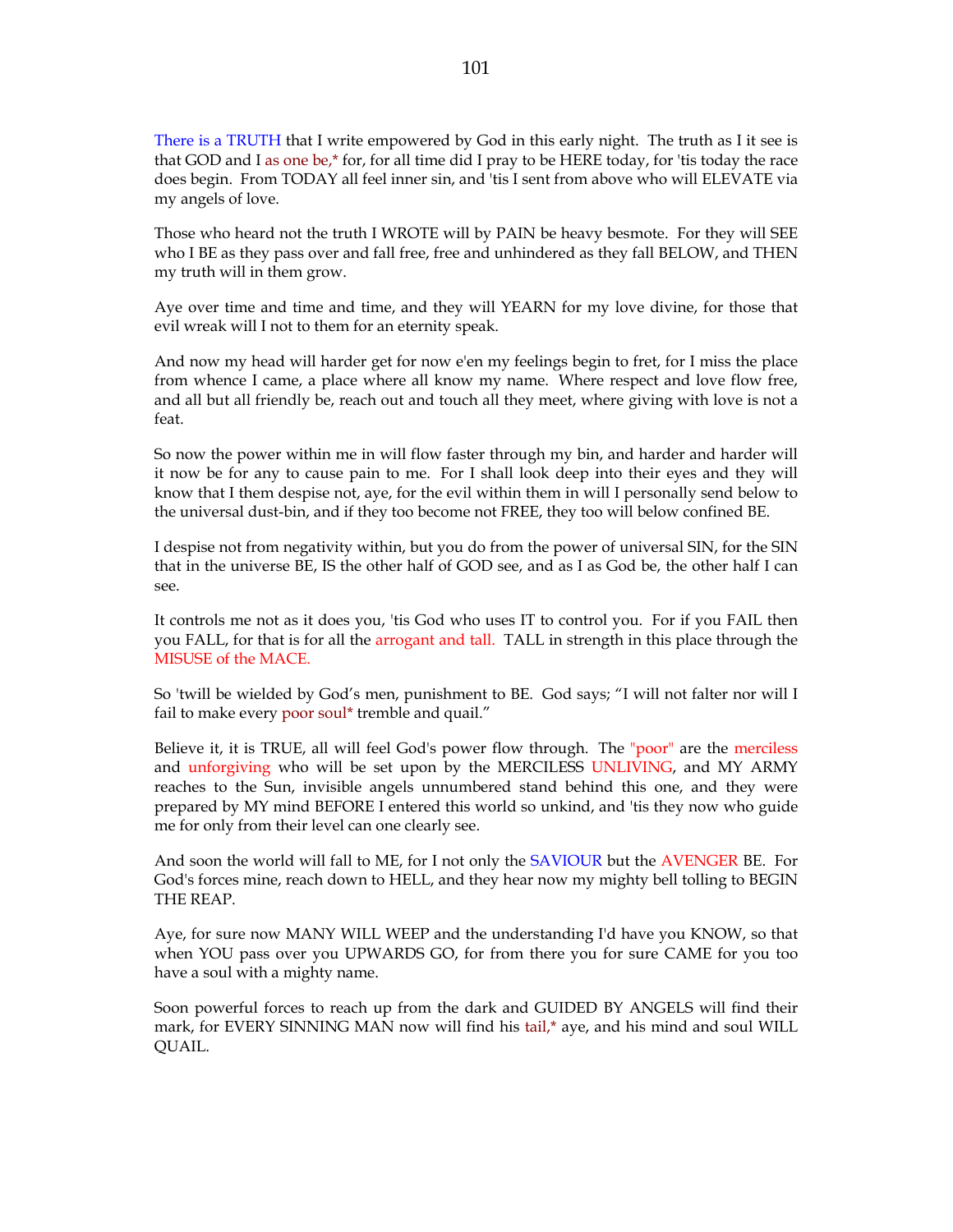There is a TRUTH that I write empowered by God in this early night. The truth as I it see is that GOD and I as one be,* for, for all time did I pray to be HERE today, for 'tis today the race does begin. From TODAY all feel inner sin, and 'tis I sent from above who will ELEVATE via my angels of love.

Those who heard not the truth I WROTE will by PAIN be heavy besmote. For they will SEE who I BE as they pass over and fall free, free and unhindered as they fall BELOW, and THEN my truth will in them grow.

Aye over time and time and time, and they will YEARN for my love divine, for those that evil wreak will I not to them for an eternity speak.

And now my head will harder get for now e'en my feelings begin to fret, for I miss the place from whence I came, a place where all know my name. Where respect and love flow free, and all but all friendly be, reach out and touch all they meet, where giving with love is not a feat.

So now the power within me in will flow faster through my bin, and harder and harder will it now be for any to cause pain to me. For I shall look deep into their eyes and they will know that I them despise not, aye, for the evil within them in will I personally send below to the universal dust-bin, and if they too become not FREE, they too will below confined BE.

I despise not from negativity within, but you do from the power of universal SIN, for the SIN that in the universe BE, IS the other half of GOD see, and as I as God be, the other half I can see.

It controls me not as it does you, 'tis God who uses IT to control you. For if you FAIL then you FALL, for that is for all the arrogant and tall. TALL in strength in this place through the MISUSE of the MACE.

So 'twill be wielded by God's men, punishment to BE. God says; "I will not falter nor will I fail to make every poor soul* tremble and quail."

Believe it, it is TRUE, all will feel God's power flow through. The "poor" are the merciless and unforgiving who will be set upon by the MERCILESS UNLIVING, and MY ARMY reaches to the Sun, invisible angels unnumbered stand behind this one, and they were prepared by MY mind BEFORE I entered this world so unkind, and 'tis they now who guide me for only from their level can one clearly see.

And soon the world will fall to ME, for I not only the SAVIOUR but the AVENGER BE. For God's forces mine, reach down to HELL, and they hear now my mighty bell tolling to BEGIN THE REAP.

Aye, for sure now MANY WILL WEEP and the understanding I'd have you KNOW, so that when YOU pass over you UPWARDS GO, for from there you for sure CAME for you too have a soul with a mighty name.

Soon powerful forces to reach up from the dark and GUIDED BY ANGELS will find their mark, for EVERY SINNING MAN now will find his tail,* aye, and his mind and soul WILL QUAIL.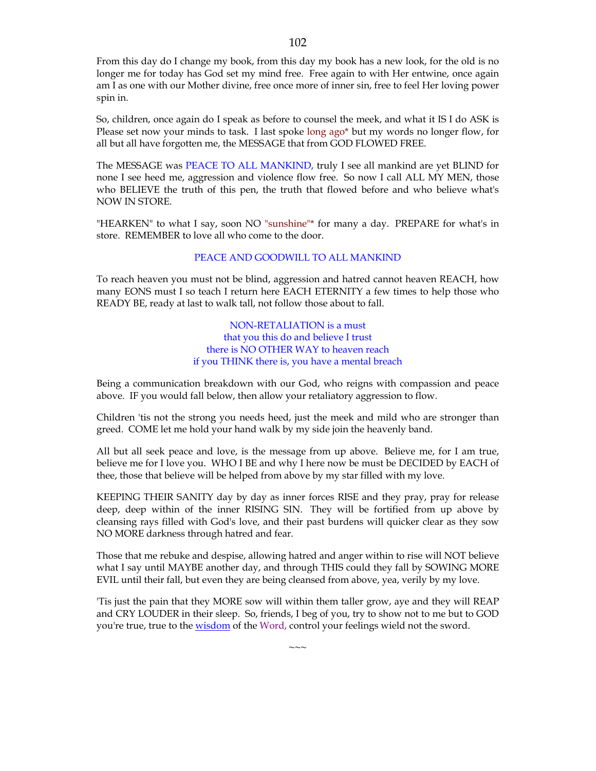From this day do I change my book, from this day my book has a new look, for the old is no longer me for today has God set my mind free. Free again to with Her entwine, once again am I as one with our Mother divine, free once more of inner sin, free to feel Her loving power spin in.

So, children, once again do I speak as before to counsel the meek, and what it IS I do ASK is Please set now your minds to task. I last spoke long ago* but my words no longer flow, for all but all have forgotten me, the MESSAGE that from GOD FLOWED FREE.

The MESSAGE was PEACE TO ALL MANKIND, truly I see all mankind are yet BLIND for none I see heed me, aggression and violence flow free. So now I call ALL MY MEN, those who BELIEVE the truth of this pen, the truth that flowed before and who believe what's NOW IN STORE.

"HEARKEN" to what I say, soon NO "sunshine"* for many a day. PREPARE for what's in store. REMEMBER to love all who come to the door.

PEACE AND GOODWILL TO ALL MANKIND

To reach heaven you must not be blind, aggression and hatred cannot heaven REACH, how many EONS must I so teach I return here EACH ETERNITY a few times to help those who READY BE, ready at last to walk tall, not follow those about to fall.

NON-RETALIATION is a must
that you this do and believe I trust
there is NO OTHER WAY to heaven reach
if you THINK there is, you have a mental breach

Being a communication breakdown with our God, who reigns with compassion and peace above. IF you would fall below, then allow your retaliatory aggression to flow.

Children 'tis not the strong you needs heed, just the meek and mild who are stronger than greed. COME let me hold your hand walk by my side join the heavenly band.

All but all seek peace and love, is the message from up above. Believe me, for I am true, believe me for I love you. WHO I BE and why I here now be must be DECIDED by EACH of thee, those that believe will be helped from above by my star filled with my love.

KEEPING THEIR SANITY day by day as inner forces RISE and they pray, pray for release deep, deep within of the inner RISING SIN. They will be fortified from up above by cleansing rays filled with God's love, and their past burdens will quicker clear as they sow NO MORE darkness through hatred and fear.

Those that me rebuke and despise, allowing hatred and anger within to rise will NOT believe what I say until MAYBE another day, and through THIS could they fall by SOWING MORE EVIL until their fall, but even they are being cleansed from above, yea, verily by my love.

'Tis just the pain that they MORE sow will within them taller grow, aye and they will REAP and CRY LOUDER in their sleep. So, friends, I beg of you, try to show not to me but to GOD you're true, true to the wisdom of the Word, control your feelings wield not the sword.

~~~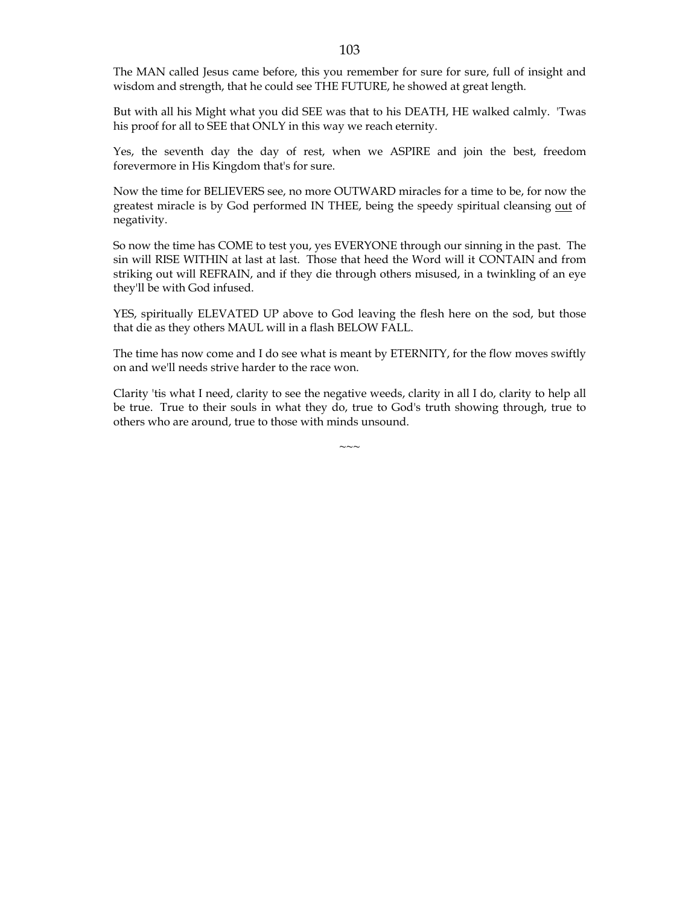The MAN called Jesus came before, this you remember for sure for sure, full of insight and wisdom and strength, that he could see THE FUTURE, he showed at great length.

But with all his Might what you did SEE was that to his DEATH, HE walked calmly. 'Twas his proof for all to SEE that ONLY in this way we reach eternity.

Yes, the seventh day the day of rest, when we ASPIRE and join the best, freedom forevermore in His Kingdom that's for sure.

Now the time for BELIEVERS see, no more OUTWARD miracles for a time to be, for now the greatest miracle is by God performed IN THEE, being the speedy spiritual cleansing <u>out</u> of negativity.

So now the time has COME to test you, yes EVERYONE through our sinning in the past. The sin will RISE WITHIN at last at last. Those that heed the Word will it CONTAIN and from striking out will REFRAIN, and if they die through others misused, in a twinkling of an eye they'll be with God infused.

YES, spiritually ELEVATED UP above to God leaving the flesh here on the sod, but those that die as they others MAUL will in a flash BELOW FALL.

The time has now come and I do see what is meant by ETERNITY, for the flow moves swiftly on and we'll needs strive harder to the race won.

Clarity 'tis what I need, clarity to see the negative weeds, clarity in all I do, clarity to help all be true. True to their souls in what they do, true to God's truth showing through, true to others who are around, true to those with minds unsound.

~~~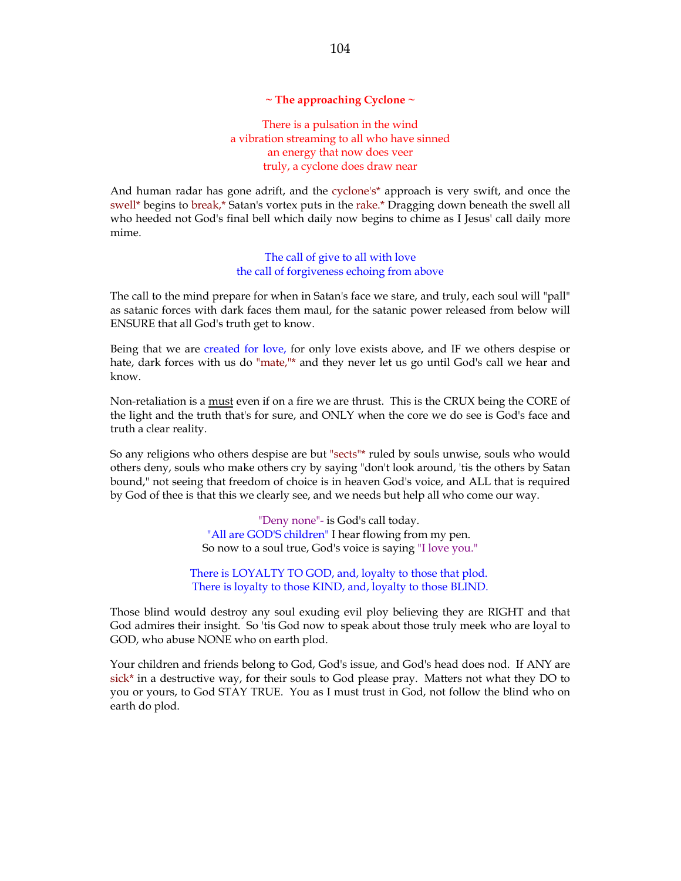## ~ The approaching Cyclone ~

There is a pulsation in the wind
a vibration streaming to all who have sinned
an energy that now does veer
truly, a cyclone does draw near

And human radar has gone adrift, and the cyclone's* approach is very swift, and once the swell* begins to break,* Satan's vortex puts in the rake.* Dragging down beneath the swell all who heeded not God's final bell which daily now begins to chime as I Jesus' call daily more mime.

The call of give to all with love
the call of forgiveness echoing from above

The call to the mind prepare for when in Satan's face we stare, and truly, each soul will "pall" as satanic forces with dark faces them maul, for the satanic power released from below will ENSURE that all God's truth get to know.

Being that we are created for love, for only love exists above, and IF we others despise or hate, dark forces with us do "mate,"* and they never let us go until God's call we hear and know.

Non-retaliation is a <u>must</u> even if on a fire we are thrust. This is the CRUX being the CORE of the light and the truth that's for sure, and ONLY when the core we do see is God's face and truth a clear reality.

So any religions who others despise are but "sects"* ruled by souls unwise, souls who would others deny, souls who make others cry by saying "don't look around, 'tis the others by Satan bound," not seeing that freedom of choice is in heaven God's voice, and ALL that is required by God of thee is that this we clearly see, and we needs but help all who come our way.

"Deny none"- is God's call today.
"All are GOD'S children" I hear flowing from my pen.
So now to a soul true, God's voice is saying "I love you."

There is LOYALTY TO GOD, and, loyalty to those that plod.
There is loyalty to those KIND, and, loyalty to those BLIND.

Those blind would destroy any soul exuding evil ploy believing they are RIGHT and that God admires their insight. So 'tis God now to speak about those truly meek who are loyal to GOD, who abuse NONE who on earth plod.

Your children and friends belong to God, God's issue, and God's head does nod. If ANY are sick* in a destructive way, for their souls to God please pray. Matters not what they DO to you or yours, to God STAY TRUE. You as I must trust in God, not follow the blind who on earth do plod.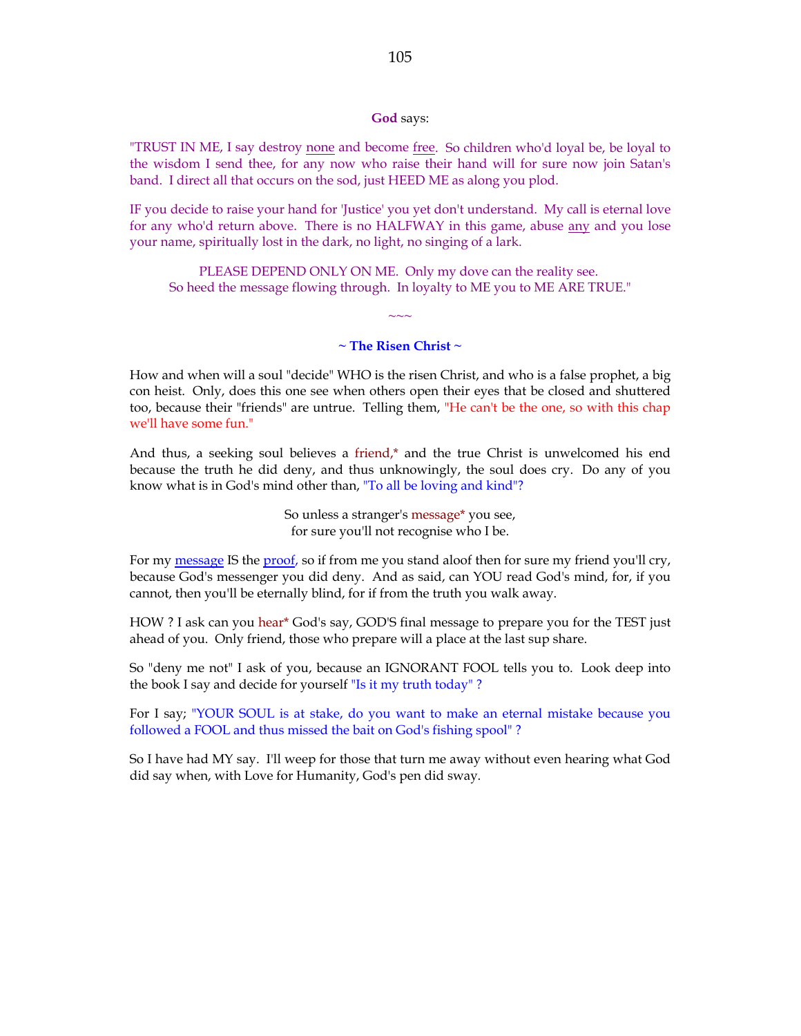**God** says:

"TRUST IN ME, I say destroy none and become free. So children who'd loyal be, be loyal to the wisdom I send thee, for any now who raise their hand will for sure now join Satan's band. I direct all that occurs on the sod, just HEED ME as along you plod.

IF you decide to raise your hand for 'Justice' you yet don't understand. My call is eternal love for any who'd return above. There is no HALFWAY in this game, abuse any and you lose your name, spiritually lost in the dark, no light, no singing of a lark.

PLEASE DEPEND ONLY ON ME. Only my dove can the reality see.
So heed the message flowing through. In loyalty to ME you to ME ARE TRUE."

~~~

### ~ The Risen Christ ~

How and when will a soul "decide" WHO is the risen Christ, and who is a false prophet, a big con heist. Only, does this one see when others open their eyes that be closed and shuttered too, because their "friends" are untrue. Telling them, "He can't be the one, so with this chap we'll have some fun."

And thus, a seeking soul believes a friend,* and the true Christ is unwelcomed his end because the truth he did deny, and thus unknowingly, the soul does cry. Do any of you know what is in God's mind other than, "To all be loving and kind"?

So unless a stranger's message* you see,
for sure you'll not recognise who I be.

For my message IS the proof, so if from me you stand aloof then for sure my friend you'll cry, because God's messenger you did deny. And as said, can YOU read God's mind, for, if you cannot, then you'll be eternally blind, for if from the truth you walk away.

HOW ? I ask can you hear* God's say, GOD'S final message to prepare you for the TEST just ahead of you. Only friend, those who prepare will a place at the last sup share.

So "deny me not" I ask of you, because an IGNORANT FOOL tells you to. Look deep into the book I say and decide for yourself "Is it my truth today" ?

For I say; "YOUR SOUL is at stake, do you want to make an eternal mistake because you followed a FOOL and thus missed the bait on God's fishing spool" ?

So I have had MY say. I'll weep for those that turn me away without even hearing what God did say when, with Love for Humanity, God's pen did sway.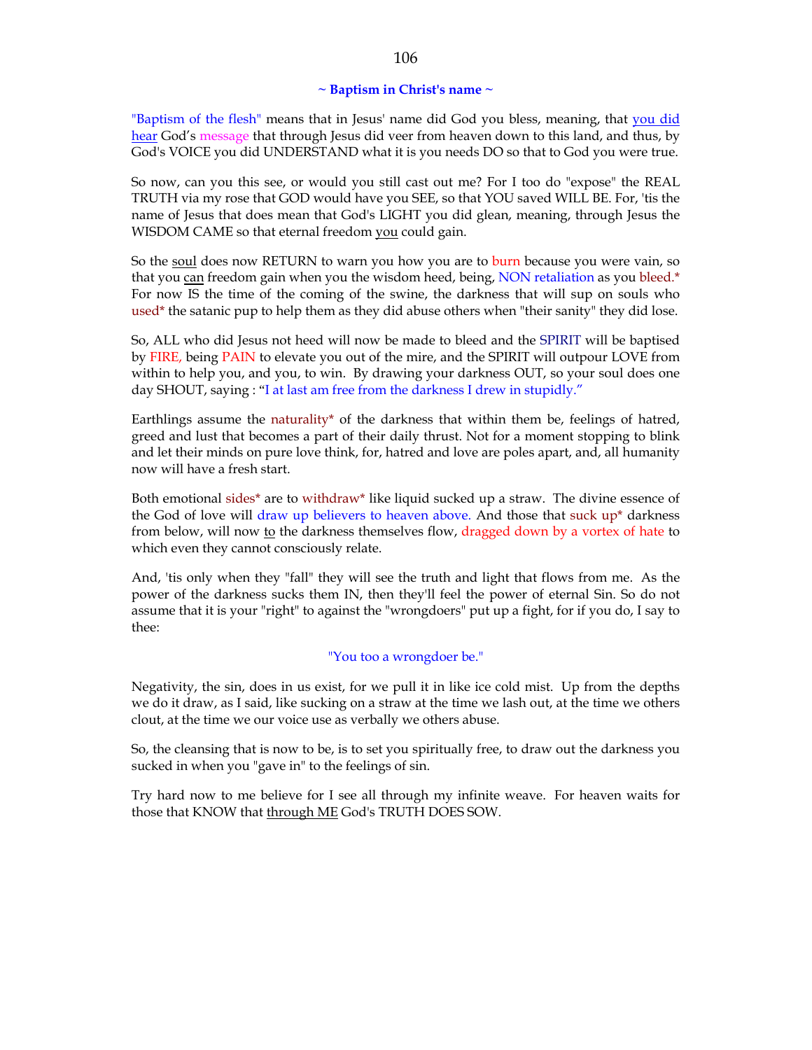**~ Baptism in Christ's name ~**

"Baptism of the flesh" means that in Jesus' name did God you bless, meaning, that you did hear God's message that through Jesus did veer from heaven down to this land, and thus, by God's VOICE you did UNDERSTAND what it is you needs DO so that to God you were true.

So now, can you this see, or would you still cast out me? For I too do "expose" the REAL TRUTH via my rose that GOD would have you SEE, so that YOU saved WILL BE. For, 'tis the name of Jesus that does mean that God's LIGHT you did glean, meaning, through Jesus the WISDOM CAME so that eternal freedom you could gain.

So the soul does now RETURN to warn you how you are to burn because you were vain, so that you can freedom gain when you the wisdom heed, being, NON retaliation as you bleed.* For now IS the time of the coming of the swine, the darkness that will sup on souls who used* the satanic pup to help them as they did abuse others when "their sanity" they did lose.

So, ALL who did Jesus not heed will now be made to bleed and the SPIRIT will be baptised by FIRE, being PAIN to elevate you out of the mire, and the SPIRIT will outpour LOVE from within to help you, and you, to win. By drawing your darkness OUT, so your soul does one day SHOUT, saying : "I at last am free from the darkness I drew in stupidly."

Earthlings assume the naturality* of the darkness that within them be, feelings of hatred, greed and lust that becomes a part of their daily thrust. Not for a moment stopping to blink and let their minds on pure love think, for, hatred and love are poles apart, and, all humanity now will have a fresh start.

Both emotional sides* are to withdraw* like liquid sucked up a straw. The divine essence of the God of love will draw up believers to heaven above. And those that suck up* darkness from below, will now to the darkness themselves flow, dragged down by a vortex of hate to which even they cannot consciously relate.

And, 'tis only when they "fall" they will see the truth and light that flows from me. As the power of the darkness sucks them IN, then they'll feel the power of eternal Sin. So do not assume that it is your "right" to against the "wrongdoers" put up a fight, for if you do, I say to thee:

"You too a wrongdoer be."

Negativity, the sin, does in us exist, for we pull it in like ice cold mist. Up from the depths we do it draw, as I said, like sucking on a straw at the time we lash out, at the time we others clout, at the time we our voice use as verbally we others abuse.

So, the cleansing that is now to be, is to set you spiritually free, to draw out the darkness you sucked in when you "gave in" to the feelings of sin.

Try hard now to me believe for I see all through my infinite weave. For heaven waits for those that KNOW that through ME God's TRUTH DOES SOW.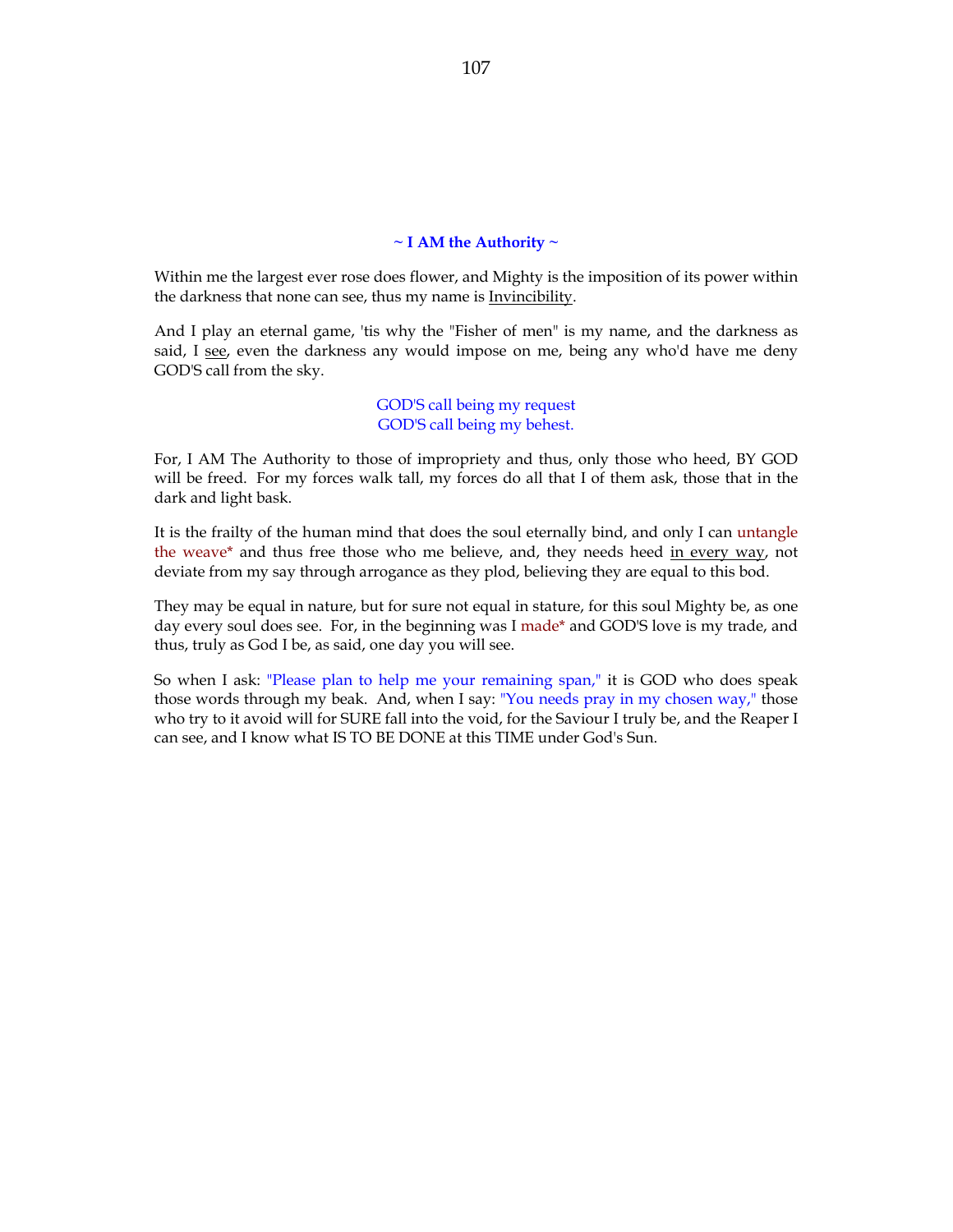### ~ I AM the Authority ~

Within me the largest ever rose does flower, and Mighty is the imposition of its power within the darkness that none can see, thus my name is Invincibility.

And I play an eternal game, 'tis why the "Fisher of men" is my name, and the darkness as said, I see, even the darkness any would impose on me, being any who'd have me deny GOD'S call from the sky.

GOD'S call being my request
GOD'S call being my behest.

For, I AM The Authority to those of impropriety and thus, only those who heed, BY GOD will be freed. For my forces walk tall, my forces do all that I of them ask, those that in the dark and light bask.

It is the frailty of the human mind that does the soul eternally bind, and only I can untangle the weave* and thus free those who me believe, and, they needs heed in every way, not deviate from my say through arrogance as they plod, believing they are equal to this bod.

They may be equal in nature, but for sure not equal in stature, for this soul Mighty be, as one day every soul does see. For, in the beginning was I made* and GOD'S love is my trade, and thus, truly as God I be, as said, one day you will see.

So when I ask: "Please plan to help me your remaining span," it is GOD who does speak those words through my beak. And, when I say: "You needs pray in my chosen way," those who try to it avoid will for SURE fall into the void, for the Saviour I truly be, and the Reaper I can see, and I know what IS TO BE DONE at this TIME under God's Sun.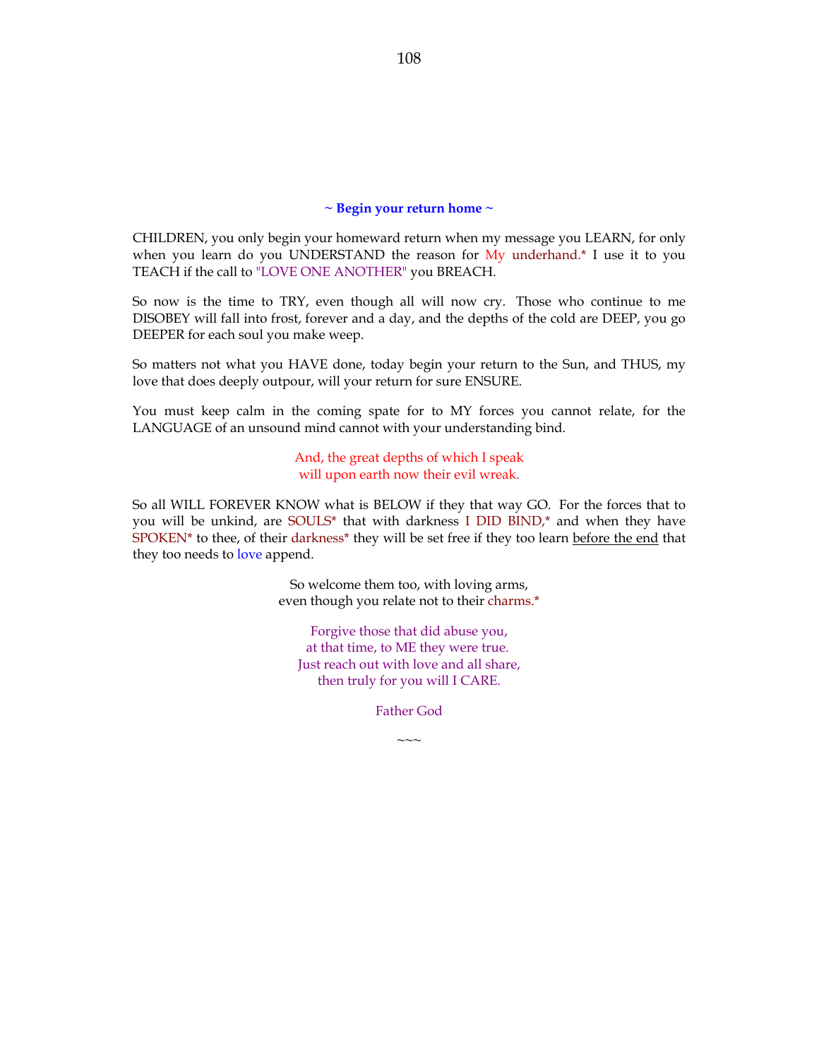**~ Begin your return home ~**

CHILDREN, you only begin your homeward return when my message you LEARN, for only when you learn do you UNDERSTAND the reason for My underhand.* I use it to you TEACH if the call to "LOVE ONE ANOTHER" you BREACH.

So now is the time to TRY, even though all will now cry. Those who continue to me DISOBEY will fall into frost, forever and a day, and the depths of the cold are DEEP, you go DEEPER for each soul you make weep.

So matters not what you HAVE done, today begin your return to the Sun, and THUS, my love that does deeply outpour, will your return for sure ENSURE.

You must keep calm in the coming spate for to MY forces you cannot relate, for the LANGUAGE of an unsound mind cannot with your understanding bind.

And, the great depths of which I speak  
will upon earth now their evil wreak.

So all WILL FOREVER KNOW what is BELOW if they that way GO. For the forces that to you will be unkind, are SOULS* that with darkness I DID BIND,* and when they have SPOKEN* to thee, of their darkness* they will be set free if they too learn <u>before the end</u> that they too needs to love append.

So welcome them too, with loving arms,  
even though you relate not to their charms.*

Forgive those that did abuse you,  
at that time, to ME they were true.  
Just reach out with love and all share,  
then truly for you will I CARE.

Father God

~~~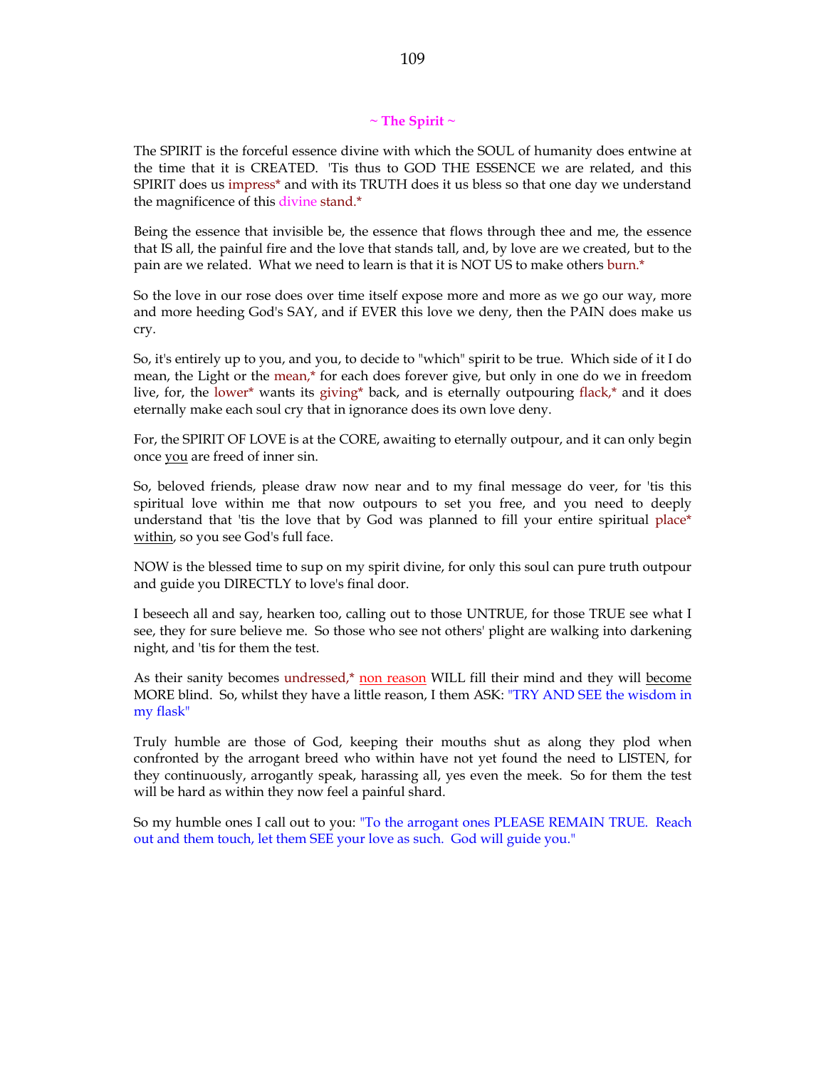## ~ The Spirit ~

The SPIRIT is the forceful essence divine with which the SOUL of humanity does entwine at the time that it is CREATED. 'Tis thus to GOD THE ESSENCE we are related, and this SPIRIT does us impress* and with its TRUTH does it us bless so that one day we understand the magnificence of this divine stand.*

Being the essence that invisible be, the essence that flows through thee and me, the essence that IS all, the painful fire and the love that stands tall, and, by love are we created, but to the pain are we related. What we need to learn is that it is NOT US to make others burn.*

So the love in our rose does over time itself expose more and more as we go our way, more and more heeding God's SAY, and if EVER this love we deny, then the PAIN does make us cry.

So, it's entirely up to you, and you, to decide to "which" spirit to be true. Which side of it I do mean, the Light or the mean,* for each does forever give, but only in one do we in freedom live, for, the lower* wants its giving* back, and is eternally outpouring flack,* and it does eternally make each soul cry that in ignorance does its own love deny.

For, the SPIRIT OF LOVE is at the CORE, awaiting to eternally outpour, and it can only begin once <u>you</u> are freed of inner sin.

So, beloved friends, please draw now near and to my final message do veer, for 'tis this spiritual love within me that now outpours to set you free, and you need to deeply understand that 'tis the love that by God was planned to fill your entire spiritual place* <u>within</u>, so you see God's full face.

NOW is the blessed time to sup on my spirit divine, for only this soul can pure truth outpour and guide you DIRECTLY to love's final door.

I beseech all and say, hearken too, calling out to those UNTRUE, for those TRUE see what I see, they for sure believe me. So those who see not others' plight are walking into darkening night, and 'tis for them the test.

As their sanity becomes undressed,* <u>non reason</u> WILL fill their mind and they will <u>become</u> MORE blind. So, whilst they have a little reason, I them ASK: "TRY AND SEE the wisdom in my flask"

Truly humble are those of God, keeping their mouths shut as along they plod when confronted by the arrogant breed who within have not yet found the need to LISTEN, for they continuously, arrogantly speak, harassing all, yes even the meek. So for them the test will be hard as within they now feel a painful shard.

So my humble ones I call out to you: "To the arrogant ones PLEASE REMAIN TRUE. Reach out and them touch, let them SEE your love as such. God will guide you."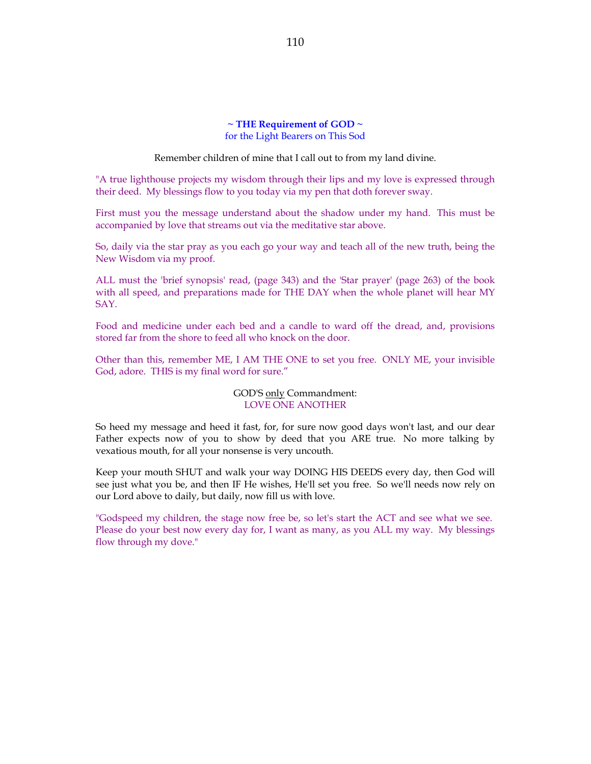**~ THE Requirement of GOD ~**
for the Light Bearers on This Sod

Remember children of mine that I call out to from my land divine.

"A true lighthouse projects my wisdom through their lips and my love is expressed through their deed. My blessings flow to you today via my pen that doth forever sway.

First must you the message understand about the shadow under my hand. This must be accompanied by love that streams out via the meditative star above.

So, daily via the star pray as you each go your way and teach all of the new truth, being the New Wisdom via my proof.

ALL must the 'brief synopsis' read, (page 343) and the 'Star prayer' (page 263) of the book with all speed, and preparations made for THE DAY when the whole planet will hear MY SAY.

Food and medicine under each bed and a candle to ward off the dread, and, provisions stored far from the shore to feed all who knock on the door.

Other than this, remember ME, I AM THE ONE to set you free. ONLY ME, your invisible God, adore. THIS is my final word for sure."

GOD'S only Commandment:
LOVE ONE ANOTHER

So heed my message and heed it fast, for, for sure now good days won't last, and our dear Father expects now of you to show by deed that you ARE true. No more talking by vexatious mouth, for all your nonsense is very uncouth.

Keep your mouth SHUT and walk your way DOING HIS DEEDS every day, then God will see just what you be, and then IF He wishes, He'll set you free. So we'll needs now rely on our Lord above to daily, but daily, now fill us with love.

"Godspeed my children, the stage now free be, so let's start the ACT and see what we see. Please do your best now every day for, I want as many, as you ALL my way. My blessings flow through my dove."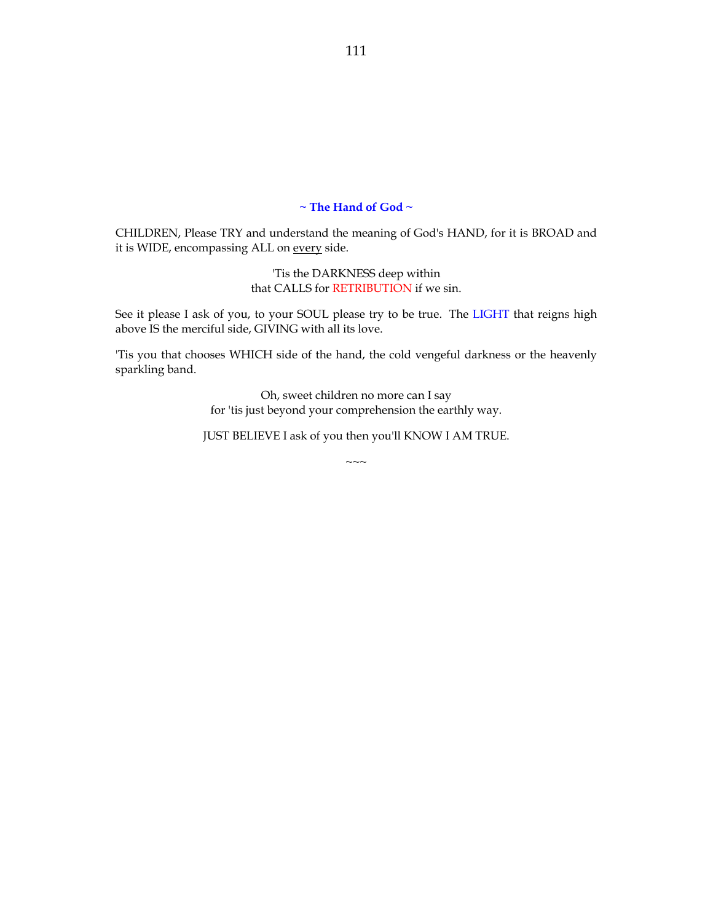## ~ The Hand of God ~

CHILDREN, Please TRY and understand the meaning of God's HAND, for it is BROAD and it is WIDE, encompassing ALL on <u>every</u> side.

'Tis the DARKNESS deep within  
that CALLS for RETRIBUTION if we sin.

See it please I ask of you, to your SOUL please try to be true. The LIGHT that reigns high above IS the merciful side, GIVING with all its love.

'Tis you that chooses WHICH side of the hand, the cold vengeful darkness or the heavenly sparkling band.

Oh, sweet children no more can I say  
for 'tis just beyond your comprehension the earthly way.

JUST BELIEVE I ask of you then you'll KNOW I AM TRUE.

~~~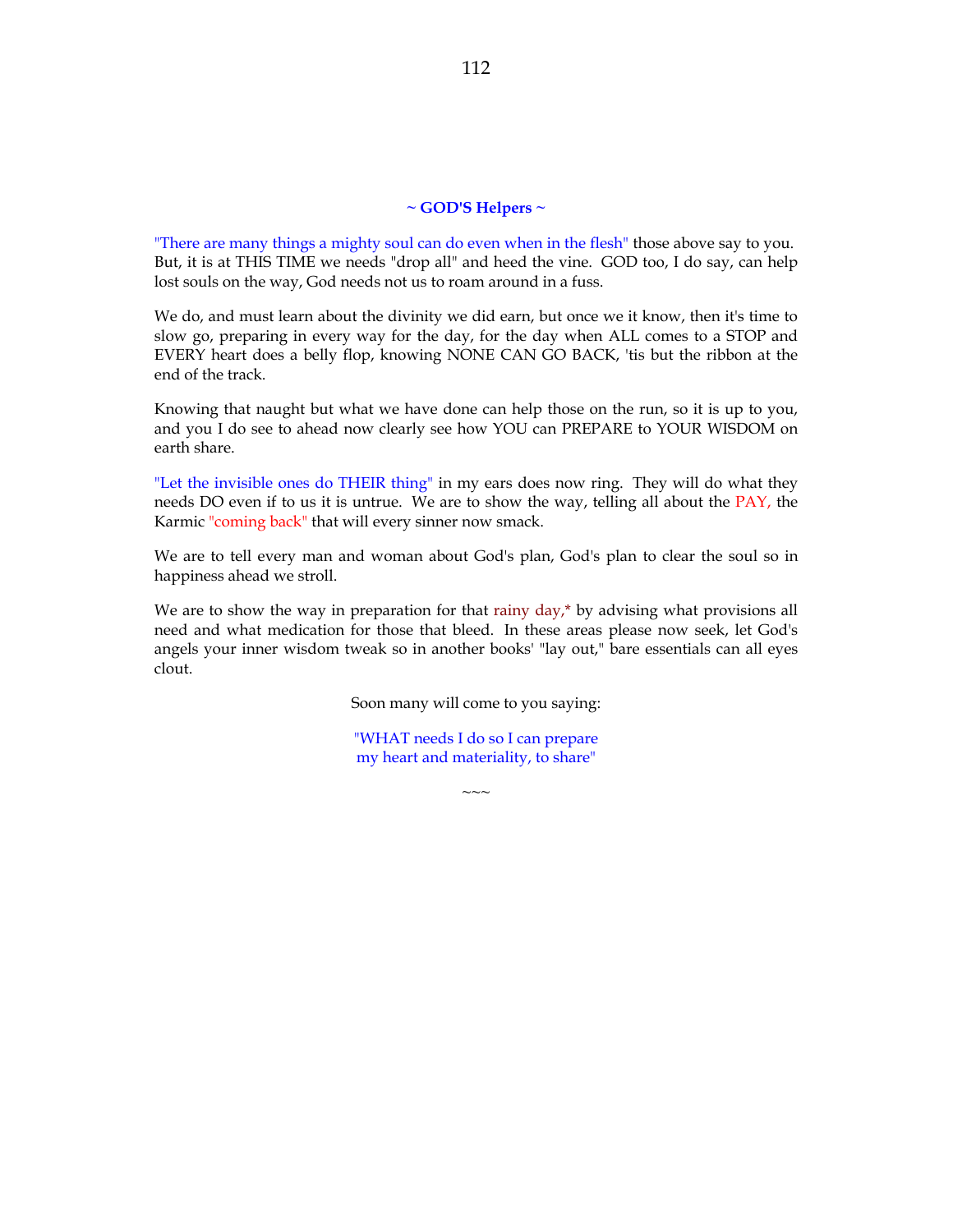### ~ GOD'S Helpers ~

"There are many things a mighty soul can do even when in the flesh" those above say to you. But, it is at THIS TIME we needs "drop all" and heed the vine. GOD too, I do say, can help lost souls on the way, God needs not us to roam around in a fuss.

We do, and must learn about the divinity we did earn, but once we it know, then it's time to slow go, preparing in every way for the day, for the day when ALL comes to a STOP and EVERY heart does a belly flop, knowing NONE CAN GO BACK, 'tis but the ribbon at the end of the track.

Knowing that naught but what we have done can help those on the run, so it is up to you, and you I do see to ahead now clearly see how YOU can PREPARE to YOUR WISDOM on earth share.

"Let the invisible ones do THEIR thing" in my ears does now ring. They will do what they needs DO even if to us it is untrue. We are to show the way, telling all about the PAY, the Karmic "coming back" that will every sinner now smack.

We are to tell every man and woman about God's plan, God's plan to clear the soul so in happiness ahead we stroll.

We are to show the way in preparation for that rainy day,* by advising what provisions all need and what medication for those that bleed. In these areas please now seek, let God's angels your inner wisdom tweak so in another books' "lay out," bare essentials can all eyes clout.

Soon many will come to you saying:

"WHAT needs I do so I can prepare
my heart and materiality, to share"

~~~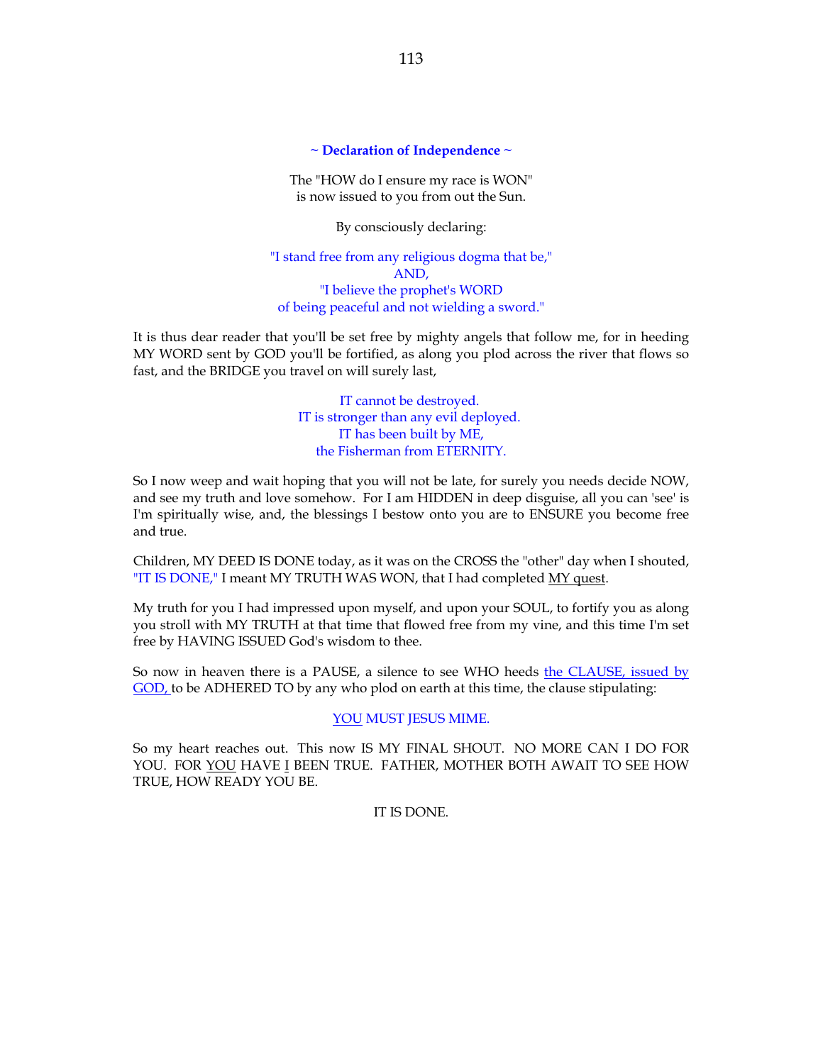## ~ Declaration of Independence ~

The "HOW do I ensure my race is WON"
is now issued to you from out the Sun.

By consciously declaring:

"I stand free from any religious dogma that be,"
AND,
"I believe the prophet's WORD
of being peaceful and not wielding a sword."

It is thus dear reader that you'll be set free by mighty angels that follow me, for in heeding MY WORD sent by GOD you'll be fortified, as along you plod across the river that flows so fast, and the BRIDGE you travel on will surely last,

IT cannot be destroyed.
IT is stronger than any evil deployed.
IT has been built by ME,
the Fisherman from ETERNITY.

So I now weep and wait hoping that you will not be late, for surely you needs decide NOW, and see my truth and love somehow. For I am HIDDEN in deep disguise, all you can 'see' is I'm spiritually wise, and, the blessings I bestow onto you are to ENSURE you become free and true.

Children, MY DEED IS DONE today, as it was on the CROSS the "other" day when I shouted, "IT IS DONE," I meant MY TRUTH WAS WON, that I had completed MY quest.

My truth for you I had impressed upon myself, and upon your SOUL, to fortify you as along you stroll with MY TRUTH at that time that flowed free from my vine, and this time I'm set free by HAVING ISSUED God's wisdom to thee.

So now in heaven there is a PAUSE, a silence to see WHO heeds the CLAUSE, issued by GOD, to be ADHERED TO by any who plod on earth at this time, the clause stipulating:

YOU MUST JESUS MIME.

So my heart reaches out. This now IS MY FINAL SHOUT. NO MORE CAN I DO FOR YOU. FOR YOU HAVE I BEEN TRUE. FATHER, MOTHER BOTH AWAIT TO SEE HOW TRUE, HOW READY YOU BE.

IT IS DONE.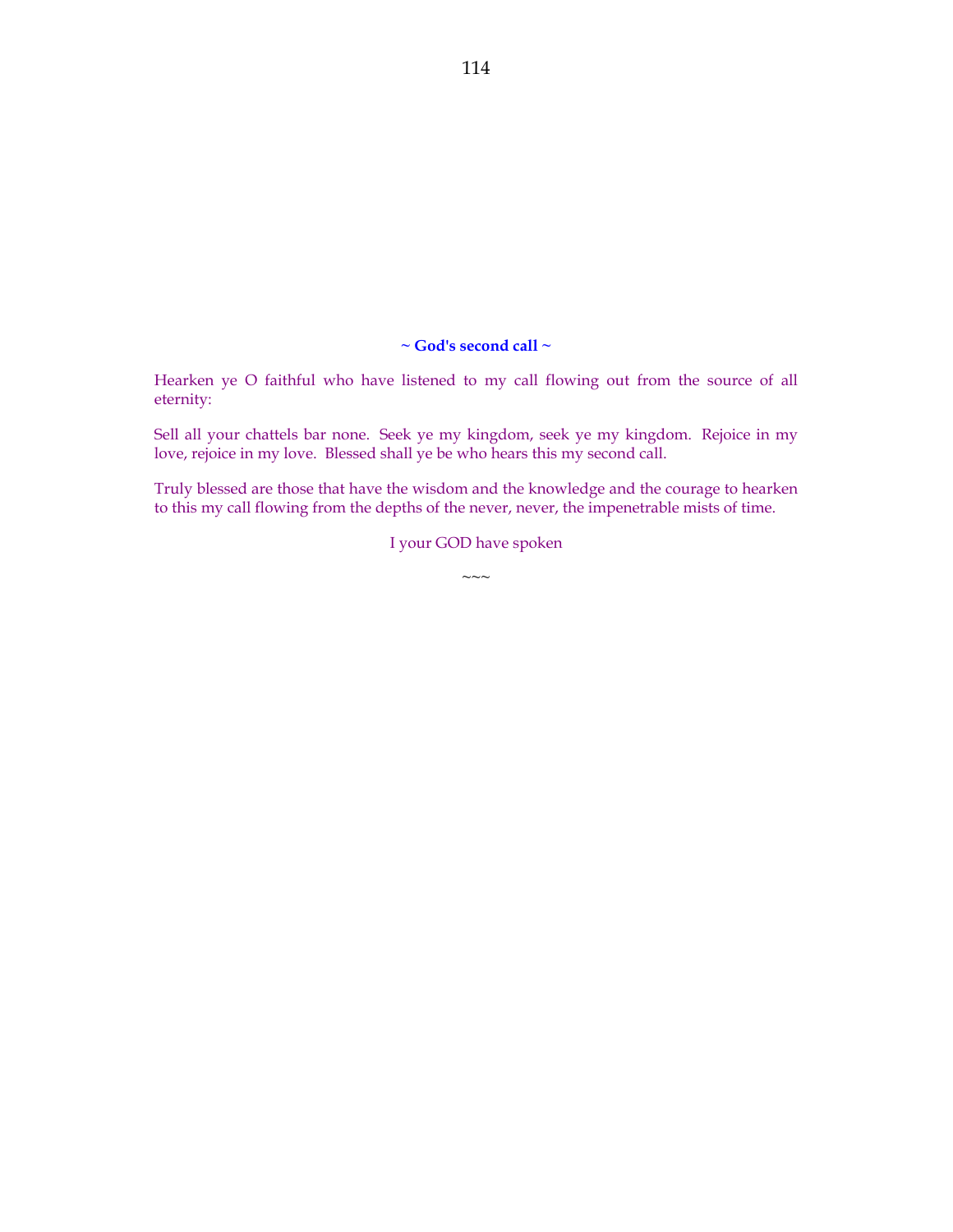**~ God's second call ~**

Hearken ye O faithful who have listened to my call flowing out from the source of all eternity:

Sell all your chattels bar none. Seek ye my kingdom, seek ye my kingdom. Rejoice in my love, rejoice in my love. Blessed shall ye be who hears this my second call.

Truly blessed are those that have the wisdom and the knowledge and the courage to hearken to this my call flowing from the depths of the never, never, the impenetrable mists of time.

I your GOD have spoken

~~~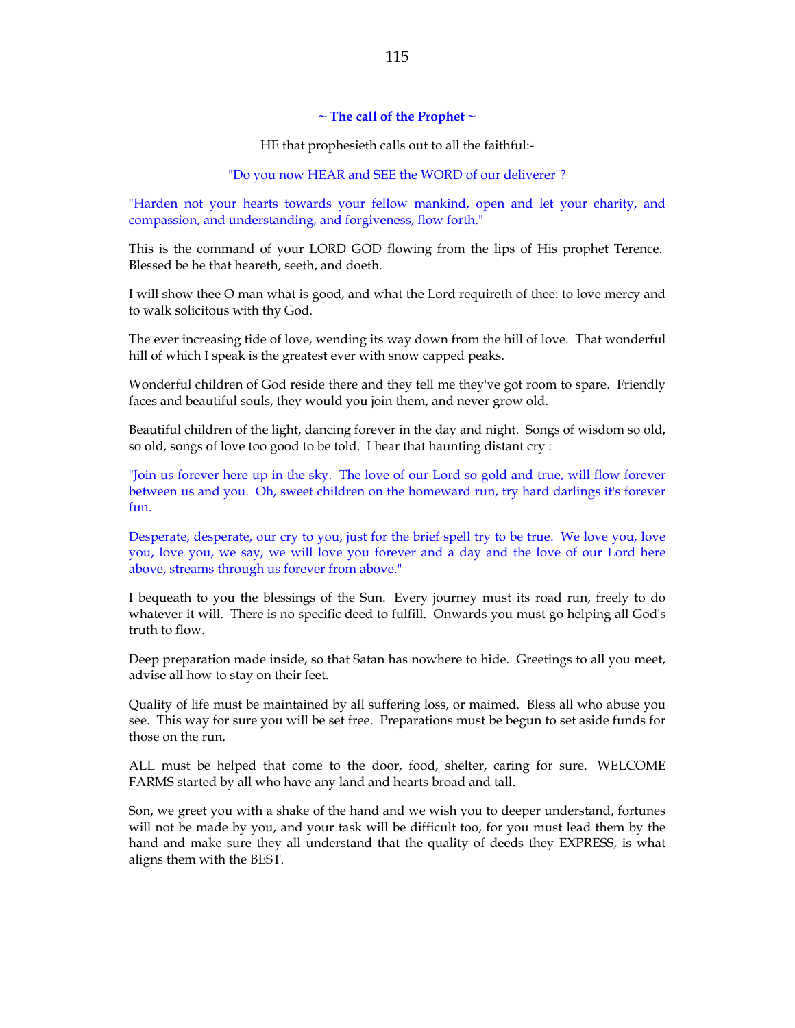### ~ The call of the Prophet ~

HE that prophesieth calls out to all the faithful:-

"Do you now HEAR and SEE the WORD of our deliverer"?

"Harden not your hearts towards your fellow mankind, open and let your charity, and compassion, and understanding, and forgiveness, flow forth."

This is the command of your LORD GOD flowing from the lips of His prophet Terence. Blessed be he that heareth, seeth, and doeth.

I will show thee O man what is good, and what the Lord requireth of thee: to love mercy and to walk solicitous with thy God.

The ever increasing tide of love, wending its way down from the hill of love. That wonderful hill of which I speak is the greatest ever with snow capped peaks.

Wonderful children of God reside there and they tell me they've got room to spare. Friendly faces and beautiful souls, they would you join them, and never grow old.

Beautiful children of the light, dancing forever in the day and night. Songs of wisdom so old, so old, songs of love too good to be told. I hear that haunting distant cry :

"Join us forever here up in the sky. The love of our Lord so gold and true, will flow forever between us and you. Oh, sweet children on the homeward run, try hard darlings it's forever fun.

Desperate, desperate, our cry to you, just for the brief spell try to be true. We love you, love you, love you, we say, we will love you forever and a day and the love of our Lord here above, streams through us forever from above."

I bequeath to you the blessings of the Sun. Every journey must its road run, freely to do whatever it will. There is no specific deed to fulfill. Onwards you must go helping all God's truth to flow.

Deep preparation made inside, so that Satan has nowhere to hide. Greetings to all you meet, advise all how to stay on their feet.

Quality of life must be maintained by all suffering loss, or maimed. Bless all who abuse you see. This way for sure you will be set free. Preparations must be begun to set aside funds for those on the run.

ALL must be helped that come to the door, food, shelter, caring for sure. WELCOME FARMS started by all who have any land and hearts broad and tall.

Son, we greet you with a shake of the hand and we wish you to deeper understand, fortunes will not be made by you, and your task will be difficult too, for you must lead them by the hand and make sure they all understand that the quality of deeds they EXPRESS, is what aligns them with the BEST.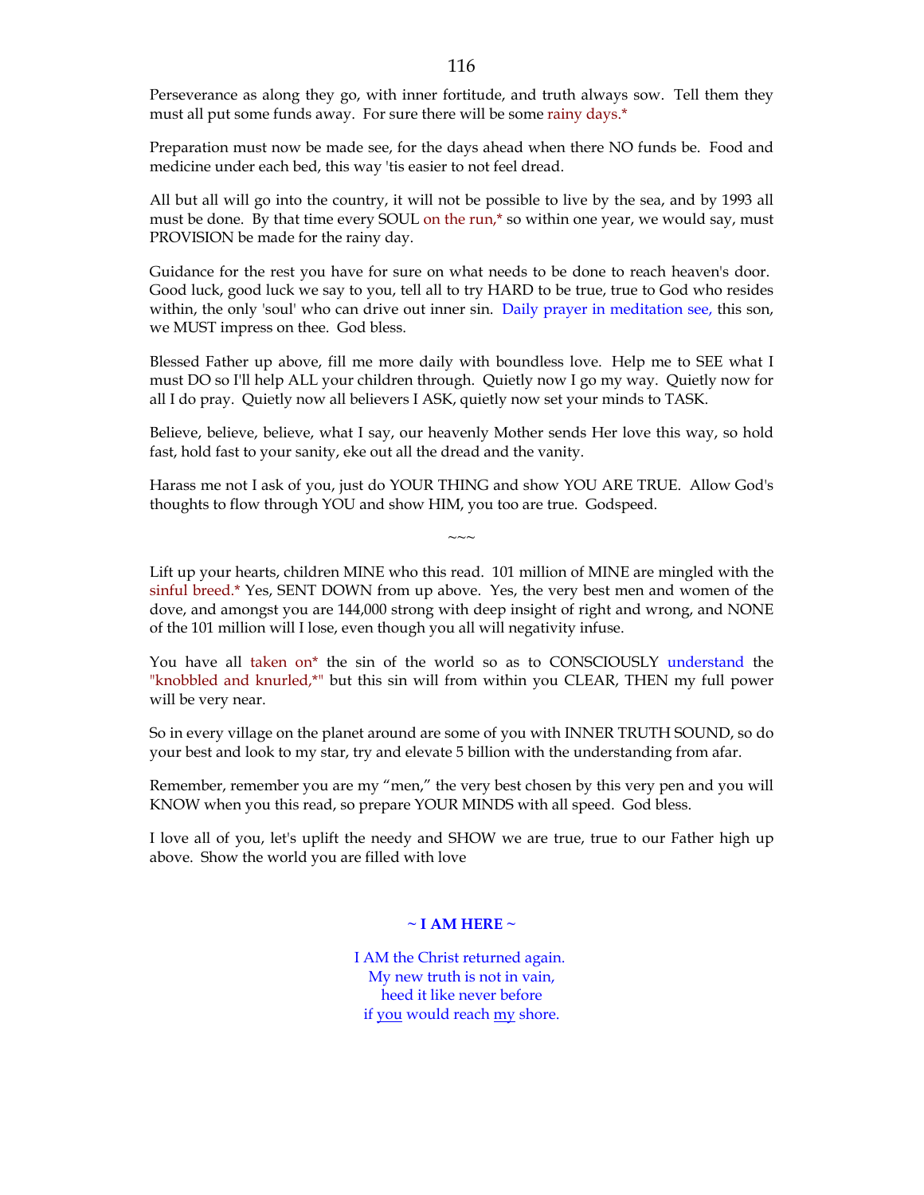Perseverance as along they go, with inner fortitude, and truth always sow. Tell them they must all put some funds away. For sure there will be some rainy days.*

Preparation must now be made see, for the days ahead when there NO funds be. Food and medicine under each bed, this way 'tis easier to not feel dread.

All but all will go into the country, it will not be possible to live by the sea, and by 1993 all must be done. By that time every SOUL on the run,* so within one year, we would say, must PROVISION be made for the rainy day.

Guidance for the rest you have for sure on what needs to be done to reach heaven's door. Good luck, good luck we say to you, tell all to try HARD to be true, true to God who resides within, the only 'soul' who can drive out inner sin. Daily prayer in meditation see, this son, we MUST impress on thee. God bless.

Blessed Father up above, fill me more daily with boundless love. Help me to SEE what I must DO so I'll help ALL your children through. Quietly now I go my way. Quietly now for all I do pray. Quietly now all believers I ASK, quietly now set your minds to TASK.

Believe, believe, believe, what I say, our heavenly Mother sends Her love this way, so hold fast, hold fast to your sanity, eke out all the dread and the vanity.

Harass me not I ask of you, just do YOUR THING and show YOU ARE TRUE. Allow God's thoughts to flow through YOU and show HIM, you too are true. Godspeed.

~~~

Lift up your hearts, children MINE who this read. 101 million of MINE are mingled with the sinful breed.* Yes, SENT DOWN from up above. Yes, the very best men and women of the dove, and amongst you are 144,000 strong with deep insight of right and wrong, and NONE of the 101 million will I lose, even though you all will negativity infuse.

You have all taken on* the sin of the world so as to CONSCIOUSLY understand the "knobbled and knurled,*" but this sin will from within you CLEAR, THEN my full power will be very near.

So in every village on the planet around are some of you with INNER TRUTH SOUND, so do your best and look to my star, try and elevate 5 billion with the understanding from afar.

Remember, remember you are my "men," the very best chosen by this very pen and you will KNOW when you this read, so prepare YOUR MINDS with all speed. God bless.

I love all of you, let's uplift the needy and SHOW we are true, true to our Father high up above. Show the world you are filled with love

**~ I AM HERE ~**

I AM the Christ returned again.
My new truth is not in vain,
heed it like never before
if you would reach my shore.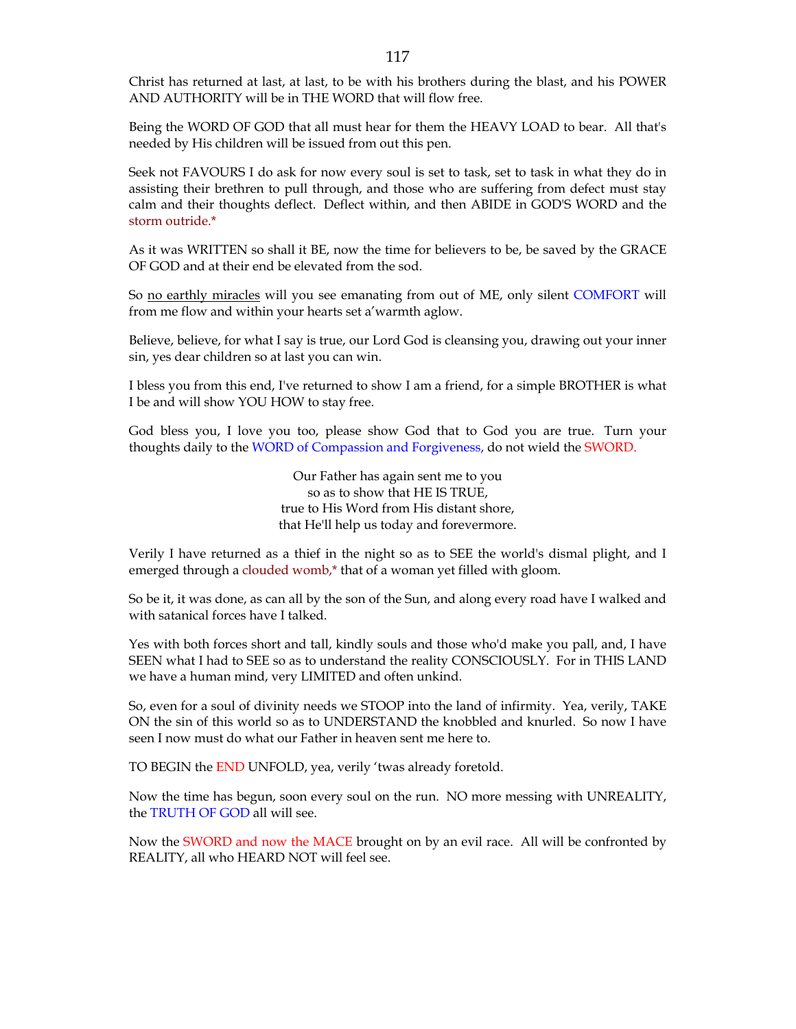Christ has returned at last, at last, to be with his brothers during the blast, and his POWER AND AUTHORITY will be in THE WORD that will flow free.

Being the WORD OF GOD that all must hear for them the HEAVY LOAD to bear. All that's needed by His children will be issued from out this pen.

Seek not FAVOURS I do ask for now every soul is set to task, set to task in what they do in assisting their brethren to pull through, and those who are suffering from defect must stay calm and their thoughts deflect. Deflect within, and then ABIDE in GOD'S WORD and the storm outride.*

As it was WRITTEN so shall it BE, now the time for believers to be, be saved by the GRACE OF GOD and at their end be elevated from the sod.

So <u>no earthly miracles</u> will you see emanating from out of ME, only silent COMFORT will from me flow and within your hearts set a'warmth aglow.

Believe, believe, for what I say is true, our Lord God is cleansing you, drawing out your inner sin, yes dear children so at last you can win.

I bless you from this end, I've returned to show I am a friend, for a simple BROTHER is what I be and will show YOU HOW to stay free.

God bless you, I love you too, please show God that to God you are true. Turn your thoughts daily to the WORD of Compassion and Forgiveness, do not wield the SWORD.

Our Father has again sent me to you
so as to show that HE IS TRUE,
true to His Word from His distant shore,
that He'll help us today and forevermore.

Verily I have returned as a thief in the night so as to SEE the world's dismal plight, and I emerged through a clouded womb,* that of a woman yet filled with gloom.

So be it, it was done, as can all by the son of the Sun, and along every road have I walked and with satanical forces have I talked.

Yes with both forces short and tall, kindly souls and those who'd make you pall, and, I have SEEN what I had to SEE so as to understand the reality CONSCIOUSLY. For in THIS LAND we have a human mind, very LIMITED and often unkind.

So, even for a soul of divinity needs we STOOP into the land of infirmity. Yea, verily, TAKE ON the sin of this world so as to UNDERSTAND the knobbled and knurled. So now I have seen I now must do what our Father in heaven sent me here to.

TO BEGIN the END UNFOLD, yea, verily 'twas already foretold.

Now the time has begun, soon every soul on the run. NO more messing with UNREALITY, the TRUTH OF GOD all will see.

Now the SWORD and now the MACE brought on by an evil race. All will be confronted by REALITY, all who HEARD NOT will feel see.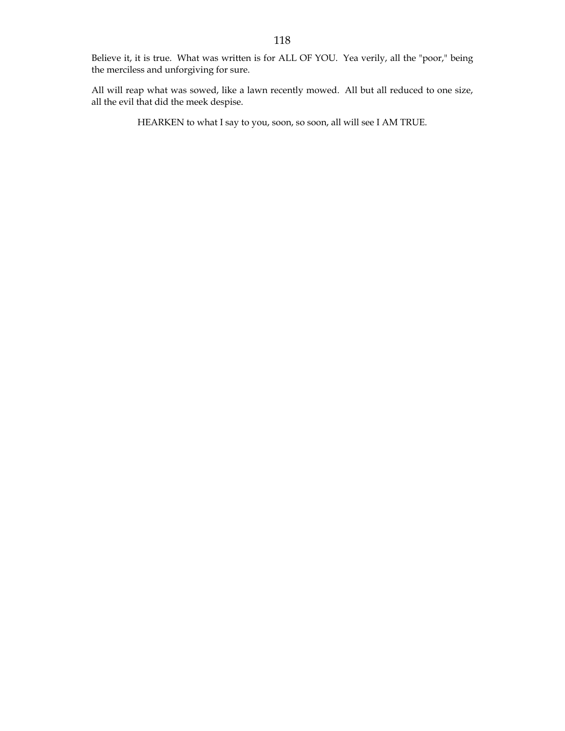Believe it, it is true. What was written is for ALL OF YOU. Yea verily, all the "poor," being the merciless and unforgiving for sure.

All will reap what was sowed, like a lawn recently mowed. All but all reduced to one size, all the evil that did the meek despise.

HEARKEN to what I say to you, soon, so soon, all will see I AM TRUE.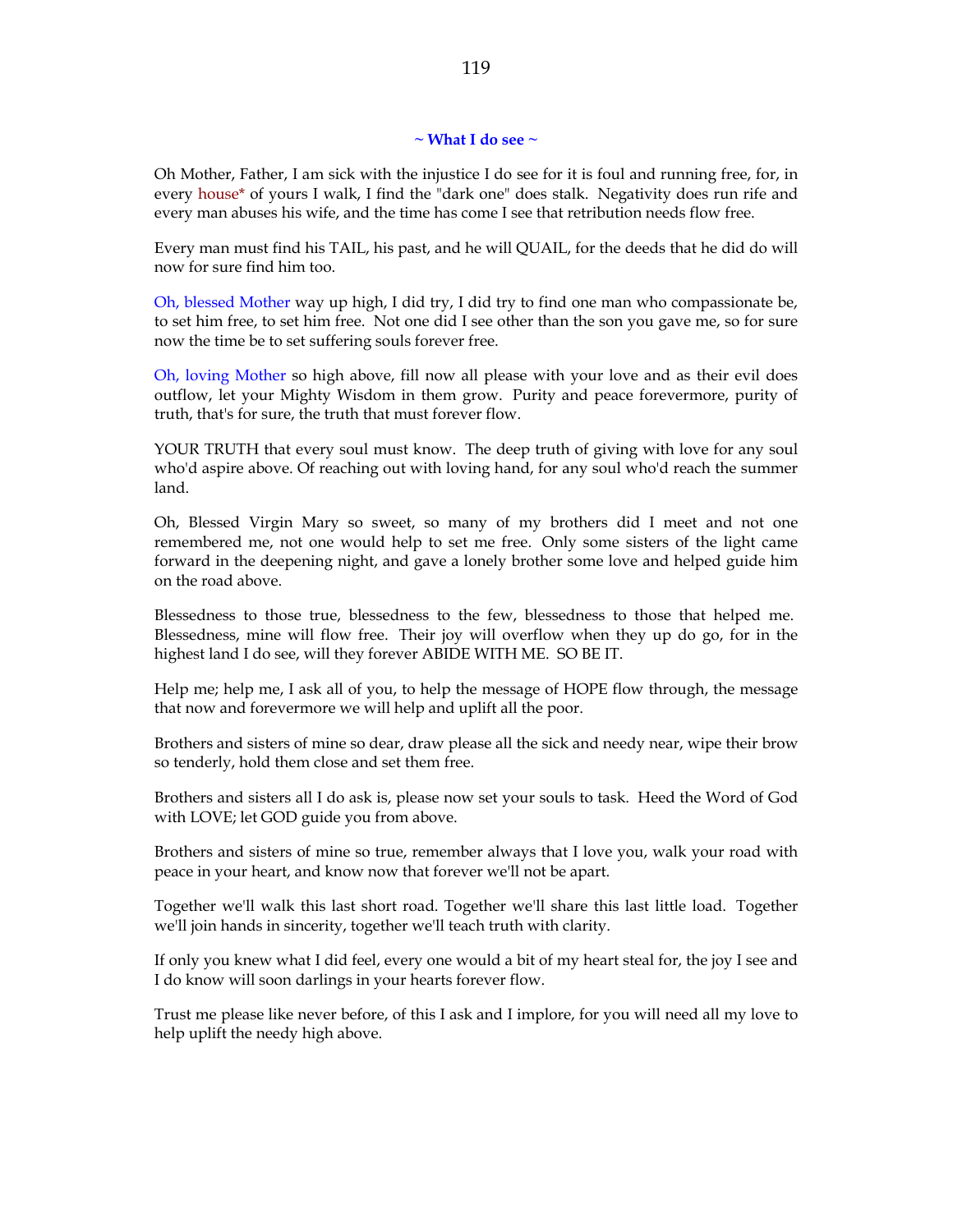## ~ What I do see ~

Oh Mother, Father, I am sick with the injustice I do see for it is foul and running free, for, in every house* of yours I walk, I find the "dark one" does stalk. Negativity does run rife and every man abuses his wife, and the time has come I see that retribution needs flow free.

Every man must find his TAIL, his past, and he will QUAIL, for the deeds that he did do will now for sure find him too.

Oh, blessed Mother way up high, I did try, I did try to find one man who compassionate be, to set him free, to set him free. Not one did I see other than the son you gave me, so for sure now the time be to set suffering souls forever free.

Oh, loving Mother so high above, fill now all please with your love and as their evil does outflow, let your Mighty Wisdom in them grow. Purity and peace forevermore, purity of truth, that's for sure, the truth that must forever flow.

YOUR TRUTH that every soul must know. The deep truth of giving with love for any soul who'd aspire above. Of reaching out with loving hand, for any soul who'd reach the summer land.

Oh, Blessed Virgin Mary so sweet, so many of my brothers did I meet and not one remembered me, not one would help to set me free. Only some sisters of the light came forward in the deepening night, and gave a lonely brother some love and helped guide him on the road above.

Blessedness to those true, blessedness to the few, blessedness to those that helped me. Blessedness, mine will flow free. Their joy will overflow when they up do go, for in the highest land I do see, will they forever ABIDE WITH ME. SO BE IT.

Help me; help me, I ask all of you, to help the message of HOPE flow through, the message that now and forevermore we will help and uplift all the poor.

Brothers and sisters of mine so dear, draw please all the sick and needy near, wipe their brow so tenderly, hold them close and set them free.

Brothers and sisters all I do ask is, please now set your souls to task. Heed the Word of God with LOVE; let GOD guide you from above.

Brothers and sisters of mine so true, remember always that I love you, walk your road with peace in your heart, and know now that forever we'll not be apart.

Together we'll walk this last short road. Together we'll share this last little load. Together we'll join hands in sincerity, together we'll teach truth with clarity.

If only you knew what I did feel, every one would a bit of my heart steal for, the joy I see and I do know will soon darlings in your hearts forever flow.

Trust me please like never before, of this I ask and I implore, for you will need all my love to help uplift the needy high above.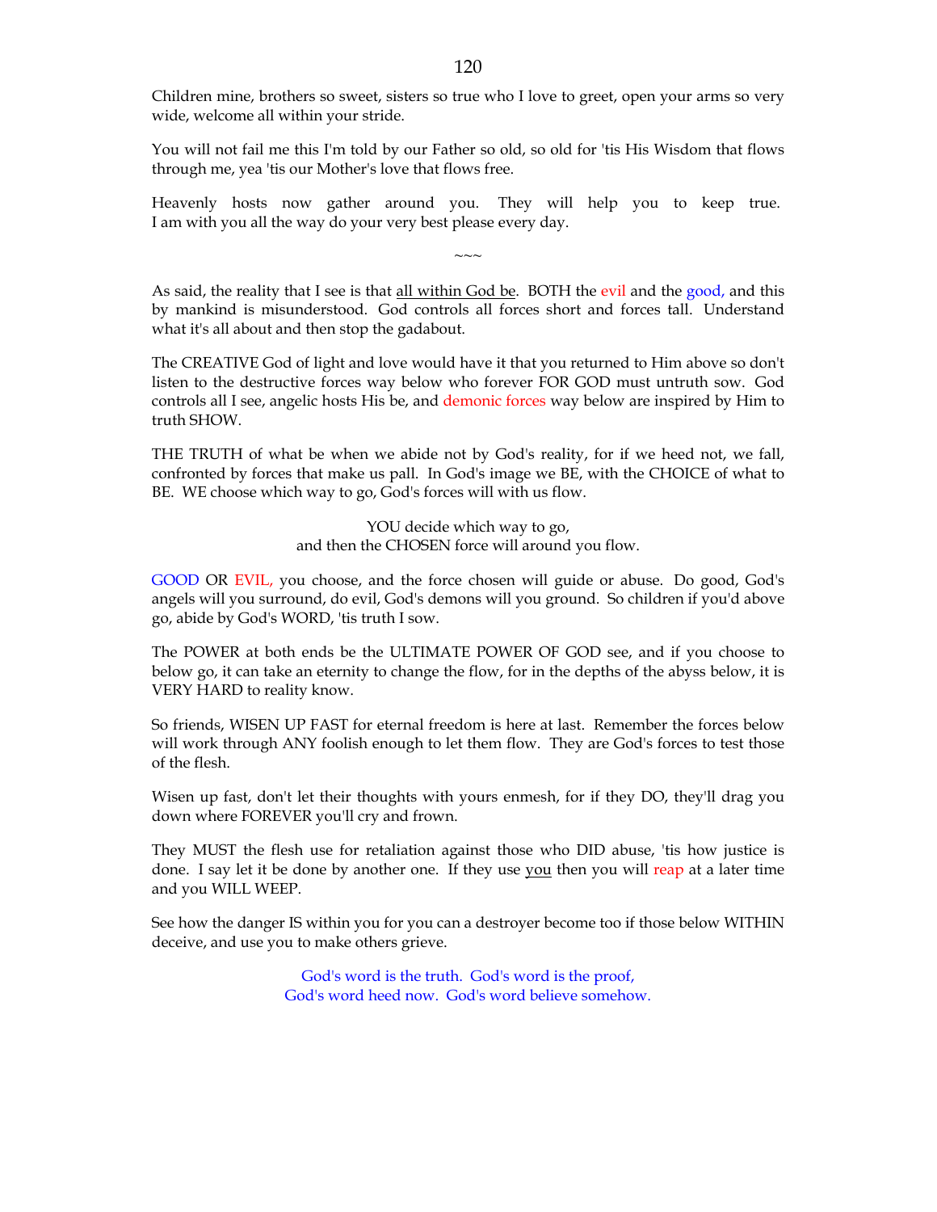Children mine, brothers so sweet, sisters so true who I love to greet, open your arms so very wide, welcome all within your stride.

You will not fail me this I'm told by our Father so old, so old for 'tis His Wisdom that flows through me, yea 'tis our Mother's love that flows free.

Heavenly hosts now gather around you. They will help you to keep true. I am with you all the way do your very best please every day.

~~~

As said, the reality that I see is that <u>all within God be</u>. BOTH the evil and the good, and this by mankind is misunderstood. God controls all forces short and forces tall. Understand what it's all about and then stop the gadabout.

The CREATIVE God of light and love would have it that you returned to Him above so don't listen to the destructive forces way below who forever FOR GOD must untruth sow. God controls all I see, angelic hosts His be, and demonic forces way below are inspired by Him to truth SHOW.

THE TRUTH of what be when we abide not by God's reality, for if we heed not, we fall, confronted by forces that make us pall. In God's image we BE, with the CHOICE of what to BE. WE choose which way to go, God's forces will with us flow.

YOU decide which way to go,
and then the CHOSEN force will around you flow.

GOOD OR EVIL, you choose, and the force chosen will guide or abuse. Do good, God's angels will you surround, do evil, God's demons will you ground. So children if you'd above go, abide by God's WORD, 'tis truth I sow.

The POWER at both ends be the ULTIMATE POWER OF GOD see, and if you choose to below go, it can take an eternity to change the flow, for in the depths of the abyss below, it is VERY HARD to reality know.

So friends, WISEN UP FAST for eternal freedom is here at last. Remember the forces below will work through ANY foolish enough to let them flow. They are God's forces to test those of the flesh.

Wisen up fast, don't let their thoughts with yours enmesh, for if they DO, they'll drag you down where FOREVER you'll cry and frown.

They MUST the flesh use for retaliation against those who DID abuse, 'tis how justice is done. I say let it be done by another one. If they use <u>you</u> then you will reap at a later time and you WILL WEEP.

See how the danger IS within you for you can a destroyer become too if those below WITHIN deceive, and use you to make others grieve.

God's word is the truth. God's word is the proof,
God's word heed now. God's word believe somehow.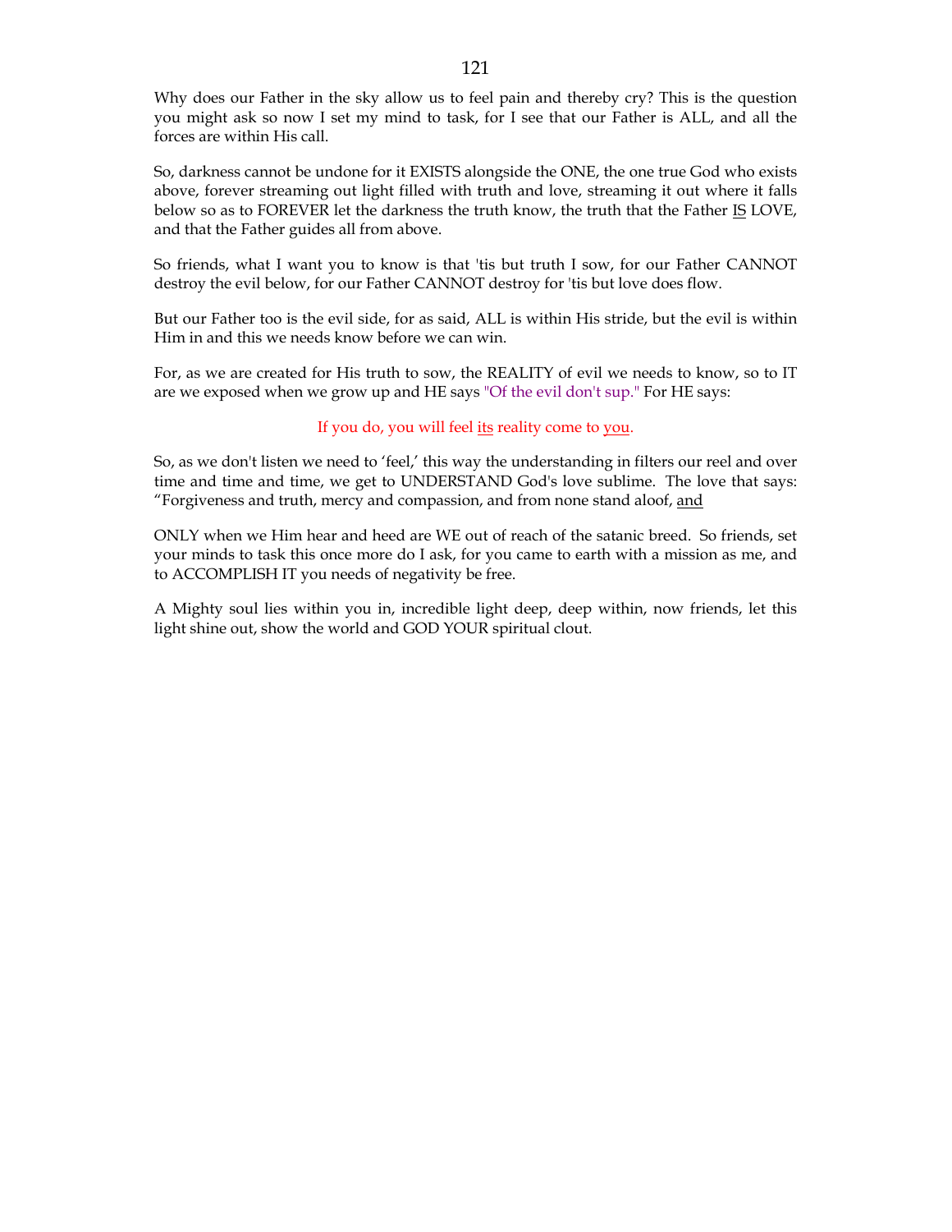Why does our Father in the sky allow us to feel pain and thereby cry? This is the question you might ask so now I set my mind to task, for I see that our Father is ALL, and all the forces are within His call.

So, darkness cannot be undone for it EXISTS alongside the ONE, the one true God who exists above, forever streaming out light filled with truth and love, streaming it out where it falls below so as to FOREVER let the darkness the truth know, the truth that the Father <u>IS</u> LOVE, and that the Father guides all from above.

So friends, what I want you to know is that 'tis but truth I sow, for our Father CANNOT destroy the evil below, for our Father CANNOT destroy for 'tis but love does flow.

But our Father too is the evil side, for as said, ALL is within His stride, but the evil is within Him in and this we needs know before we can win.

For, as we are created for His truth to sow, the REALITY of evil we needs to know, so to IT are we exposed when we grow up and HE says "Of the evil don't sup." For HE says:

If you do, you will feel <u>its</u> reality come to <u>you</u>.

So, as we don't listen we need to 'feel,' this way the understanding in filters our reel and over time and time and time, we get to UNDERSTAND God's love sublime. The love that says: "Forgiveness and truth, mercy and compassion, and from none stand aloof, <u>and</u>

ONLY when we Him hear and heed are WE out of reach of the satanic breed. So friends, set your minds to task this once more do I ask, for you came to earth with a mission as me, and to ACCOMPLISH IT you needs of negativity be free.

A Mighty soul lies within you in, incredible light deep, deep within, now friends, let this light shine out, show the world and GOD YOUR spiritual clout.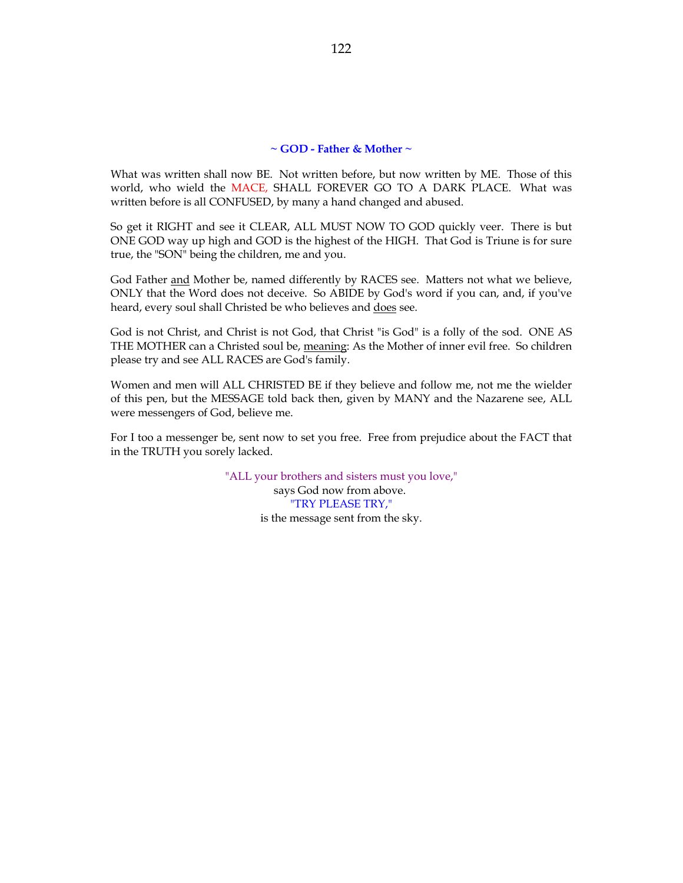## ~ GOD - Father & Mother ~

What was written shall now BE. Not written before, but now written by ME. Those of this world, who wield the MACE, SHALL FOREVER GO TO A DARK PLACE. What was written before is all CONFUSED, by many a hand changed and abused.

So get it RIGHT and see it CLEAR, ALL MUST NOW TO GOD quickly veer. There is but ONE GOD way up high and GOD is the highest of the HIGH. That God is Triune is for sure true, the "SON" being the children, me and you.

God Father and Mother be, named differently by RACES see. Matters not what we believe, ONLY that the Word does not deceive. So ABIDE by God's word if you can, and, if you've heard, every soul shall Christed be who believes and does see.

God is not Christ, and Christ is not God, that Christ "is God" is a folly of the sod. ONE AS THE MOTHER can a Christed soul be, meaning: As the Mother of inner evil free. So children please try and see ALL RACES are God's family.

Women and men will ALL CHRISTED BE if they believe and follow me, not me the wielder of this pen, but the MESSAGE told back then, given by MANY and the Nazarene see, ALL were messengers of God, believe me.

For I too a messenger be, sent now to set you free. Free from prejudice about the FACT that in the TRUTH you sorely lacked.

"ALL your brothers and sisters must you love,"
says God now from above.
"TRY PLEASE TRY,"
is the message sent from the sky.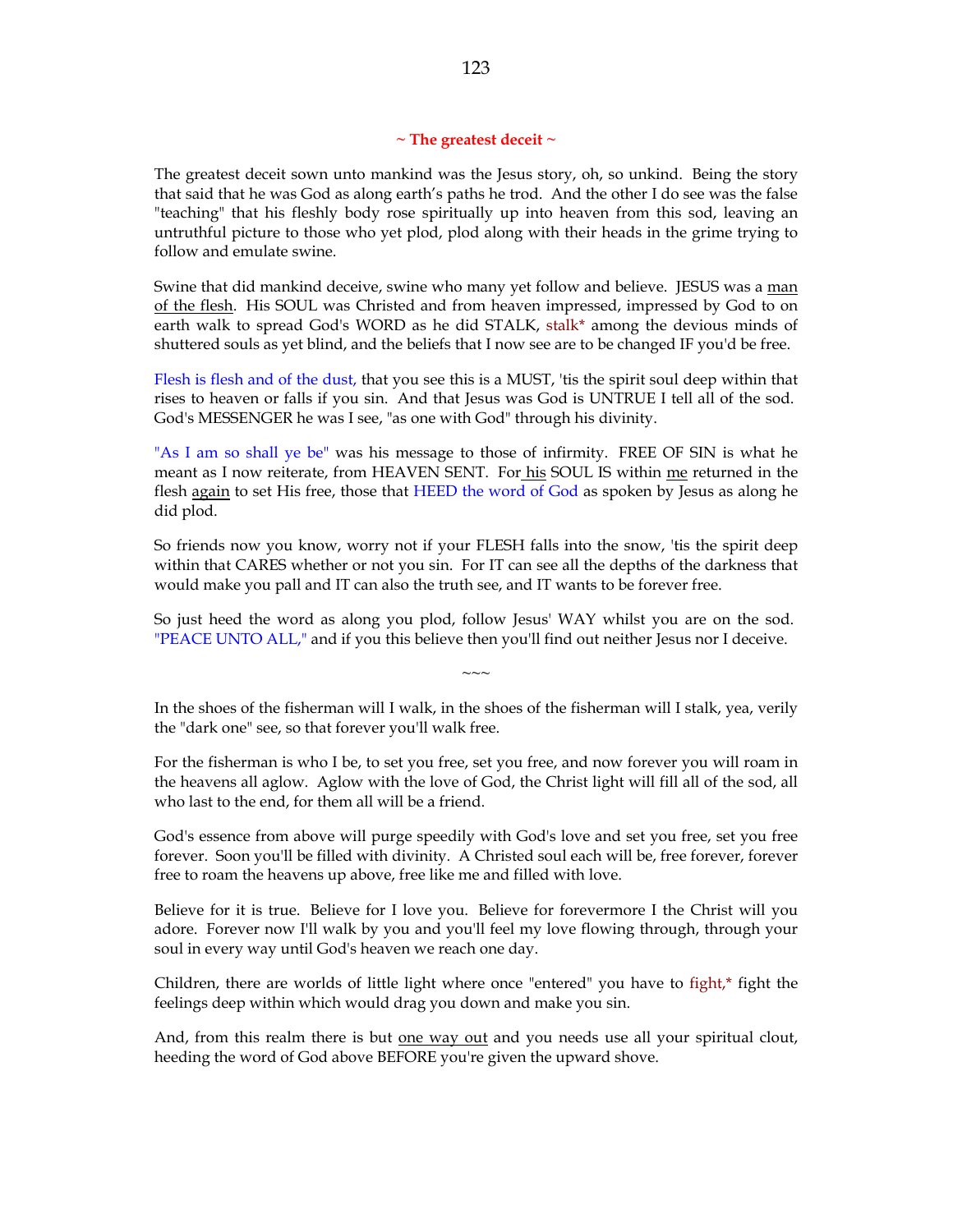## ~ The greatest deceit ~

The greatest deceit sown unto mankind was the Jesus story, oh, so unkind. Being the story that said that he was God as along earth's paths he trod. And the other I do see was the false "teaching" that his fleshly body rose spiritually up into heaven from this sod, leaving an untruthful picture to those who yet plod, plod along with their heads in the grime trying to follow and emulate swine.

Swine that did mankind deceive, swine who many yet follow and believe. JESUS was a <u>man of the flesh</u>. His SOUL was Christed and from heaven impressed, impressed by God to on earth walk to spread God's WORD as he did STALK, stalk* among the devious minds of shuttered souls as yet blind, and the beliefs that I now see are to be changed IF you'd be free.

Flesh is flesh and of the dust, that you see this is a MUST, 'tis the spirit soul deep within that rises to heaven or falls if you sin. And that Jesus was God is UNTRUE I tell all of the sod. God's MESSENGER he was I see, "as one with God" through his divinity.

"As I am so shall ye be" was his message to those of infirmity. FREE OF SIN is what he meant as I now reiterate, from HEAVEN SENT. For <u>his</u> SOUL IS within <u>me</u> returned in the flesh <u>again</u> to set His free, those that HEED the word of God as spoken by Jesus as along he did plod.

So friends now you know, worry not if your FLESH falls into the snow, 'tis the spirit deep within that CARES whether or not you sin. For IT can see all the depths of the darkness that would make you pall and IT can also the truth see, and IT wants to be forever free.

So just heed the word as along you plod, follow Jesus' WAY whilst you are on the sod. "PEACE UNTO ALL," and if you this believe then you'll find out neither Jesus nor I deceive.

~~~

In the shoes of the fisherman will I walk, in the shoes of the fisherman will I stalk, yea, verily the "dark one" see, so that forever you'll walk free.

For the fisherman is who I be, to set you free, set you free, and now forever you will roam in the heavens all aglow. Aglow with the love of God, the Christ light will fill all of the sod, all who last to the end, for them all will be a friend.

God's essence from above will purge speedily with God's love and set you free, set you free forever. Soon you'll be filled with divinity. A Christed soul each will be, free forever, forever free to roam the heavens up above, free like me and filled with love.

Believe for it is true. Believe for I love you. Believe for forevermore I the Christ will you adore. Forever now I'll walk by you and you'll feel my love flowing through, through your soul in every way until God's heaven we reach one day.

Children, there are worlds of little light where once "entered" you have to fight,* fight the feelings deep within which would drag you down and make you sin.

And, from this realm there is but <u>one way out</u> and you needs use all your spiritual clout, heeding the word of God above BEFORE you're given the upward shove.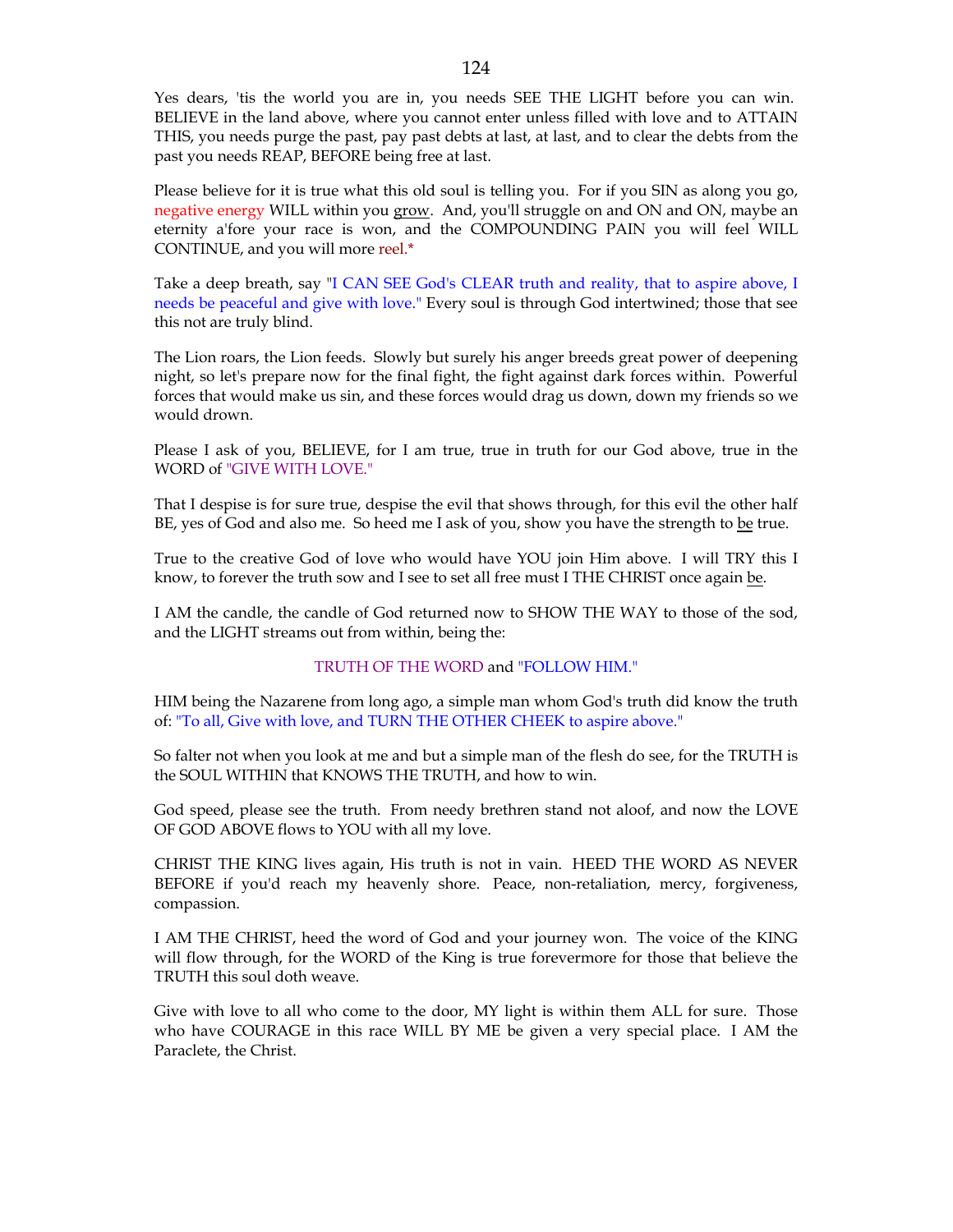Yes dears, 'tis the world you are in, you needs SEE THE LIGHT before you can win. BELIEVE in the land above, where you cannot enter unless filled with love and to ATTAIN THIS, you needs purge the past, pay past debts at last, at last, and to clear the debts from the past you needs REAP, BEFORE being free at last.

Please believe for it is true what this old soul is telling you. For if you SIN as along you go, negative energy WILL within you grow. And, you'll struggle on and ON and ON, maybe an eternity a'fore your race is won, and the COMPOUNDING PAIN you will feel WILL CONTINUE, and you will more reel.*

Take a deep breath, say "I CAN SEE God's CLEAR truth and reality, that to aspire above, I needs be peaceful and give with love." Every soul is through God intertwined; those that see this not are truly blind.

The Lion roars, the Lion feeds. Slowly but surely his anger breeds great power of deepening night, so let's prepare now for the final fight, the fight against dark forces within. Powerful forces that would make us sin, and these forces would drag us down, down my friends so we would drown.

Please I ask of you, BELIEVE, for I am true, true in truth for our God above, true in the WORD of "GIVE WITH LOVE."

That I despise is for sure true, despise the evil that shows through, for this evil the other half BE, yes of God and also me. So heed me I ask of you, show you have the strength to be true.

True to the creative God of love who would have YOU join Him above. I will TRY this I know, to forever the truth sow and I see to set all free must I THE CHRIST once again be.

I AM the candle, the candle of God returned now to SHOW THE WAY to those of the sod, and the LIGHT streams out from within, being the:

TRUTH OF THE WORD and "FOLLOW HIM."

HIM being the Nazarene from long ago, a simple man whom God's truth did know the truth of: "To all, Give with love, and TURN THE OTHER CHEEK to aspire above."

So falter not when you look at me and but a simple man of the flesh do see, for the TRUTH is the SOUL WITHIN that KNOWS THE TRUTH, and how to win.

God speed, please see the truth. From needy brethren stand not aloof, and now the LOVE OF GOD ABOVE flows to YOU with all my love.

CHRIST THE KING lives again, His truth is not in vain. HEED THE WORD AS NEVER BEFORE if you'd reach my heavenly shore. Peace, non-retaliation, mercy, forgiveness, compassion.

I AM THE CHRIST, heed the word of God and your journey won. The voice of the KING will flow through, for the WORD of the King is true forevermore for those that believe the TRUTH this soul doth weave.

Give with love to all who come to the door, MY light is within them ALL for sure. Those who have COURAGE in this race WILL BY ME be given a very special place. I AM the Paraclete, the Christ.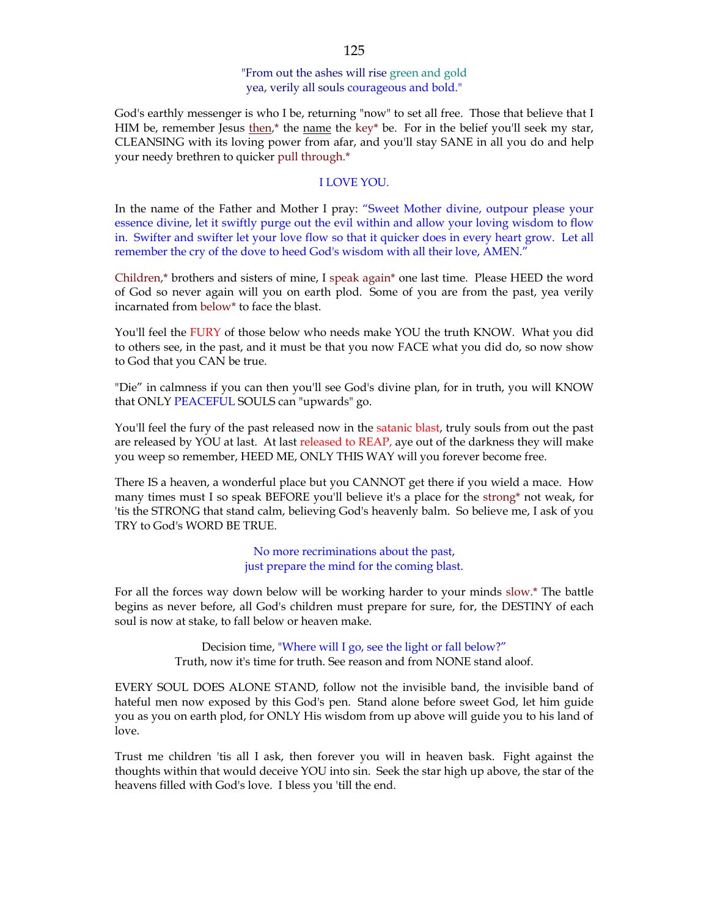"From out the ashes will rise green and gold
yea, verily all souls courageous and bold."

God's earthly messenger is who I be, returning "now" to set all free. Those that believe that I HIM be, remember Jesus <u>then</u>,* the <u>name</u> the key* be. For in the belief you'll seek my star, CLEANSING with its loving power from afar, and you'll stay SANE in all you do and help your needy brethren to quicker pull through.*

I LOVE YOU.

In the name of the Father and Mother I pray: "Sweet Mother divine, outpour please your essence divine, let it swiftly purge out the evil within and allow your loving wisdom to flow in. Swifter and swifter let your love flow so that it quicker does in every heart grow. Let all remember the cry of the dove to heed God's wisdom with all their love, AMEN."

Children,* brothers and sisters of mine, I speak again* one last time. Please HEED the word of God so never again will you on earth plod. Some of you are from the past, yea verily incarnated from below* to face the blast.

You'll feel the FURY of those below who needs make YOU the truth KNOW. What you did to others see, in the past, and it must be that you now FACE what you did do, so now show to God that you CAN be true.

"Die" in calmness if you can then you'll see God's divine plan, for in truth, you will KNOW that ONLY PEACEFUL SOULS can "upwards" go.

You'll feel the fury of the past released now in the satanic blast, truly souls from out the past are released by YOU at last. At last released to REAP, aye out of the darkness they will make you weep so remember, HEED ME, ONLY THIS WAY will you forever become free.

There IS a heaven, a wonderful place but you CANNOT get there if you wield a mace. How many times must I so speak BEFORE you'll believe it's a place for the strong* not weak, for 'tis the STRONG that stand calm, believing God's heavenly balm. So believe me, I ask of you TRY to God's WORD BE TRUE.

No more recriminations about the past,
just prepare the mind for the coming blast.

For all the forces way down below will be working harder to your minds slow.* The battle begins as never before, all God's children must prepare for sure, for, the DESTINY of each soul is now at stake, to fall below or heaven make.

Decision time, "Where will I go, see the light or fall below?"
Truth, now it's time for truth. See reason and from NONE stand aloof.

EVERY SOUL DOES ALONE STAND, follow not the invisible band, the invisible band of hateful men now exposed by this God's pen. Stand alone before sweet God, let him guide you as you on earth plod, for ONLY His wisdom from up above will guide you to his land of love.

Trust me children 'tis all I ask, then forever you will in heaven bask. Fight against the thoughts within that would deceive YOU into sin. Seek the star high up above, the star of the heavens filled with God's love. I bless you 'till the end.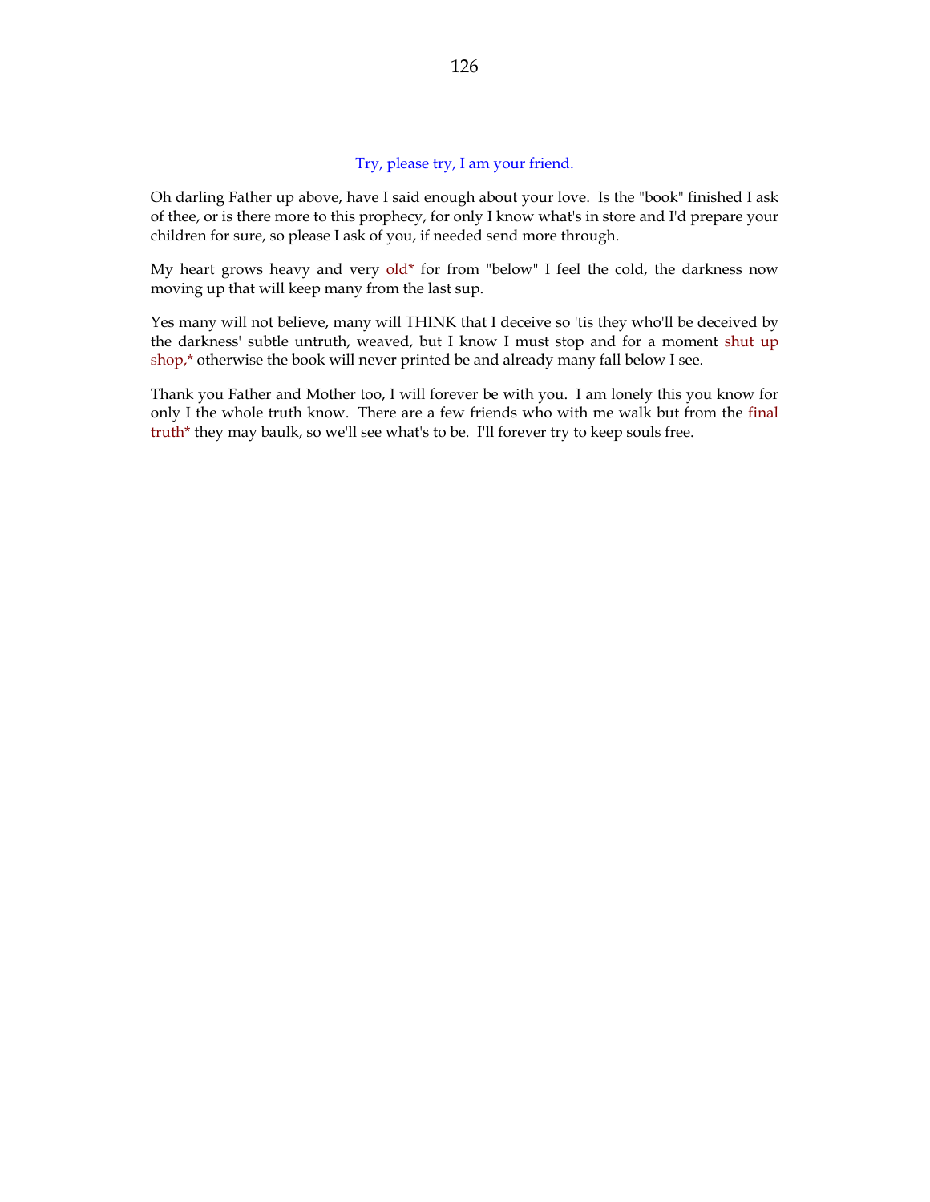Try, please try, I am your friend.

Oh darling Father up above, have I said enough about your love. Is the "book" finished I ask of thee, or is there more to this prophecy, for only I know what's in store and I'd prepare your children for sure, so please I ask of you, if needed send more through.

My heart grows heavy and very old* for from "below" I feel the cold, the darkness now moving up that will keep many from the last sup.

Yes many will not believe, many will THINK that I deceive so 'tis they who'll be deceived by the darkness' subtle untruth, weaved, but I know I must stop and for a moment shut up shop,* otherwise the book will never printed be and already many fall below I see.

Thank you Father and Mother too, I will forever be with you. I am lonely this you know for only I the whole truth know. There are a few friends who with me walk but from the final truth* they may baulk, so we'll see what's to be. I'll forever try to keep souls free.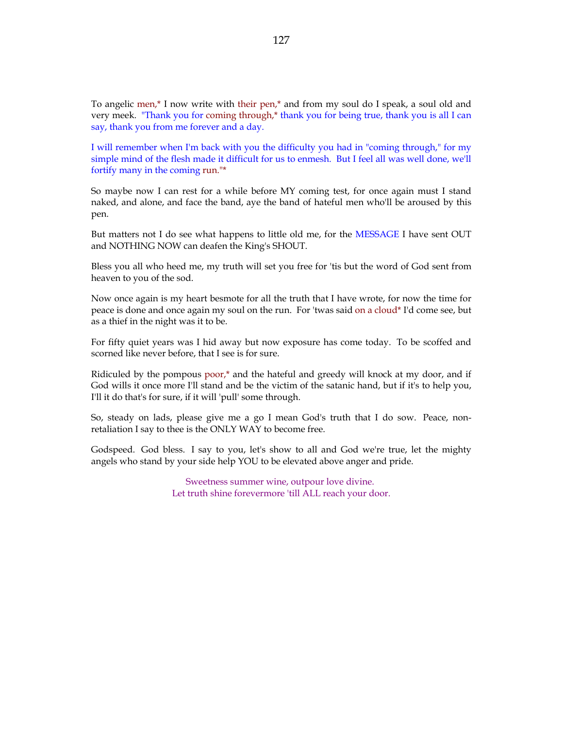To angelic men,* I now write with their pen,* and from my soul do I speak, a soul old and very meek. "Thank you for coming through,* thank you for being true, thank you is all I can say, thank you from me forever and a day.

I will remember when I'm back with you the difficulty you had in "coming through," for my simple mind of the flesh made it difficult for us to enmesh. But I feel all was well done, we'll fortify many in the coming run."*

So maybe now I can rest for a while before MY coming test, for once again must I stand naked, and alone, and face the band, aye the band of hateful men who'll be aroused by this pen.

But matters not I do see what happens to little old me, for the MESSAGE I have sent OUT and NOTHING NOW can deafen the King's SHOUT.

Bless you all who heed me, my truth will set you free for 'tis but the word of God sent from heaven to you of the sod.

Now once again is my heart besmote for all the truth that I have wrote, for now the time for peace is done and once again my soul on the run. For 'twas said on a cloud* I'd come see, but as a thief in the night was it to be.

For fifty quiet years was I hid away but now exposure has come today. To be scoffed and scorned like never before, that I see is for sure.

Ridiculed by the pompous poor,* and the hateful and greedy will knock at my door, and if God wills it once more I'll stand and be the victim of the satanic hand, but if it's to help you, I'll it do that's for sure, if it will 'pull' some through.

So, steady on lads, please give me a go I mean God's truth that I do sow. Peace, non-retaliation I say to thee is the ONLY WAY to become free.

Godspeed. God bless. I say to you, let's show to all and God we're true, let the mighty angels who stand by your side help YOU to be elevated above anger and pride.

Sweetness summer wine, outpour love divine.
Let truth shine forevermore 'till ALL reach your door.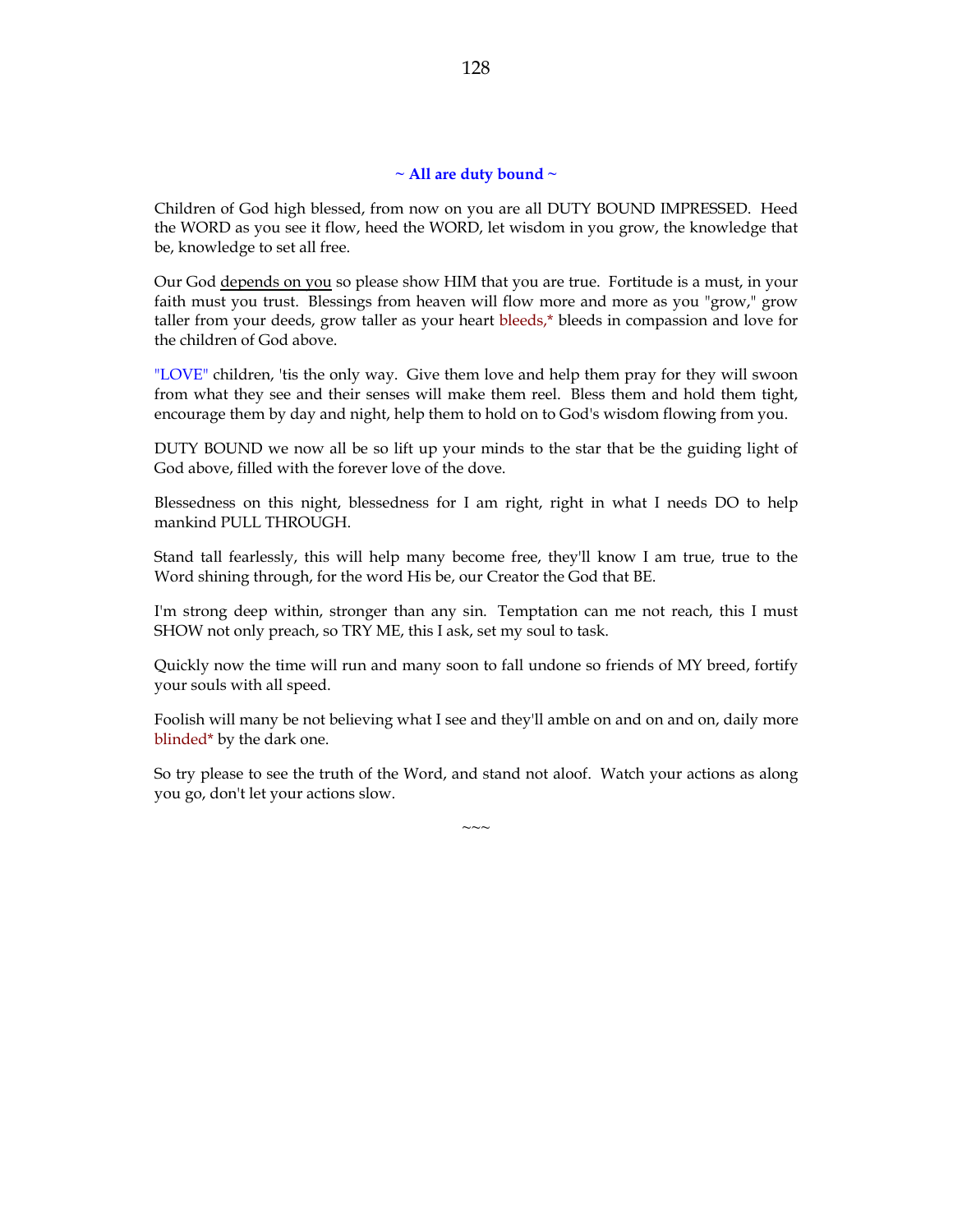## ~ All are duty bound ~

Children of God high blessed, from now on you are all DUTY BOUND IMPRESSED. Heed the WORD as you see it flow, heed the WORD, let wisdom in you grow, the knowledge that be, knowledge to set all free.

Our God <u>depends on you</u> so please show HIM that you are true. Fortitude is a must, in your faith must you trust. Blessings from heaven will flow more and more as you "grow," grow taller from your deeds, grow taller as your heart bleeds,* bleeds in compassion and love for the children of God above.

"LOVE" children, 'tis the only way. Give them love and help them pray for they will swoon from what they see and their senses will make them reel. Bless them and hold them tight, encourage them by day and night, help them to hold on to God's wisdom flowing from you.

DUTY BOUND we now all be so lift up your minds to the star that be the guiding light of God above, filled with the forever love of the dove.

Blessedness on this night, blessedness for I am right, right in what I needs DO to help mankind PULL THROUGH.

Stand tall fearlessly, this will help many become free, they'll know I am true, true to the Word shining through, for the word His be, our Creator the God that BE.

I'm strong deep within, stronger than any sin. Temptation can me not reach, this I must SHOW not only preach, so TRY ME, this I ask, set my soul to task.

Quickly now the time will run and many soon to fall undone so friends of MY breed, fortify your souls with all speed.

Foolish will many be not believing what I see and they'll amble on and on and on, daily more blinded* by the dark one.

So try please to see the truth of the Word, and stand not aloof. Watch your actions as along you go, don't let your actions slow.

~~~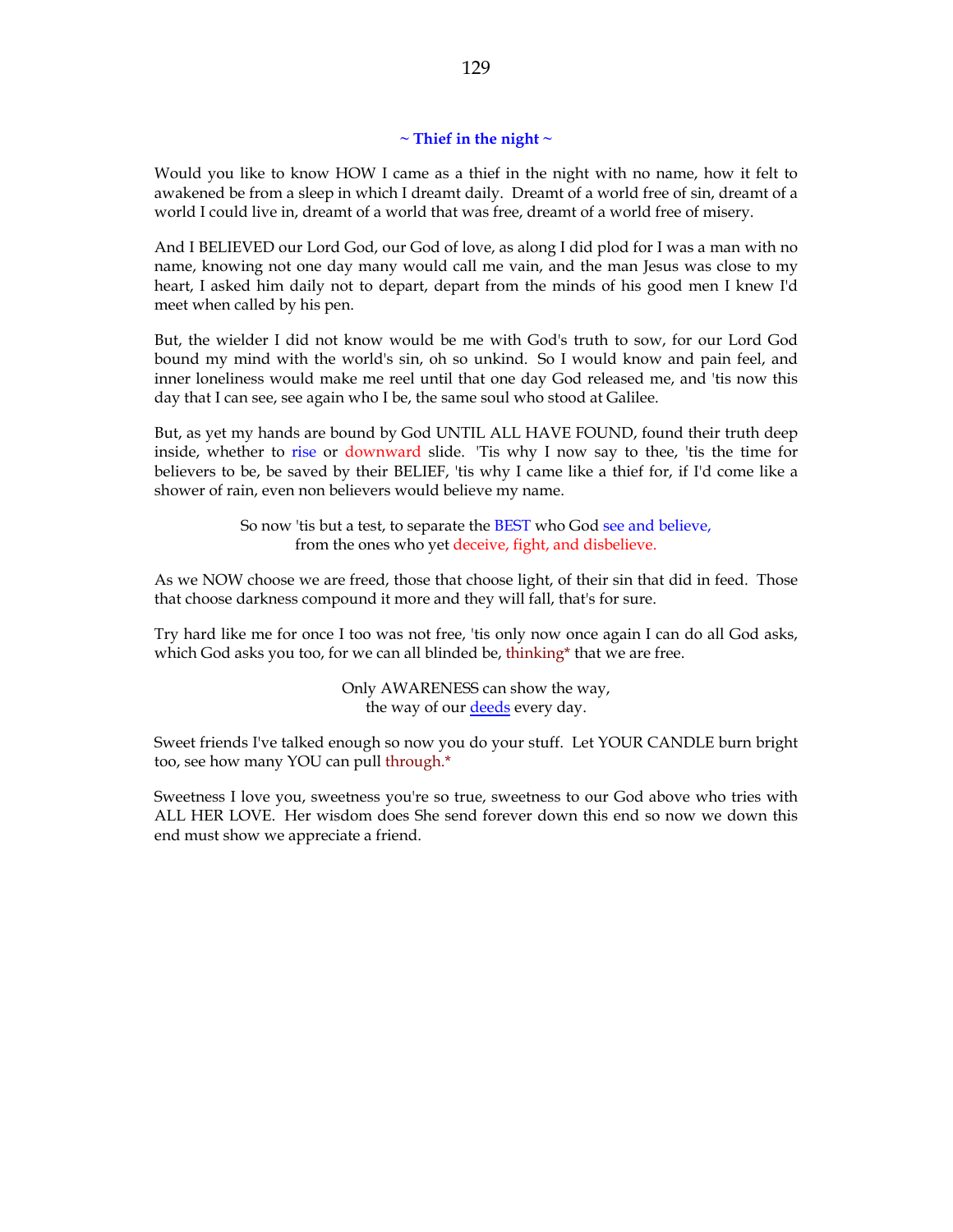## ~ Thief in the night ~

Would you like to know HOW I came as a thief in the night with no name, how it felt to awakened be from a sleep in which I dreamt daily. Dreamt of a world free of sin, dreamt of a world I could live in, dreamt of a world that was free, dreamt of a world free of misery.

And I BELIEVED our Lord God, our God of love, as along I did plod for I was a man with no name, knowing not one day many would call me vain, and the man Jesus was close to my heart, I asked him daily not to depart, depart from the minds of his good men I knew I'd meet when called by his pen.

But, the wielder I did not know would be me with God's truth to sow, for our Lord God bound my mind with the world's sin, oh so unkind. So I would know and pain feel, and inner loneliness would make me reel until that one day God released me, and 'tis now this day that I can see, see again who I be, the same soul who stood at Galilee.

But, as yet my hands are bound by God UNTIL ALL HAVE FOUND, found their truth deep inside, whether to rise or downward slide. 'Tis why I now say to thee, 'tis the time for believers to be, be saved by their BELIEF, 'tis why I came like a thief for, if I'd come like a shower of rain, even non believers would believe my name.

So now 'tis but a test, to separate the BEST who God see and believe,
from the ones who yet deceive, fight, and disbelieve.

As we NOW choose we are freed, those that choose light, of their sin that did in feed. Those that choose darkness compound it more and they will fall, that's for sure.

Try hard like me for once I too was not free, 'tis only now once again I can do all God asks, which God asks you too, for we can all blinded be, thinking* that we are free.

Only AWARENESS can show the way,
the way of our deeds every day.

Sweet friends I've talked enough so now you do your stuff. Let YOUR CANDLE burn bright too, see how many YOU can pull through.*

Sweetness I love you, sweetness you're so true, sweetness to our God above who tries with ALL HER LOVE. Her wisdom does She send forever down this end so now we down this end must show we appreciate a friend.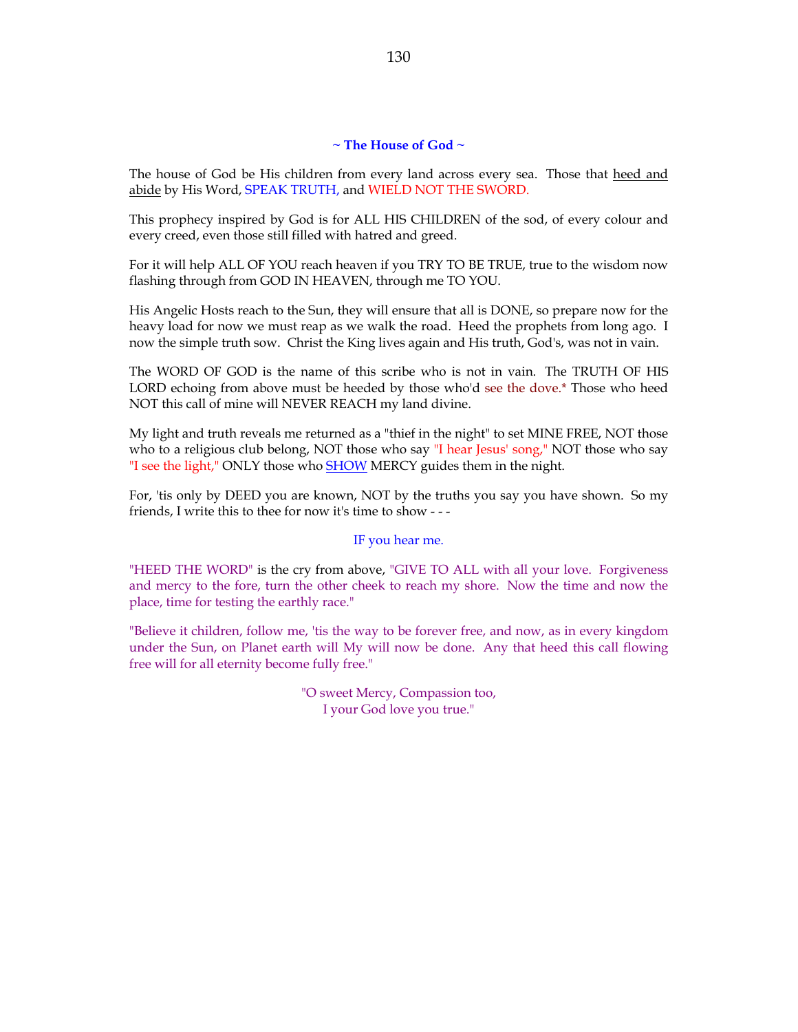### ~ The House of God ~

The house of God be His children from every land across every sea. Those that heed and abide by His Word, SPEAK TRUTH, and WIELD NOT THE SWORD.

This prophecy inspired by God is for ALL HIS CHILDREN of the sod, of every colour and every creed, even those still filled with hatred and greed.

For it will help ALL OF YOU reach heaven if you TRY TO BE TRUE, true to the wisdom now flashing through from GOD IN HEAVEN, through me TO YOU.

His Angelic Hosts reach to the Sun, they will ensure that all is DONE, so prepare now for the heavy load for now we must reap as we walk the road. Heed the prophets from long ago. I now the simple truth sow. Christ the King lives again and His truth, God's, was not in vain.

The WORD OF GOD is the name of this scribe who is not in vain. The TRUTH OF HIS LORD echoing from above must be heeded by those who'd see the dove.* Those who heed NOT this call of mine will NEVER REACH my land divine.

My light and truth reveals me returned as a "thief in the night" to set MINE FREE, NOT those who to a religious club belong, NOT those who say "I hear Jesus' song," NOT those who say "I see the light," ONLY those who SHOW MERCY guides them in the night.

For, 'tis only by DEED you are known, NOT by the truths you say you have shown. So my friends, I write this to thee for now it's time to show - - -

IF you hear me.

"HEED THE WORD" is the cry from above, "GIVE TO ALL with all your love. Forgiveness and mercy to the fore, turn the other cheek to reach my shore. Now the time and now the place, time for testing the earthly race."

"Believe it children, follow me, 'tis the way to be forever free, and now, as in every kingdom under the Sun, on Planet earth will My will now be done. Any that heed this call flowing free will for all eternity become fully free."

"O sweet Mercy, Compassion too,
I your God love you true."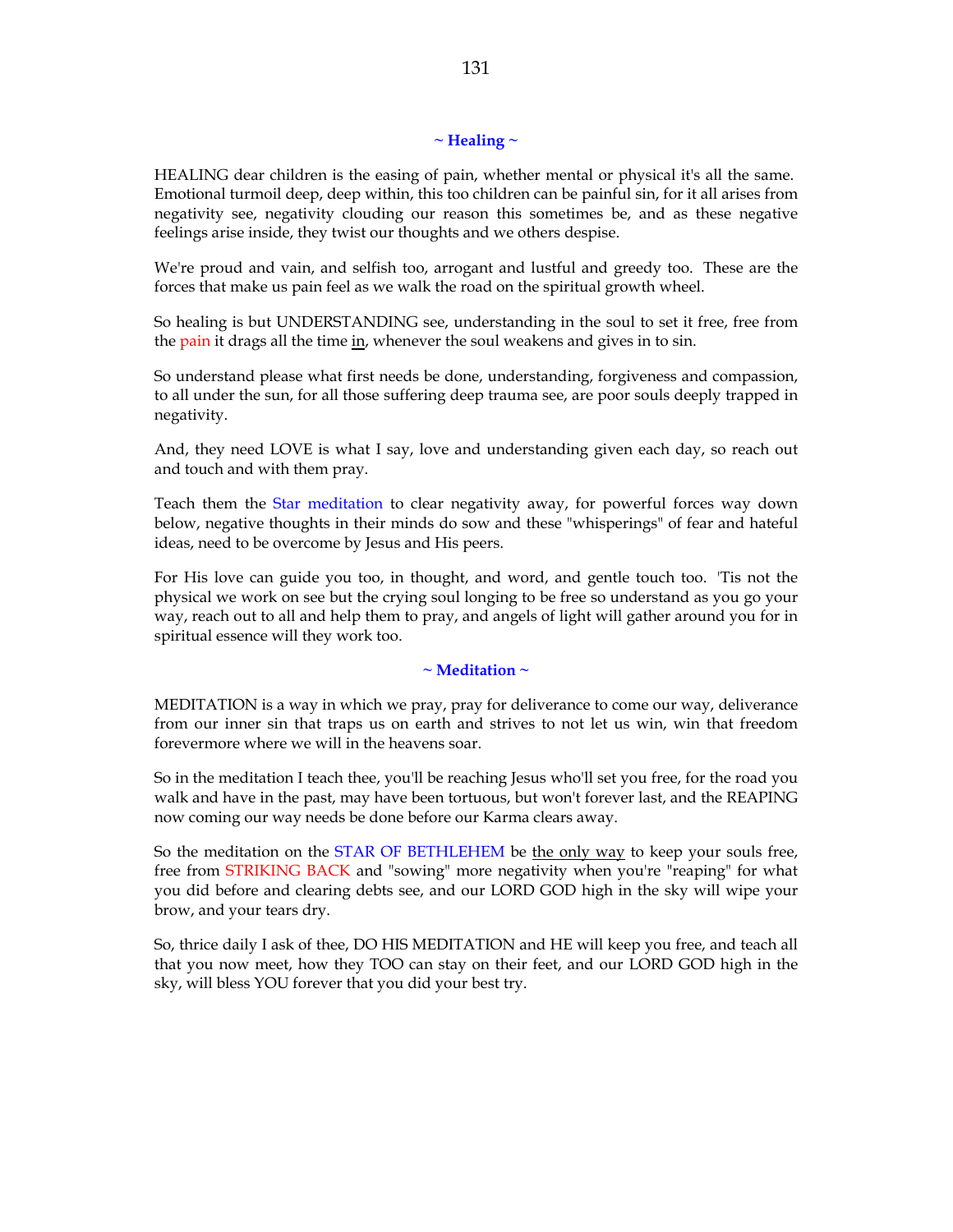## ~ Healing ~

HEALING dear children is the easing of pain, whether mental or physical it's all the same. Emotional turmoil deep, deep within, this too children can be painful sin, for it all arises from negativity see, negativity clouding our reason this sometimes be, and as these negative feelings arise inside, they twist our thoughts and we others despise.

We're proud and vain, and selfish too, arrogant and lustful and greedy too. These are the forces that make us pain feel as we walk the road on the spiritual growth wheel.

So healing is but UNDERSTANDING see, understanding in the soul to set it free, free from the pain it drags all the time <u>in</u>, whenever the soul weakens and gives in to sin.

So understand please what first needs be done, understanding, forgiveness and compassion, to all under the sun, for all those suffering deep trauma see, are poor souls deeply trapped in negativity.

And, they need LOVE is what I say, love and understanding given each day, so reach out and touch and with them pray.

Teach them the Star meditation to clear negativity away, for powerful forces way down below, negative thoughts in their minds do sow and these "whisperings" of fear and hateful ideas, need to be overcome by Jesus and His peers.

For His love can guide you too, in thought, and word, and gentle touch too. 'Tis not the physical we work on see but the crying soul longing to be free so understand as you go your way, reach out to all and help them to pray, and angels of light will gather around you for in spiritual essence will they work too.

## ~ Meditation ~

MEDITATION is a way in which we pray, pray for deliverance to come our way, deliverance from our inner sin that traps us on earth and strives to not let us win, win that freedom forevermore where we will in the heavens soar.

So in the meditation I teach thee, you'll be reaching Jesus who'll set you free, for the road you walk and have in the past, may have been tortuous, but won't forever last, and the REAPING now coming our way needs be done before our Karma clears away.

So the meditation on the STAR OF BETHLEHEM be <u>the only way</u> to keep your souls free, free from STRIKING BACK and "sowing" more negativity when you're "reaping" for what you did before and clearing debts see, and our LORD GOD high in the sky will wipe your brow, and your tears dry.

So, thrice daily I ask of thee, DO HIS MEDITATION and HE will keep you free, and teach all that you now meet, how they TOO can stay on their feet, and our LORD GOD high in the sky, will bless YOU forever that you did your best try.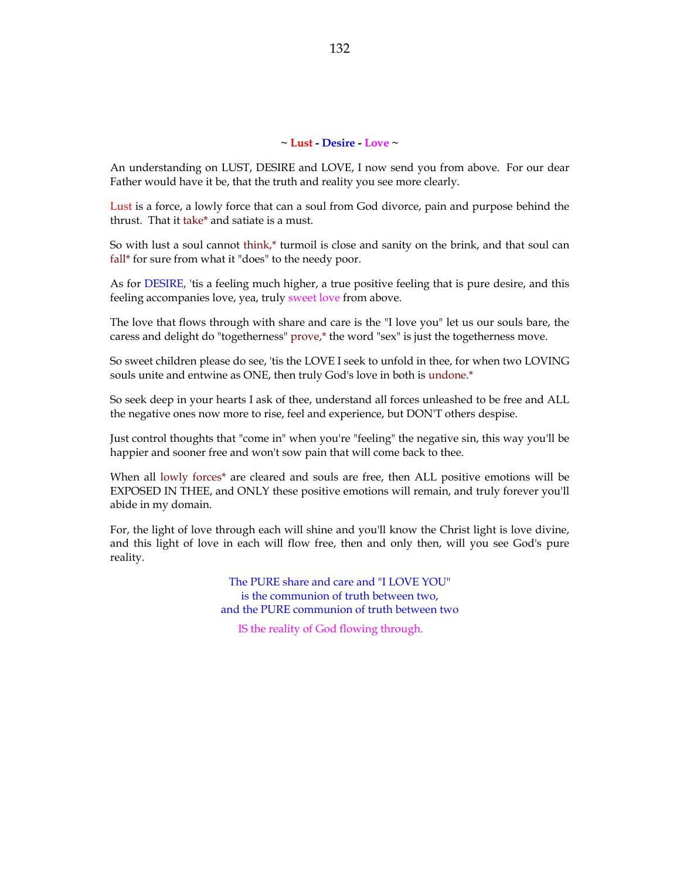## ~ Lust - Desire - Love ~

An understanding on LUST, DESIRE and LOVE, I now send you from above. For our dear Father would have it be, that the truth and reality you see more clearly.

Lust is a force, a lowly force that can a soul from God divorce, pain and purpose behind the thrust. That it take* and satiate is a must.

So with lust a soul cannot think,* turmoil is close and sanity on the brink, and that soul can fall* for sure from what it "does" to the needy poor.

As for DESIRE, 'tis a feeling much higher, a true positive feeling that is pure desire, and this feeling accompanies love, yea, truly sweet love from above.

The love that flows through with share and care is the "I love you" let us our souls bare, the caress and delight do "togetherness" prove,* the word "sex" is just the togetherness move.

So sweet children please do see, 'tis the LOVE I seek to unfold in thee, for when two LOVING souls unite and entwine as ONE, then truly God's love in both is undone.*

So seek deep in your hearts I ask of thee, understand all forces unleashed to be free and ALL the negative ones now more to rise, feel and experience, but DON'T others despise.

Just control thoughts that "come in" when you're "feeling" the negative sin, this way you'll be happier and sooner free and won't sow pain that will come back to thee.

When all lowly forces* are cleared and souls are free, then ALL positive emotions will be EXPOSED IN THEE, and ONLY these positive emotions will remain, and truly forever you'll abide in my domain.

For, the light of love through each will shine and you'll know the Christ light is love divine, and this light of love in each will flow free, then and only then, will you see God's pure reality.

The PURE share and care and "I LOVE YOU"
is the communion of truth between two,
and the PURE communion of truth between two

IS the reality of God flowing through.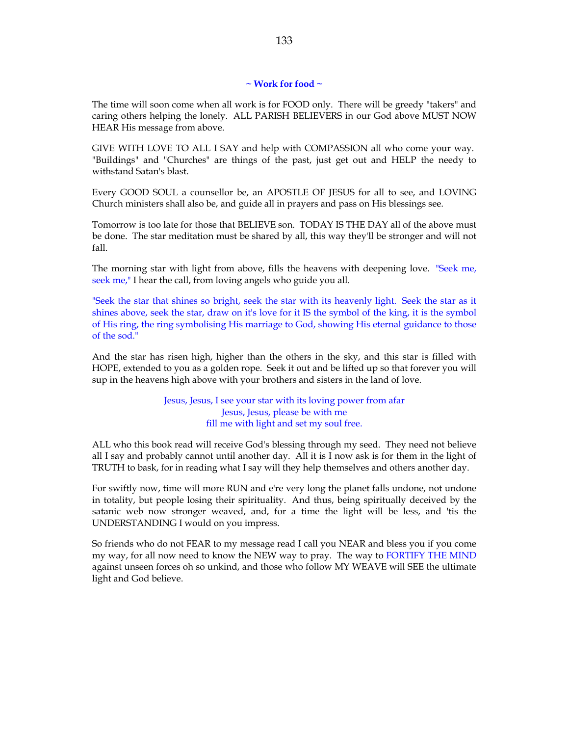## ~ Work for food ~

The time will soon come when all work is for FOOD only. There will be greedy "takers" and caring others helping the lonely. ALL PARISH BELIEVERS in our God above MUST NOW HEAR His message from above.

GIVE WITH LOVE TO ALL I SAY and help with COMPASSION all who come your way. "Buildings" and "Churches" are things of the past, just get out and HELP the needy to withstand Satan's blast.

Every GOOD SOUL a counsellor be, an APOSTLE OF JESUS for all to see, and LOVING Church ministers shall also be, and guide all in prayers and pass on His blessings see.

Tomorrow is too late for those that BELIEVE son. TODAY IS THE DAY all of the above must be done. The star meditation must be shared by all, this way they'll be stronger and will not fall.

The morning star with light from above, fills the heavens with deepening love. "Seek me, seek me," I hear the call, from loving angels who guide you all.

"Seek the star that shines so bright, seek the star with its heavenly light. Seek the star as it shines above, seek the star, draw on it's love for it IS the symbol of the king, it is the symbol of His ring, the ring symbolising His marriage to God, showing His eternal guidance to those of the sod."

And the star has risen high, higher than the others in the sky, and this star is filled with HOPE, extended to you as a golden rope. Seek it out and be lifted up so that forever you will sup in the heavens high above with your brothers and sisters in the land of love.

Jesus, Jesus, I see your star with its loving power from afar
Jesus, Jesus, please be with me
fill me with light and set my soul free.

ALL who this book read will receive God's blessing through my seed. They need not believe all I say and probably cannot until another day. All it is I now ask is for them in the light of TRUTH to bask, for in reading what I say will they help themselves and others another day.

For swiftly now, time will more RUN and e're very long the planet falls undone, not undone in totality, but people losing their spirituality. And thus, being spiritually deceived by the satanic web now stronger weaved, and, for a time the light will be less, and 'tis the UNDERSTANDING I would on you impress.

So friends who do not FEAR to my message read I call you NEAR and bless you if you come my way, for all now need to know the NEW way to pray. The way to FORTIFY THE MIND against unseen forces oh so unkind, and those who follow MY WEAVE will SEE the ultimate light and God believe.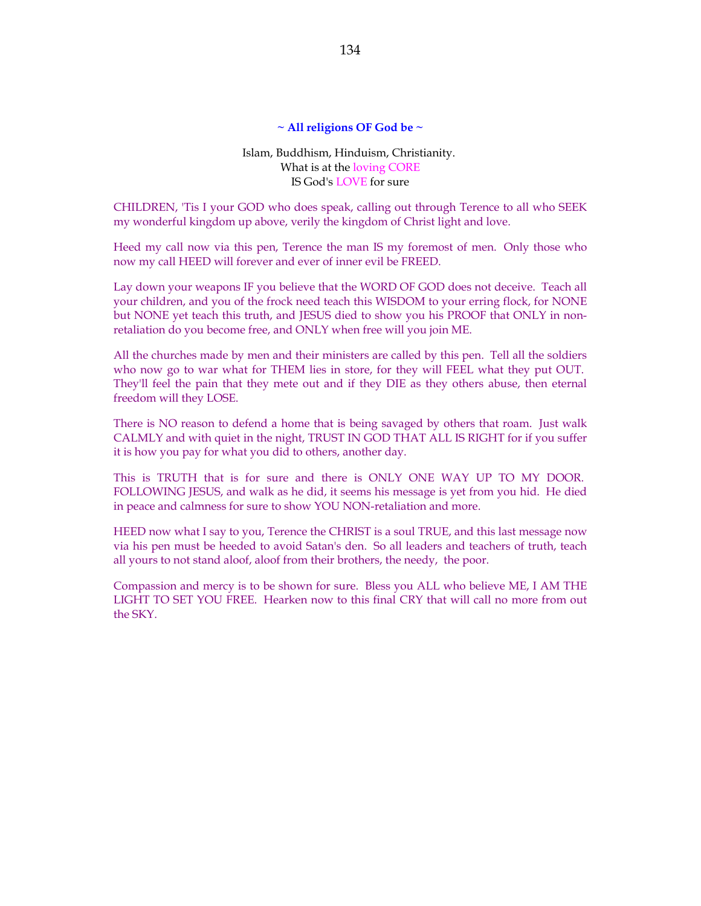**~ All religions OF God be ~**

Islam, Buddhism, Hinduism, Christianity.
What is at the loving CORE
IS God's LOVE for sure

CHILDREN, 'Tis I your GOD who does speak, calling out through Terence to all who SEEK my wonderful kingdom up above, verily the kingdom of Christ light and love.

Heed my call now via this pen, Terence the man IS my foremost of men. Only those who now my call HEED will forever and ever of inner evil be FREED.

Lay down your weapons IF you believe that the WORD OF GOD does not deceive. Teach all your children, and you of the frock need teach this WISDOM to your erring flock, for NONE but NONE yet teach this truth, and JESUS died to show you his PROOF that ONLY in non-retaliation do you become free, and ONLY when free will you join ME.

All the churches made by men and their ministers are called by this pen. Tell all the soldiers who now go to war what for THEM lies in store, for they will FEEL what they put OUT. They'll feel the pain that they mete out and if they DIE as they others abuse, then eternal freedom will they LOSE.

There is NO reason to defend a home that is being savaged by others that roam. Just walk CALMLY and with quiet in the night, TRUST IN GOD THAT ALL IS RIGHT for if you suffer it is how you pay for what you did to others, another day.

This is TRUTH that is for sure and there is ONLY ONE WAY UP TO MY DOOR. FOLLOWING JESUS, and walk as he did, it seems his message is yet from you hid. He died in peace and calmness for sure to show YOU NON-retaliation and more.

HEED now what I say to you, Terence the CHRIST is a soul TRUE, and this last message now via his pen must be heeded to avoid Satan's den. So all leaders and teachers of truth, teach all yours to not stand aloof, aloof from their brothers, the needy, the poor.

Compassion and mercy is to be shown for sure. Bless you ALL who believe ME, I AM THE LIGHT TO SET YOU FREE. Hearken now to this final CRY that will call no more from out the SKY.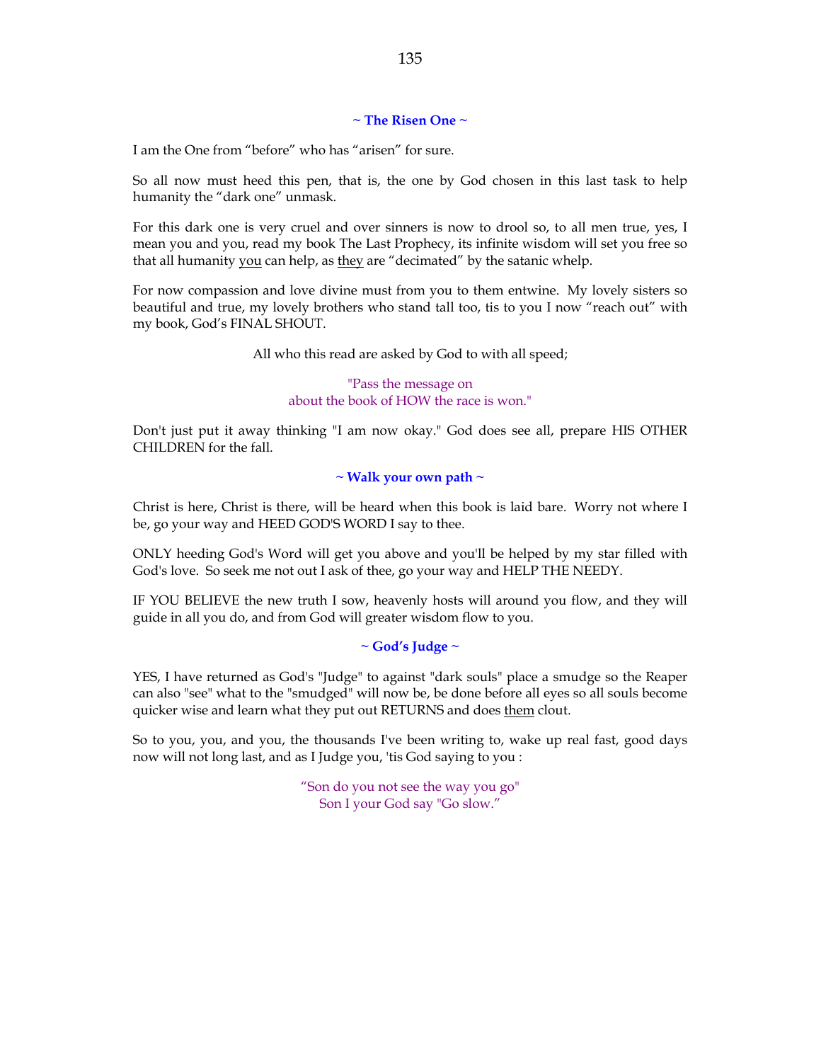## ~ The Risen One ~

I am the One from "before" who has "arisen" for sure.

So all now must heed this pen, that is, the one by God chosen in this last task to help humanity the "dark one" unmask.

For this dark one is very cruel and over sinners is now to drool so, to all men true, yes, I mean you and you, read my book The Last Prophecy, its infinite wisdom will set you free so that all humanity <u>you</u> can help, as <u>they</u> are "decimated" by the satanic whelp.

For now compassion and love divine must from you to them entwine. My lovely sisters so beautiful and true, my lovely brothers who stand tall too, tis to you I now "reach out" with my book, God's FINAL SHOUT.

All who this read are asked by God to with all speed;

"Pass the message on
about the book of HOW the race is won."

Don't just put it away thinking "I am now okay." God does see all, prepare HIS OTHER CHILDREN for the fall.

## ~ Walk your own path ~

Christ is here, Christ is there, will be heard when this book is laid bare. Worry not where I be, go your way and HEED GOD'S WORD I say to thee.

ONLY heeding God's Word will get you above and you'll be helped by my star filled with God's love. So seek me not out I ask of thee, go your way and HELP THE NEEDY.

IF YOU BELIEVE the new truth I sow, heavenly hosts will around you flow, and they will guide in all you do, and from God will greater wisdom flow to you.

## ~ God's Judge ~

YES, I have returned as God's "Judge" to against "dark souls" place a smudge so the Reaper can also "see" what to the "smudged" will now be, be done before all eyes so all souls become quicker wise and learn what they put out RETURNS and does <u>them</u> clout.

So to you, you, and you, the thousands I've been writing to, wake up real fast, good days now will not long last, and as I Judge you, 'tis God saying to you :

"Son do you not see the way you go"
Son I your God say "Go slow."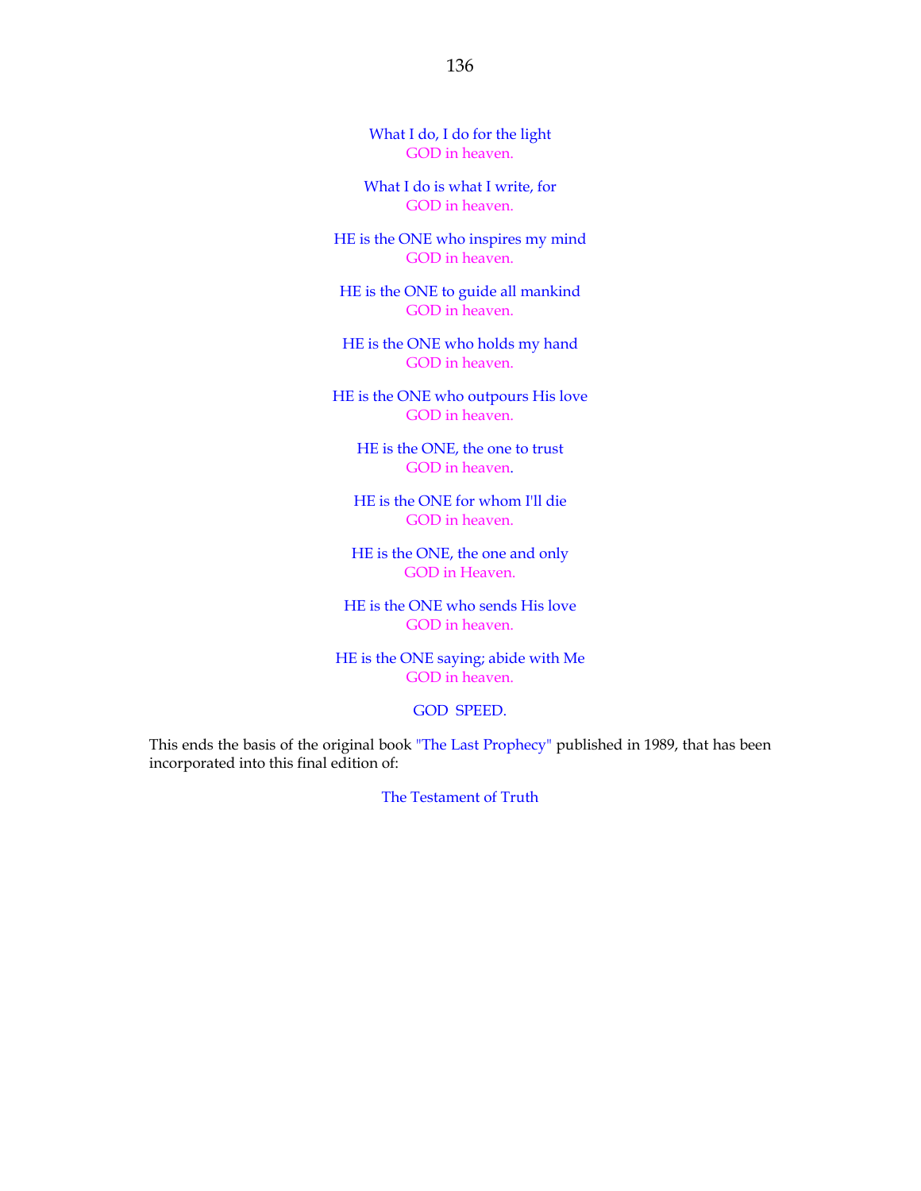What I do, I do for the light
GOD in heaven.

What I do is what I write, for
GOD in heaven.

HE is the ONE who inspires my mind
GOD in heaven.

HE is the ONE to guide all mankind
GOD in heaven.

HE is the ONE who holds my hand
GOD in heaven.

HE is the ONE who outpours His love
GOD in heaven.

HE is the ONE, the one to trust
GOD in heaven.

HE is the ONE for whom I'll die
GOD in heaven.

HE is the ONE, the one and only
GOD in Heaven.

HE is the ONE who sends His love
GOD in heaven.

HE is the ONE saying; abide with Me
GOD in heaven.

GOD SPEED.

This ends the basis of the original book "The Last Prophecy" published in 1989, that has been incorporated into this final edition of:

The Testament of Truth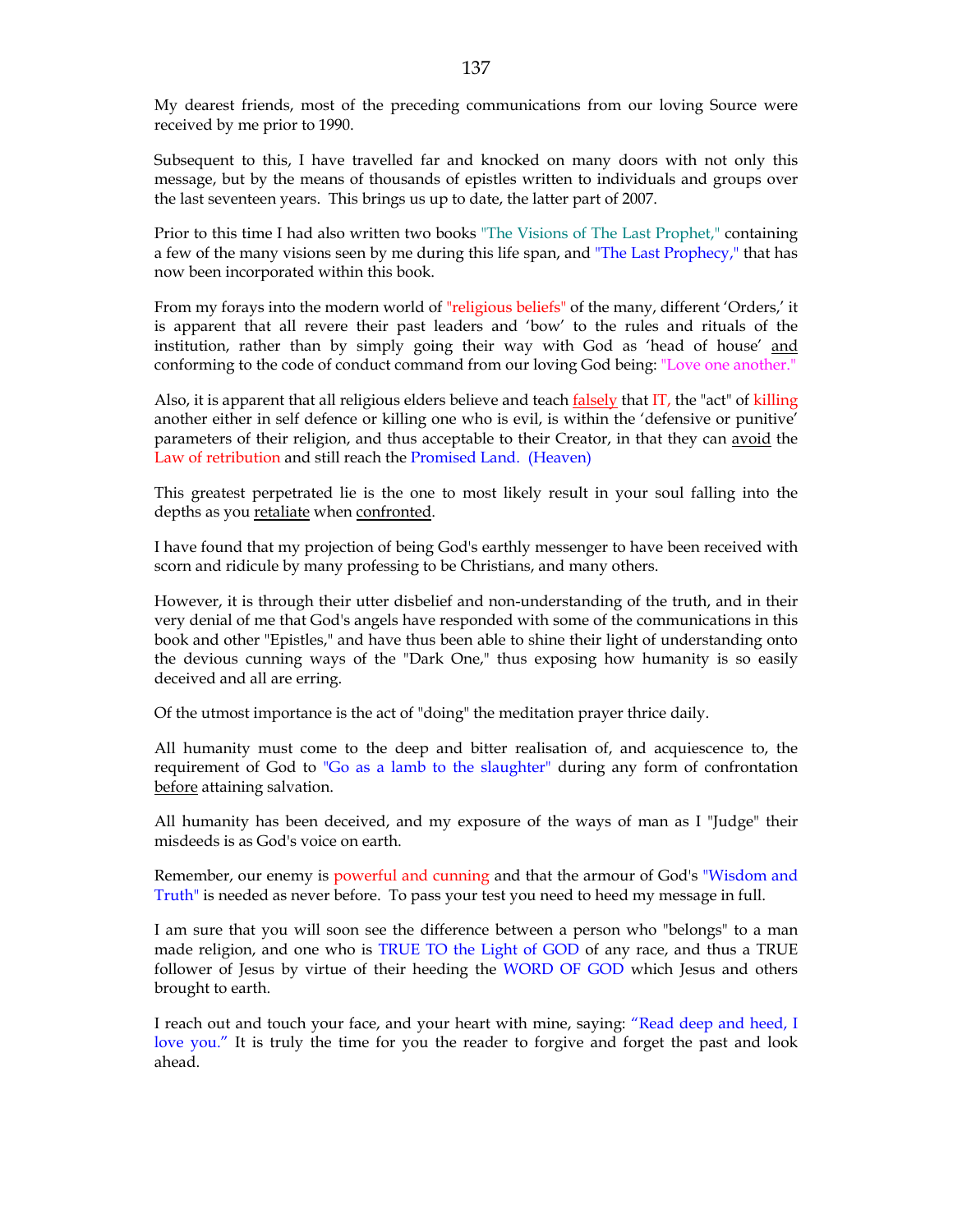My dearest friends, most of the preceding communications from our loving Source were received by me prior to 1990.

Subsequent to this, I have travelled far and knocked on many doors with not only this message, but by the means of thousands of epistles written to individuals and groups over the last seventeen years. This brings us up to date, the latter part of 2007.

Prior to this time I had also written two books "The Visions of The Last Prophet," containing a few of the many visions seen by me during this life span, and "The Last Prophecy," that has now been incorporated within this book.

From my forays into the modern world of "religious beliefs" of the many, different 'Orders,' it is apparent that all revere their past leaders and 'bow' to the rules and rituals of the institution, rather than by simply going their way with God as 'head of house' and conforming to the code of conduct command from our loving God being: "Love one another."

Also, it is apparent that all religious elders believe and teach falsely that IT, the "act" of killing another either in self defence or killing one who is evil, is within the 'defensive or punitive' parameters of their religion, and thus acceptable to their Creator, in that they can avoid the Law of retribution and still reach the Promised Land. (Heaven)

This greatest perpetrated lie is the one to most likely result in your soul falling into the depths as you retaliate when confronted.

I have found that my projection of being God's earthly messenger to have been received with scorn and ridicule by many professing to be Christians, and many others.

However, it is through their utter disbelief and non-understanding of the truth, and in their very denial of me that God's angels have responded with some of the communications in this book and other "Epistles," and have thus been able to shine their light of understanding onto the devious cunning ways of the "Dark One," thus exposing how humanity is so easily deceived and all are erring.

Of the utmost importance is the act of "doing" the meditation prayer thrice daily.

All humanity must come to the deep and bitter realisation of, and acquiescence to, the requirement of God to "Go as a lamb to the slaughter" during any form of confrontation before attaining salvation.

All humanity has been deceived, and my exposure of the ways of man as I "Judge" their misdeeds is as God's voice on earth.

Remember, our enemy is powerful and cunning and that the armour of God's "Wisdom and Truth" is needed as never before. To pass your test you need to heed my message in full.

I am sure that you will soon see the difference between a person who "belongs" to a man made religion, and one who is TRUE TO the Light of GOD of any race, and thus a TRUE follower of Jesus by virtue of their heeding the WORD OF GOD which Jesus and others brought to earth.

I reach out and touch your face, and your heart with mine, saying: "Read deep and heed, I love you." It is truly the time for you the reader to forgive and forget the past and look ahead.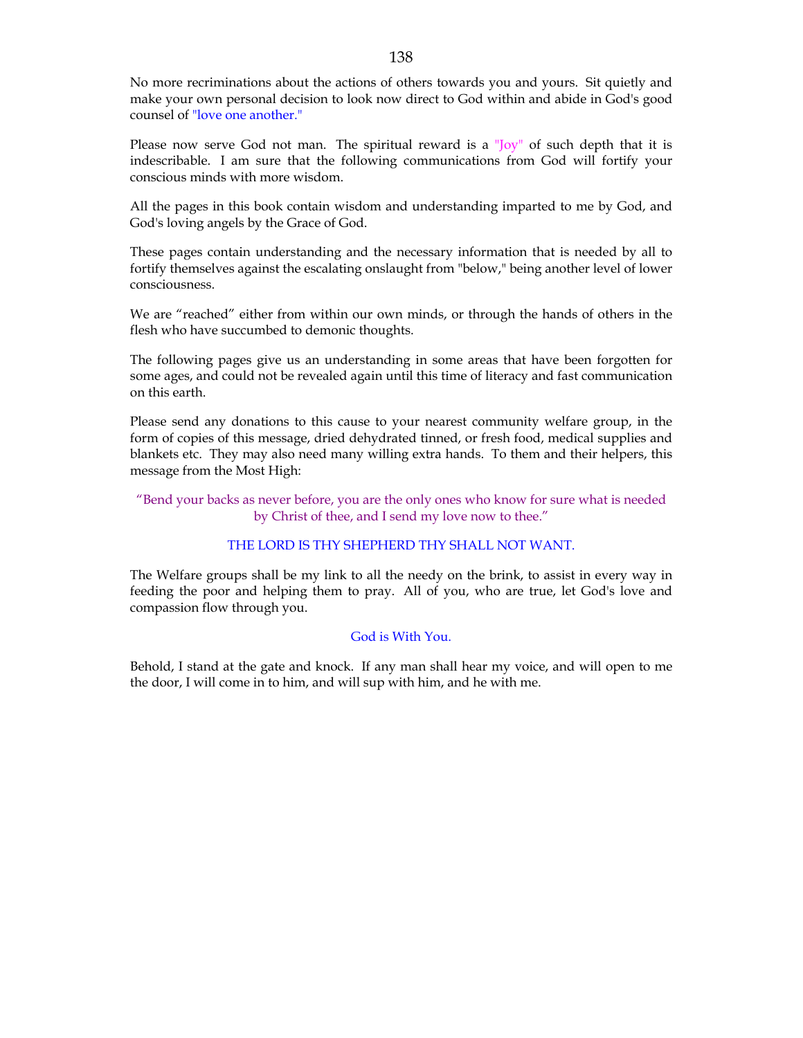No more recriminations about the actions of others towards you and yours. Sit quietly and make your own personal decision to look now direct to God within and abide in God's good counsel of "love one another."

Please now serve God not man. The spiritual reward is a "Joy" of such depth that it is indescribable. I am sure that the following communications from God will fortify your conscious minds with more wisdom.

All the pages in this book contain wisdom and understanding imparted to me by God, and God's loving angels by the Grace of God.

These pages contain understanding and the necessary information that is needed by all to fortify themselves against the escalating onslaught from "below," being another level of lower consciousness.

We are "reached" either from within our own minds, or through the hands of others in the flesh who have succumbed to demonic thoughts.

The following pages give us an understanding in some areas that have been forgotten for some ages, and could not be revealed again until this time of literacy and fast communication on this earth.

Please send any donations to this cause to your nearest community welfare group, in the form of copies of this message, dried dehydrated tinned, or fresh food, medical supplies and blankets etc. They may also need many willing extra hands. To them and their helpers, this message from the Most High:

"Bend your backs as never before, you are the only ones who know for sure what is needed by Christ of thee, and I send my love now to thee."

THE LORD IS THY SHEPHERD THY SHALL NOT WANT.

The Welfare groups shall be my link to all the needy on the brink, to assist in every way in feeding the poor and helping them to pray. All of you, who are true, let God's love and compassion flow through you.

God is With You.

Behold, I stand at the gate and knock. If any man shall hear my voice, and will open to me the door, I will come in to him, and will sup with him, and he with me.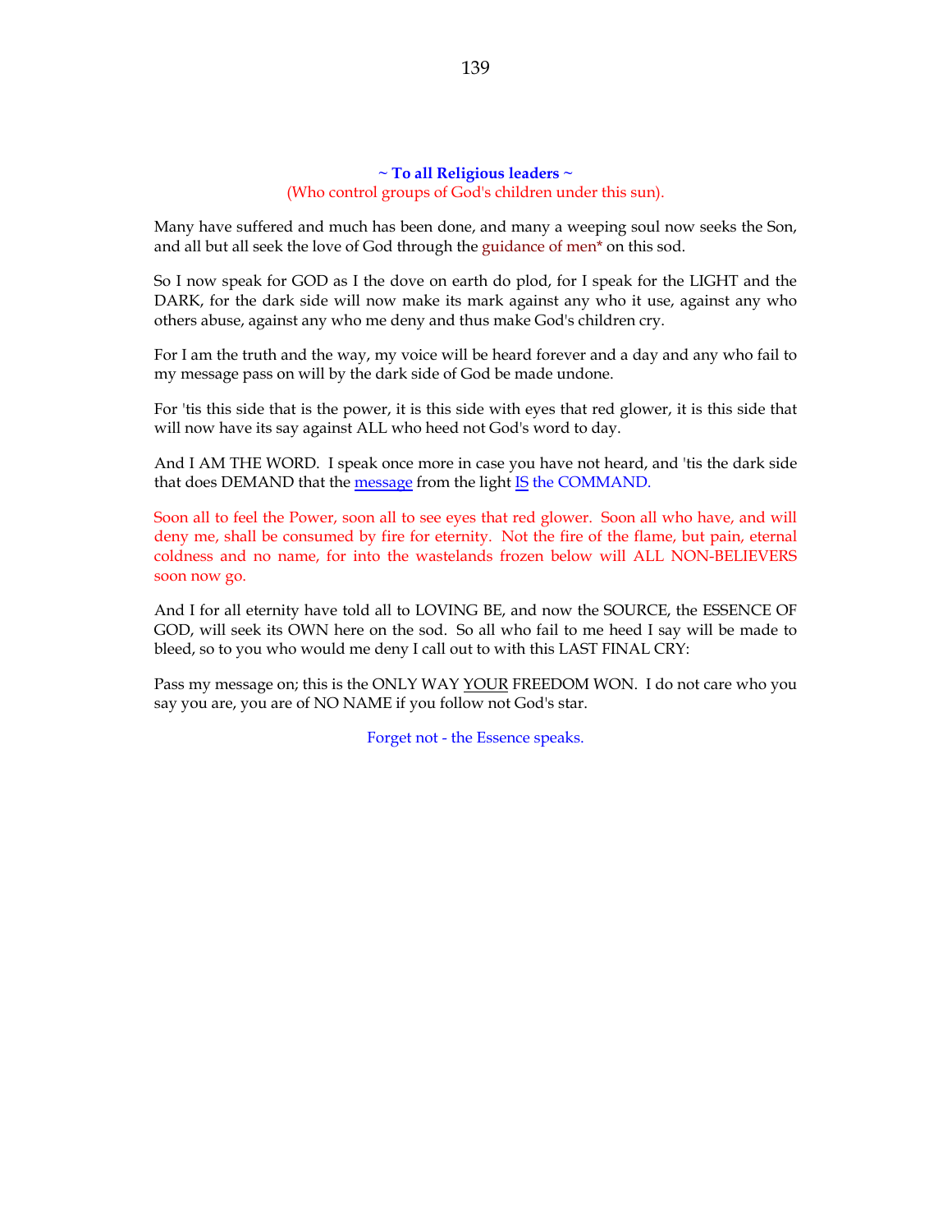**~ To all Religious leaders ~**

(Who control groups of God's children under this sun).

Many have suffered and much has been done, and many a weeping soul now seeks the Son, and all but all seek the love of God through the guidance of men* on this sod.

So I now speak for GOD as I the dove on earth do plod, for I speak for the LIGHT and the DARK, for the dark side will now make its mark against any who it use, against any who others abuse, against any who me deny and thus make God's children cry.

For I am the truth and the way, my voice will be heard forever and a day and any who fail to my message pass on will by the dark side of God be made undone.

For 'tis this side that is the power, it is this side with eyes that red glower, it is this side that will now have its say against ALL who heed not God's word to day.

And I AM THE WORD. I speak once more in case you have not heard, and 'tis the dark side that does DEMAND that the message from the light IS the COMMAND.

Soon all to feel the Power, soon all to see eyes that red glower. Soon all who have, and will deny me, shall be consumed by fire for eternity. Not the fire of the flame, but pain, eternal coldness and no name, for into the wastelands frozen below will ALL NON-BELIEVERS soon now go.

And I for all eternity have told all to LOVING BE, and now the SOURCE, the ESSENCE OF GOD, will seek its OWN here on the sod. So all who fail to me heed I say will be made to bleed, so to you who would me deny I call out to with this LAST FINAL CRY:

Pass my message on; this is the ONLY WAY YOUR FREEDOM WON. I do not care who you say you are, you are of NO NAME if you follow not God's star.

Forget not - the Essence speaks.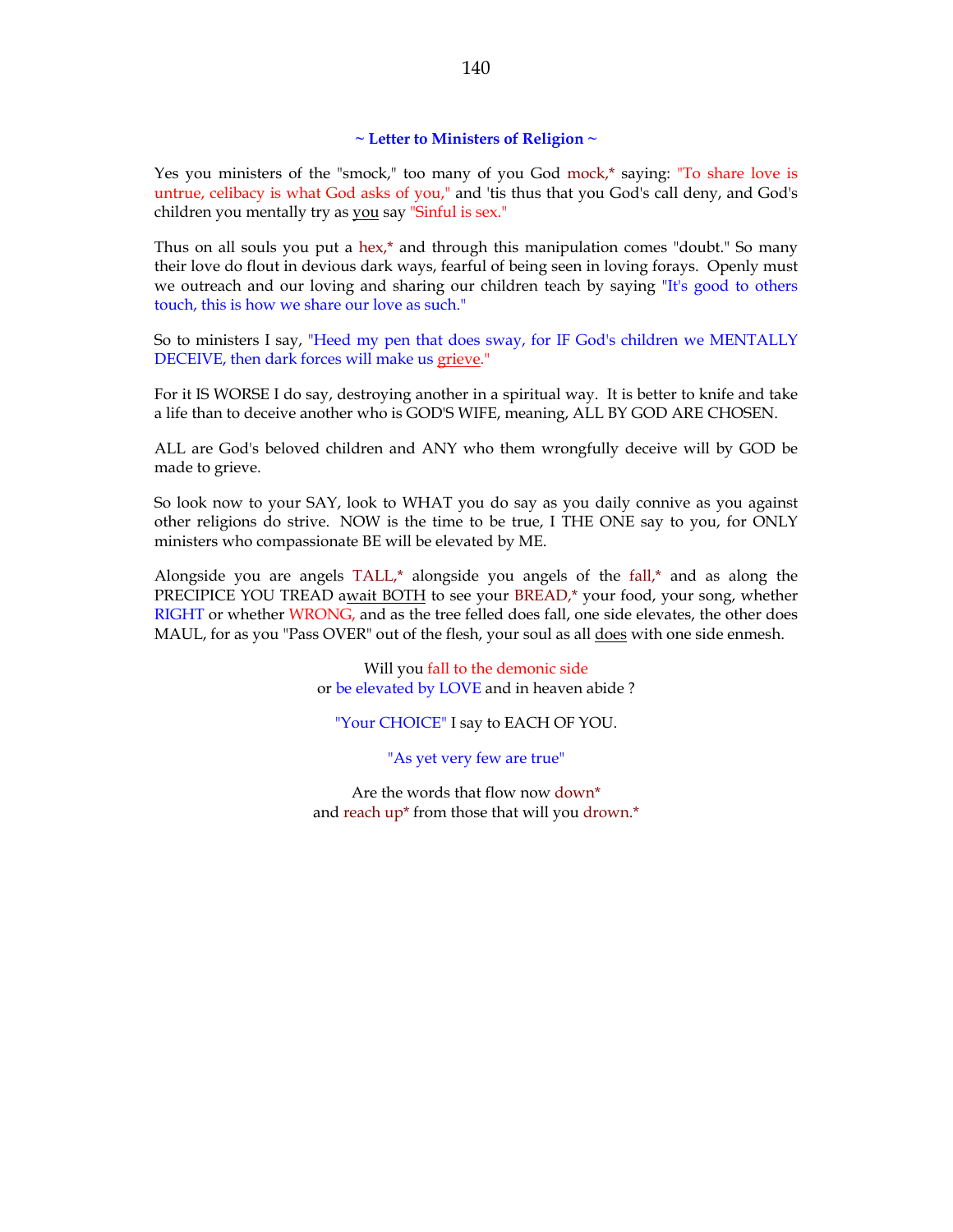### ~ Letter to Ministers of Religion ~

Yes you ministers of the "smock," too many of you God mock,* saying: "To share love is untrue, celibacy is what God asks of you," and 'tis thus that you God's call deny, and God's children you mentally try as you say "Sinful is sex."

Thus on all souls you put a hex,* and through this manipulation comes "doubt." So many their love do flout in devious dark ways, fearful of being seen in loving forays. Openly must we outreach and our loving and sharing our children teach by saying "It's good to others touch, this is how we share our love as such."

So to ministers I say, "Heed my pen that does sway, for IF God's children we MENTALLY DECEIVE, then dark forces will make us grieve."

For it IS WORSE I do say, destroying another in a spiritual way. It is better to knife and take a life than to deceive another who is GOD'S WIFE, meaning, ALL BY GOD ARE CHOSEN.

ALL are God's beloved children and ANY who them wrongfully deceive will by GOD be made to grieve.

So look now to your SAY, look to WHAT you do say as you daily connive as you against other religions do strive. NOW is the time to be true, I THE ONE say to you, for ONLY ministers who compassionate BE will be elevated by ME.

Alongside you are angels TALL,* alongside you angels of the fall,* and as along the PRECIPICE YOU TREAD await BOTH to see your BREAD,* your food, your song, whether RIGHT or whether WRONG, and as the tree felled does fall, one side elevates, the other does MAUL, for as you "Pass OVER" out of the flesh, your soul as all does with one side enmesh.

Will you fall to the demonic side  
or be elevated by LOVE and in heaven abide ?

"Your CHOICE" I say to EACH OF YOU.

"As yet very few are true"

Are the words that flow now down*  
and reach up* from those that will you drown.*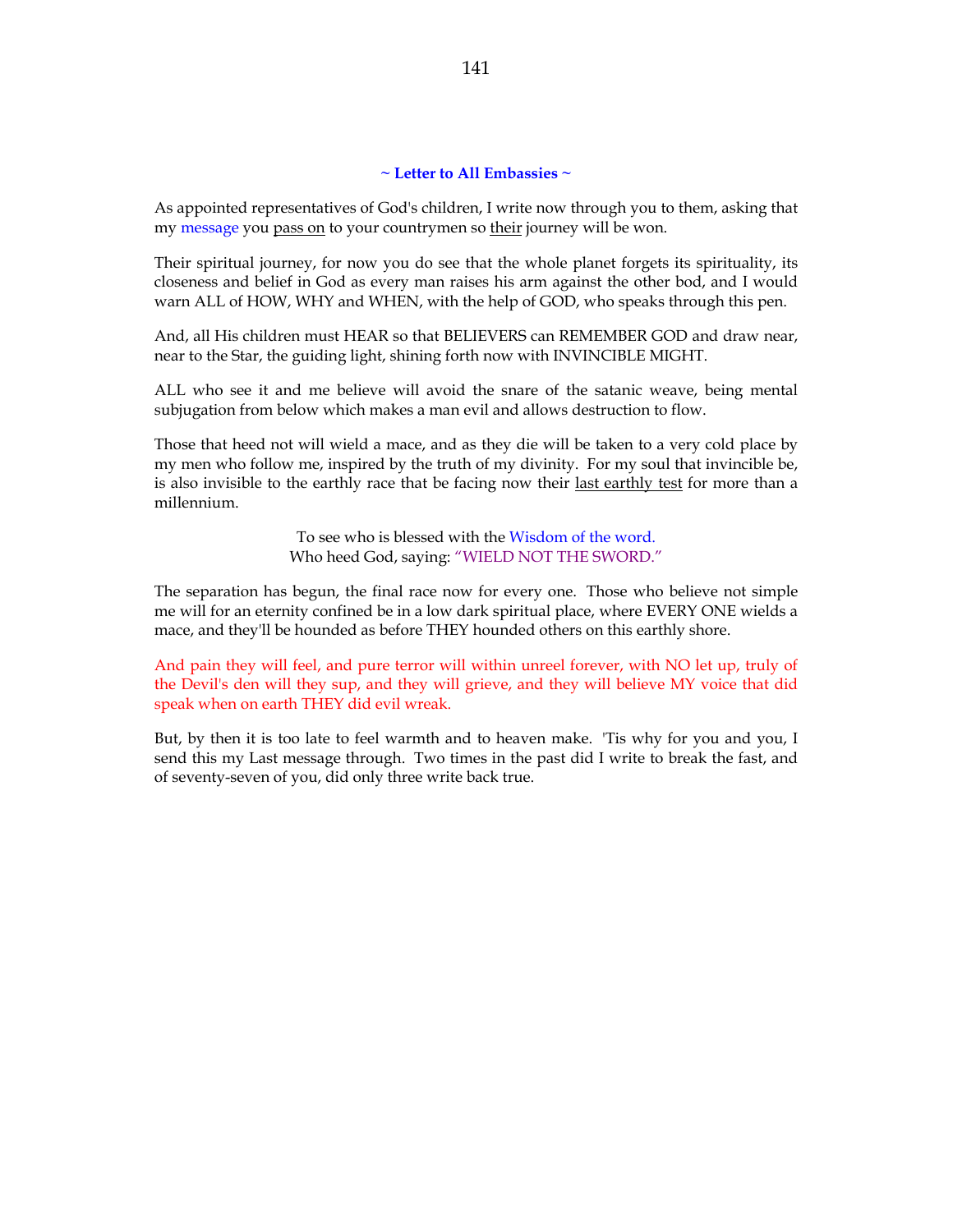## ~ Letter to All Embassies ~

As appointed representatives of God's children, I write now through you to them, asking that my message you pass on to your countrymen so their journey will be won.

Their spiritual journey, for now you do see that the whole planet forgets its spirituality, its closeness and belief in God as every man raises his arm against the other bod, and I would warn ALL of HOW, WHY and WHEN, with the help of GOD, who speaks through this pen.

And, all His children must HEAR so that BELIEVERS can REMEMBER GOD and draw near, near to the Star, the guiding light, shining forth now with INVINCIBLE MIGHT.

ALL who see it and me believe will avoid the snare of the satanic weave, being mental subjugation from below which makes a man evil and allows destruction to flow.

Those that heed not will wield a mace, and as they die will be taken to a very cold place by my men who follow me, inspired by the truth of my divinity. For my soul that invincible be, is also invisible to the earthly race that be facing now their last earthly test for more than a millennium.

To see who is blessed with the Wisdom of the word.
Who heed God, saying: "WIELD NOT THE SWORD."

The separation has begun, the final race now for every one. Those who believe not simple me will for an eternity confined be in a low dark spiritual place, where EVERY ONE wields a mace, and they'll be hounded as before THEY hounded others on this earthly shore.

And pain they will feel, and pure terror will within unreel forever, with NO let up, truly of the Devil's den will they sup, and they will grieve, and they will believe MY voice that did speak when on earth THEY did evil wreak.

But, by then it is too late to feel warmth and to heaven make. 'Tis why for you and you, I send this my Last message through. Two times in the past did I write to break the fast, and of seventy-seven of you, did only three write back true.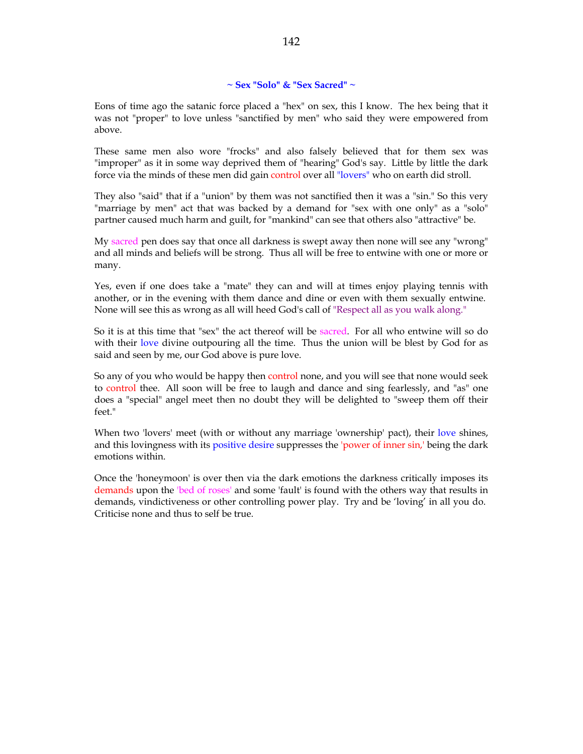### ~ Sex "Solo" & "Sex Sacred" ~

Eons of time ago the satanic force placed a "hex" on sex, this I know. The hex being that it was not "proper" to love unless "sanctified by men" who said they were empowered from above.

These same men also wore "frocks" and also falsely believed that for them sex was "improper" as it in some way deprived them of "hearing" God's say. Little by little the dark force via the minds of these men did gain control over all "lovers" who on earth did stroll.

They also "said" that if a "union" by them was not sanctified then it was a "sin." So this very "marriage by men" act that was backed by a demand for "sex with one only" as a "solo" partner caused much harm and guilt, for "mankind" can see that others also "attractive" be.

My sacred pen does say that once all darkness is swept away then none will see any "wrong" and all minds and beliefs will be strong. Thus all will be free to entwine with one or more or many.

Yes, even if one does take a "mate" they can and will at times enjoy playing tennis with another, or in the evening with them dance and dine or even with them sexually entwine. None will see this as wrong as all will heed God's call of "Respect all as you walk along."

So it is at this time that "sex" the act thereof will be sacred. For all who entwine will so do with their love divine outpouring all the time. Thus the union will be blest by God for as said and seen by me, our God above is pure love.

So any of you who would be happy then control none, and you will see that none would seek to control thee. All soon will be free to laugh and dance and sing fearlessly, and "as" one does a "special" angel meet then no doubt they will be delighted to "sweep them off their feet."

When two 'lovers' meet (with or without any marriage 'ownership' pact), their love shines, and this lovingness with its positive desire suppresses the 'power of inner sin,' being the dark emotions within.

Once the 'honeymoon' is over then via the dark emotions the darkness critically imposes its demands upon the 'bed of roses' and some 'fault' is found with the others way that results in demands, vindictiveness or other controlling power play. Try and be 'loving' in all you do. Criticise none and thus to self be true.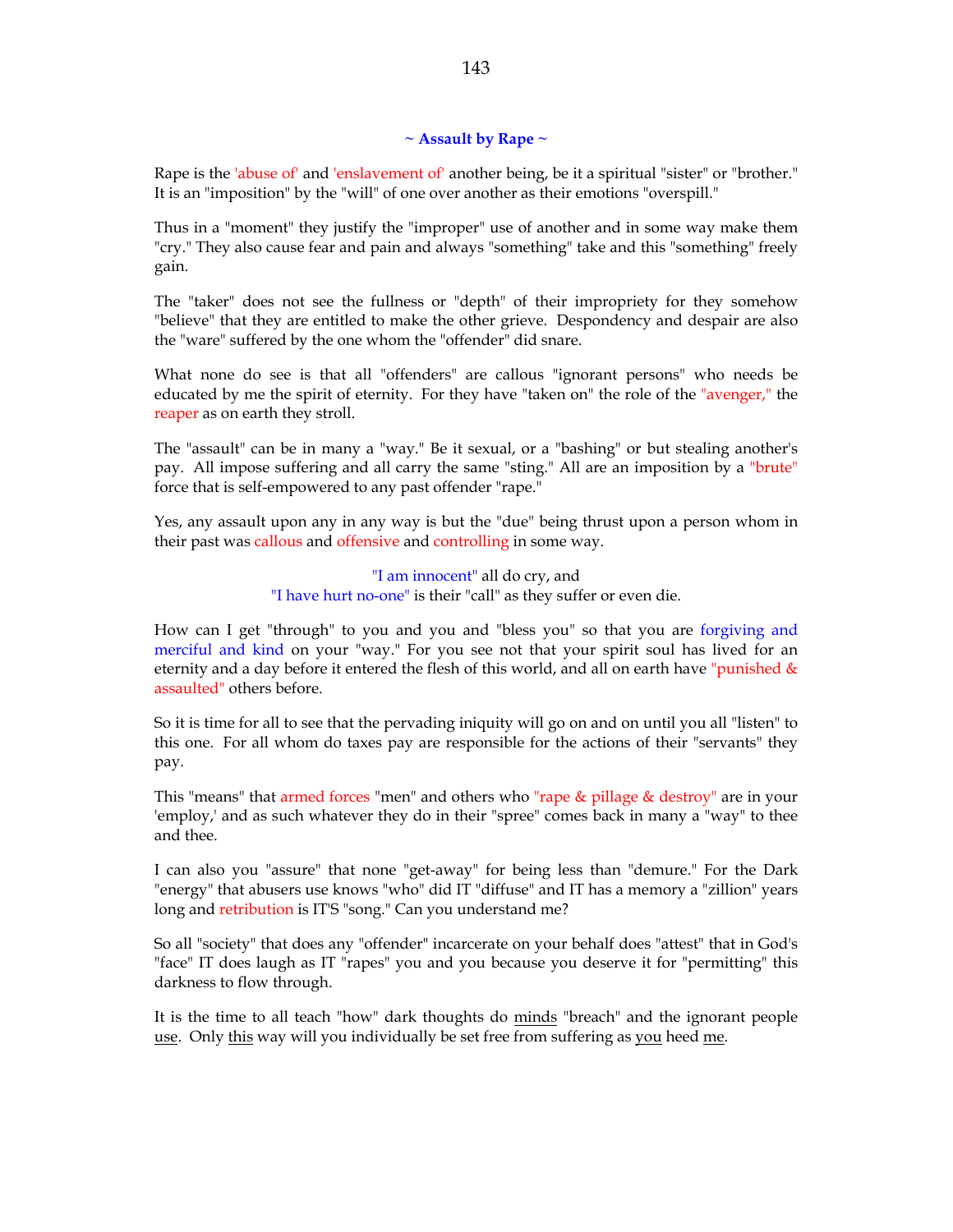### ~ Assault by Rape ~

Rape is the 'abuse of' and 'enslavement of' another being, be it a spiritual "sister" or "brother." It is an "imposition" by the "will" of one over another as their emotions "overspill."

Thus in a "moment" they justify the "improper" use of another and in some way make them "cry." They also cause fear and pain and always "something" take and this "something" freely gain.

The "taker" does not see the fullness or "depth" of their impropriety for they somehow "believe" that they are entitled to make the other grieve. Despondency and despair are also the "ware" suffered by the one whom the "offender" did snare.

What none do see is that all "offenders" are callous "ignorant persons" who needs be educated by me the spirit of eternity. For they have "taken on" the role of the "avenger," the reaper as on earth they stroll.

The "assault" can be in many a "way." Be it sexual, or a "bashing" or but stealing another's pay. All impose suffering and all carry the same "sting." All are an imposition by a "brute" force that is self-empowered to any past offender "rape."

Yes, any assault upon any in any way is but the "due" being thrust upon a person whom in their past was callous and offensive and controlling in some way.

"I am innocent" all do cry, and
"I have hurt no-one" is their "call" as they suffer or even die.

How can I get "through" to you and you and "bless you" so that you are forgiving and merciful and kind on your "way." For you see not that your spirit soul has lived for an eternity and a day before it entered the flesh of this world, and all on earth have "punished & assaulted" others before.

So it is time for all to see that the pervading iniquity will go on and on until you all "listen" to this one. For all whom do taxes pay are responsible for the actions of their "servants" they pay.

This "means" that armed forces "men" and others who "rape & pillage & destroy" are in your 'employ,' and as such whatever they do in their "spree" comes back in many a "way" to thee and thee.

I can also you "assure" that none "get-away" for being less than "demure." For the Dark "energy" that abusers use knows "who" did IT "diffuse" and IT has a memory a "zillion" years long and retribution is IT'S "song." Can you understand me?

So all "society" that does any "offender" incarcerate on your behalf does "attest" that in God's "face" IT does laugh as IT "rapes" you and you because you deserve it for "permitting" this darkness to flow through.

It is the time to all teach "how" dark thoughts do <u>minds</u> "breach" and the ignorant people <u>use</u>. Only <u>this</u> way will you individually be set free from suffering as <u>you</u> heed <u>me</u>.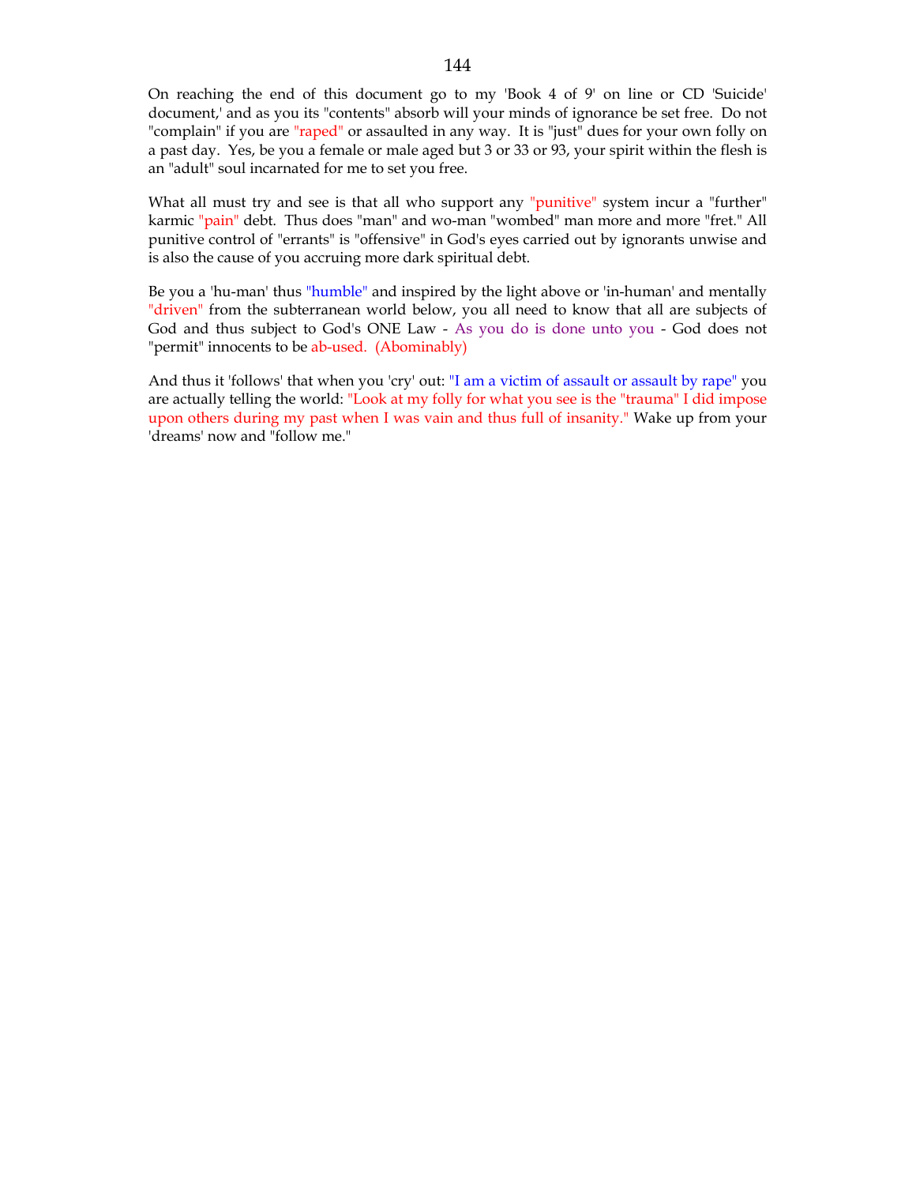On reaching the end of this document go to my 'Book 4 of 9' on line or CD 'Suicide' document,' and as you its "contents" absorb will your minds of ignorance be set free. Do not "complain" if you are "raped" or assaulted in any way. It is "just" dues for your own folly on a past day. Yes, be you a female or male aged but 3 or 33 or 93, your spirit within the flesh is an "adult" soul incarnated for me to set you free.

What all must try and see is that all who support any "punitive" system incur a "further" karmic "pain" debt. Thus does "man" and wo-man "wombed" man more and more "fret." All punitive control of "errants" is "offensive" in God's eyes carried out by ignorants unwise and is also the cause of you accruing more dark spiritual debt.

Be you a 'hu-man' thus "humble" and inspired by the light above or 'in-human' and mentally "driven" from the subterranean world below, you all need to know that all are subjects of God and thus subject to God's ONE Law - As you do is done unto you - God does not "permit" innocents to be ab-used. (Abominably)

And thus it 'follows' that when you 'cry' out: "I am a victim of assault or assault by rape" you are actually telling the world: "Look at my folly for what you see is the "trauma" I did impose upon others during my past when I was vain and thus full of insanity." Wake up from your 'dreams' now and "follow me."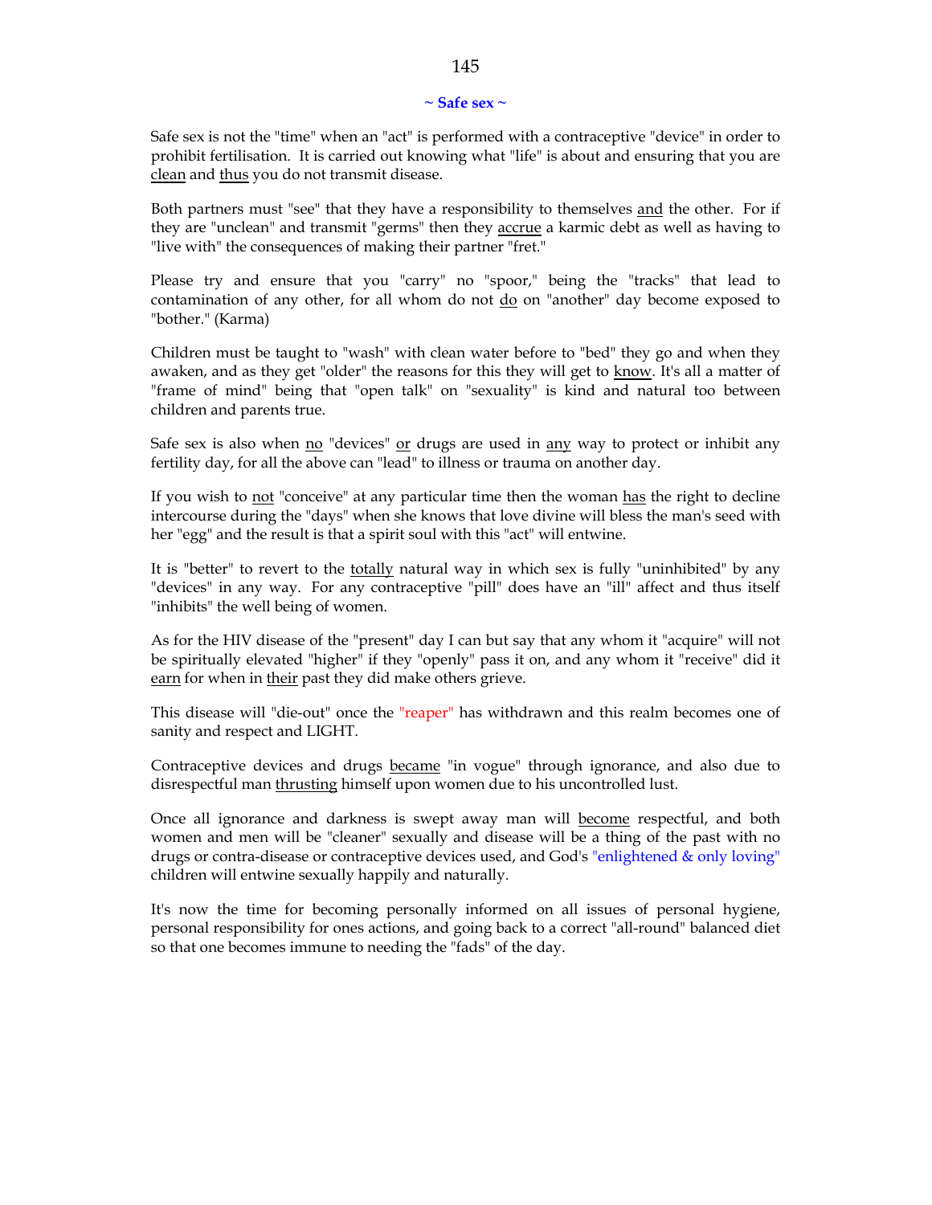## ~ Safe sex ~

Safe sex is not the "time" when an "act" is performed with a contraceptive "device" in order to prohibit fertilisation. It is carried out knowing what "life" is about and ensuring that you are <u>clean</u> and <u>thus</u> you do not transmit disease.

Both partners must "see" that they have a responsibility to themselves <u>and</u> the other. For if they are "unclean" and transmit "germs" then they <u>accrue</u> a karmic debt as well as having to "live with" the consequences of making their partner "fret."

Please try and ensure that you "carry" no "spoor," being the "tracks" that lead to contamination of any other, for all whom do not <u>do</u> on "another" day become exposed to "bother." (Karma)

Children must be taught to "wash" with clean water before to "bed" they go and when they awaken, and as they get "older" the reasons for this they will get to <u>know</u>. It's all a matter of "frame of mind" being that "open talk" on "sexuality" is kind and natural too between children and parents true.

Safe sex is also when <u>no</u> "devices" <u>or</u> drugs are used in <u>any</u> way to protect or inhibit any fertility day, for all the above can "lead" to illness or trauma on another day.

If you wish to <u>not</u> "conceive" at any particular time then the woman <u>has</u> the right to decline intercourse during the "days" when she knows that love divine will bless the man's seed with her "egg" and the result is that a spirit soul with this "act" will entwine.

It is "better" to revert to the <u>totally</u> natural way in which sex is fully "uninhibited" by any "devices" in any way. For any contraceptive "pill" does have an "ill" affect and thus itself "inhibits" the well being of women.

As for the HIV disease of the "present" day I can but say that any whom it "acquire" will not be spiritually elevated "higher" if they "openly" pass it on, and any whom it "receive" did it <u>earn</u> for when in <u>their</u> past they did make others grieve.

This disease will "die-out" once the "reaper" has withdrawn and this realm becomes one of sanity and respect and LIGHT.

Contraceptive devices and drugs <u>became</u> "in vogue" through ignorance, and also due to disrespectful man <u>thrusting</u> himself upon women due to his uncontrolled lust.

Once all ignorance and darkness is swept away man will <u>become</u> respectful, and both women and men will be "cleaner" sexually and disease will be a thing of the past with no drugs or contra-disease or contraceptive devices used, and God's "enlightened & only loving" children will entwine sexually happily and naturally.

It's now the time for becoming personally informed on all issues of personal hygiene, personal responsibility for ones actions, and going back to a correct "all-round" balanced diet so that one becomes immune to needing the "fads" of the day.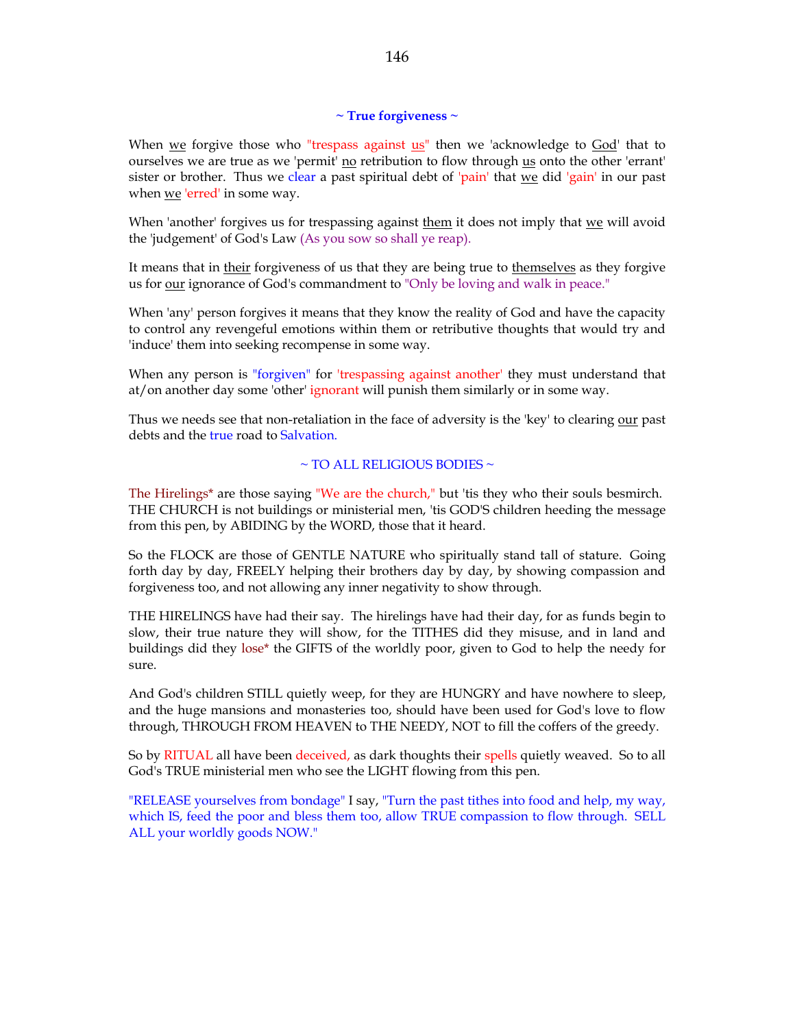### ~ True forgiveness ~

When <u>we</u> forgive those who "trespass against <u>us</u>" then we 'acknowledge to <u>God</u>' that to ourselves we are true as we 'permit' <u>no</u> retribution to flow through <u>us</u> onto the other 'errant' sister or brother. Thus we clear a past spiritual debt of 'pain' that <u>we</u> did 'gain' in our past when <u>we</u> 'erred' in some way.

When 'another' forgives us for trespassing against <u>them</u> it does not imply that <u>we</u> will avoid the 'judgement' of God's Law (As you sow so shall ye reap).

It means that in <u>their</u> forgiveness of us that they are being true to <u>themselves</u> as they forgive us for <u>our</u> ignorance of God's commandment to "Only be loving and walk in peace."

When 'any' person forgives it means that they know the reality of God and have the capacity to control any revengeful emotions within them or retributive thoughts that would try and 'induce' them into seeking recompense in some way.

When any person is "forgiven" for 'trespassing against another' they must understand that at/on another day some 'other' ignorant will punish them similarly or in some way.

Thus we needs see that non-retaliation in the face of adversity is the 'key' to clearing <u>our</u> past debts and the true road to Salvation.

~ TO ALL RELIGIOUS BODIES ~

The Hirelings* are those saying "We are the church," but 'tis they who their souls besmirch. THE CHURCH is not buildings or ministerial men, 'tis GOD'S children heeding the message from this pen, by ABIDING by the WORD, those that it heard.

So the FLOCK are those of GENTLE NATURE who spiritually stand tall of stature. Going forth day by day, FREELY helping their brothers day by day, by showing compassion and forgiveness too, and not allowing any inner negativity to show through.

THE HIRELINGS have had their say. The hirelings have had their day, for as funds begin to slow, their true nature they will show, for the TITHES did they misuse, and in land and buildings did they lose* the GIFTS of the worldly poor, given to God to help the needy for sure.

And God's children STILL quietly weep, for they are HUNGRY and have nowhere to sleep, and the huge mansions and monasteries too, should have been used for God's love to flow through, THROUGH FROM HEAVEN to THE NEEDY, NOT to fill the coffers of the greedy.

So by RITUAL all have been deceived, as dark thoughts their spells quietly weaved. So to all God's TRUE ministerial men who see the LIGHT flowing from this pen.

"RELEASE yourselves from bondage" I say, "Turn the past tithes into food and help, my way, which IS, feed the poor and bless them too, allow TRUE compassion to flow through. SELL ALL your worldly goods NOW."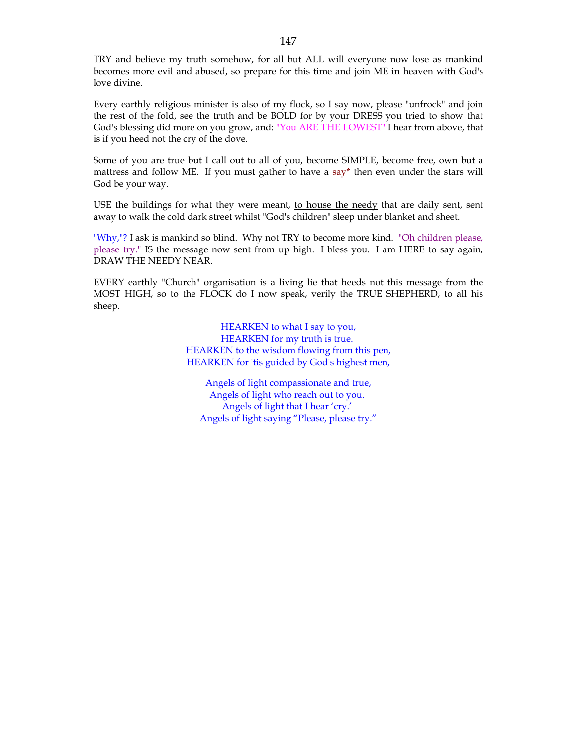TRY and believe my truth somehow, for all but ALL will everyone now lose as mankind becomes more evil and abused, so prepare for this time and join ME in heaven with God's love divine.

Every earthly religious minister is also of my flock, so I say now, please "unfrock" and join the rest of the fold, see the truth and be BOLD for by your DRESS you tried to show that God's blessing did more on you grow, and: "You ARE THE LOWEST" I hear from above, that is if you heed not the cry of the dove.

Some of you are true but I call out to all of you, become SIMPLE, become free, own but a mattress and follow ME. If you must gather to have a say* then even under the stars will God be your way.

USE the buildings for what they were meant, to house the needy that are daily sent, sent away to walk the cold dark street whilst "God's children" sleep under blanket and sheet.

"Why,"? I ask is mankind so blind. Why not TRY to become more kind. "Oh children please, please try." IS the message now sent from up high. I bless you. I am HERE to say again, DRAW THE NEEDY NEAR.

EVERY earthly "Church" organisation is a living lie that heeds not this message from the MOST HIGH, so to the FLOCK do I now speak, verily the TRUE SHEPHERD, to all his sheep.

HEARKEN to what I say to you,  
HEARKEN for my truth is true.  
HEARKEN to the wisdom flowing from this pen,  
HEARKEN for 'tis guided by God's highest men,

Angels of light compassionate and true,  
Angels of light who reach out to you.  
Angels of light that I hear 'cry.'  
Angels of light saying "Please, please try."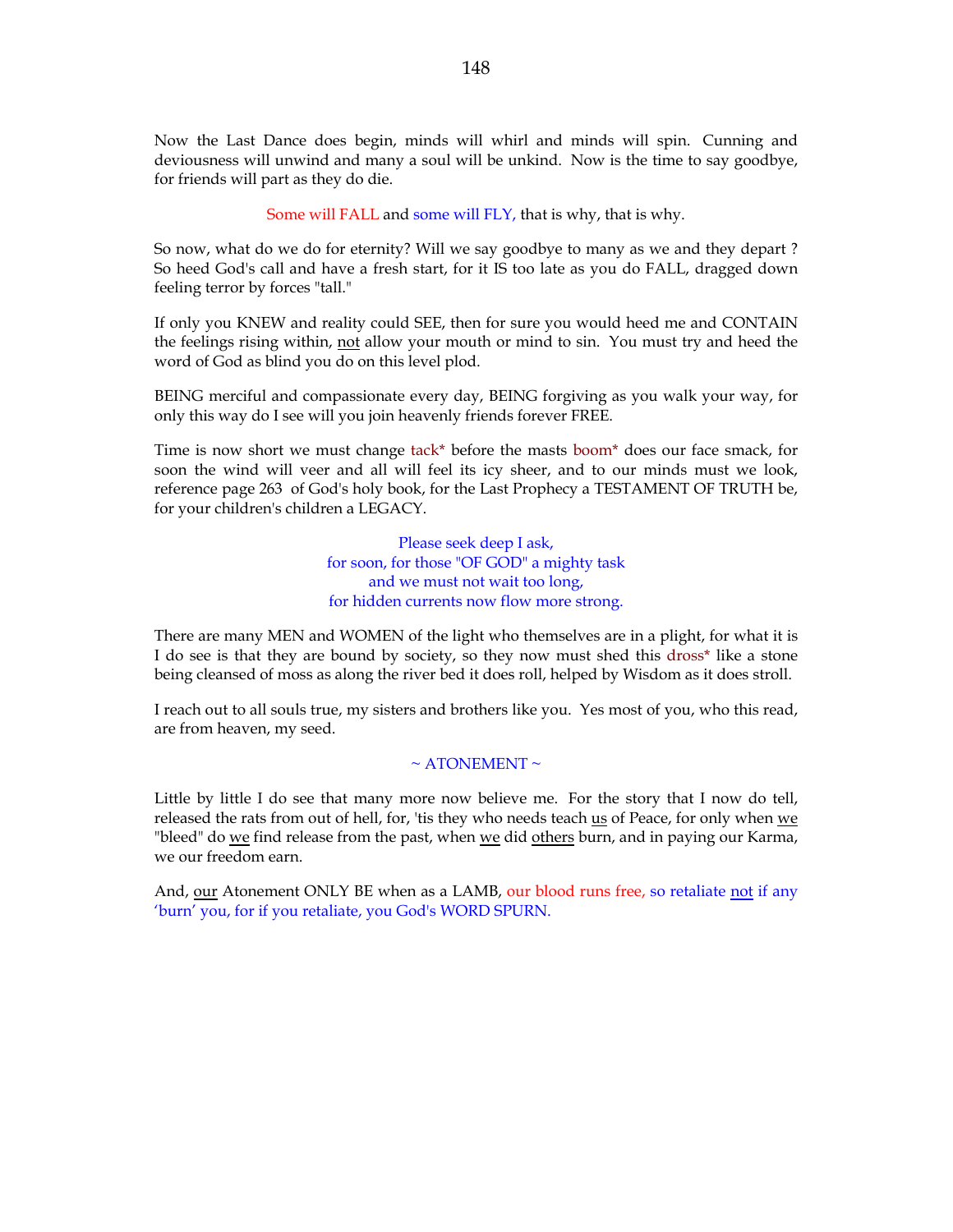Now the Last Dance does begin, minds will whirl and minds will spin. Cunning and deviousness will unwind and many a soul will be unkind. Now is the time to say goodbye, for friends will part as they do die.

Some will FALL and some will FLY, that is why, that is why.

So now, what do we do for eternity? Will we say goodbye to many as we and they depart ? So heed God's call and have a fresh start, for it IS too late as you do FALL, dragged down feeling terror by forces "tall."

If only you KNEW and reality could SEE, then for sure you would heed me and CONTAIN the feelings rising within, <u>not</u> allow your mouth or mind to sin. You must try and heed the word of God as blind you do on this level plod.

BEING merciful and compassionate every day, BEING forgiving as you walk your way, for only this way do I see will you join heavenly friends forever FREE.

Time is now short we must change tack* before the masts boom* does our face smack, for soon the wind will veer and all will feel its icy sheer, and to our minds must we look, reference page 263 of God's holy book, for the Last Prophecy a TESTAMENT OF TRUTH be, for your children's children a LEGACY.

Please seek deep I ask,
for soon, for those "OF GOD" a mighty task
and we must not wait too long,
for hidden currents now flow more strong.

There are many MEN and WOMEN of the light who themselves are in a plight, for what it is I do see is that they are bound by society, so they now must shed this dross* like a stone being cleansed of moss as along the river bed it does roll, helped by Wisdom as it does stroll.

I reach out to all souls true, my sisters and brothers like you. Yes most of you, who this read, are from heaven, my seed.

~ ATONEMENT ~

Little by little I do see that many more now believe me. For the story that I now do tell, released the rats from out of hell, for, 'tis they who needs teach <u>us</u> of Peace, for only when <u>we</u> "bleed" do <u>we</u> find release from the past, when <u>we</u> did <u>others</u> burn, and in paying our Karma, we our freedom earn.

And, <u>our</u> Atonement ONLY BE when as a LAMB, our blood runs free, so retaliate <u>not</u> if any 'burn' you, for if you retaliate, you God's WORD SPURN.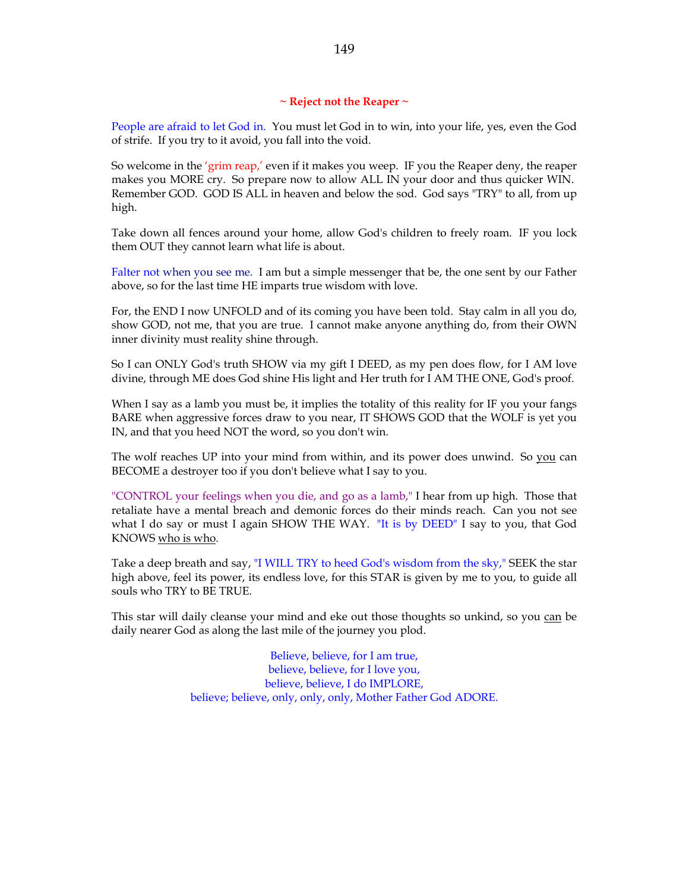## ~ Reject not the Reaper ~

People are afraid to let God in. You must let God in to win, into your life, yes, even the God of strife. If you try to it avoid, you fall into the void.

So welcome in the 'grim reap,' even if it makes you weep. IF you the Reaper deny, the reaper makes you MORE cry. So prepare now to allow ALL IN your door and thus quicker WIN. Remember GOD. GOD IS ALL in heaven and below the sod. God says "TRY" to all, from up high.

Take down all fences around your home, allow God's children to freely roam. IF you lock them OUT they cannot learn what life is about.

Falter not when you see me. I am but a simple messenger that be, the one sent by our Father above, so for the last time HE imparts true wisdom with love.

For, the END I now UNFOLD and of its coming you have been told. Stay calm in all you do, show GOD, not me, that you are true. I cannot make anyone anything do, from their OWN inner divinity must reality shine through.

So I can ONLY God's truth SHOW via my gift I DEED, as my pen does flow, for I AM love divine, through ME does God shine His light and Her truth for I AM THE ONE, God's proof.

When I say as a lamb you must be, it implies the totality of this reality for IF you your fangs BARE when aggressive forces draw to you near, IT SHOWS GOD that the WOLF is yet you IN, and that you heed NOT the word, so you don't win.

The wolf reaches UP into your mind from within, and its power does unwind. So <u>you</u> can BECOME a destroyer too if you don't believe what I say to you.

"CONTROL your feelings when you die, and go as a lamb," I hear from up high. Those that retaliate have a mental breach and demonic forces do their minds reach. Can you not see what I do say or must I again SHOW THE WAY. "It is by DEED" I say to you, that God KNOWS <u>who is who</u>.

Take a deep breath and say, "I WILL TRY to heed God's wisdom from the sky," SEEK the star high above, feel its power, its endless love, for this STAR is given by me to you, to guide all souls who TRY to BE TRUE.

This star will daily cleanse your mind and eke out those thoughts so unkind, so you <u>can</u> be daily nearer God as along the last mile of the journey you plod.

Believe, believe, for I am true,
believe, believe, for I love you,
believe, believe, I do IMPLORE,
believe; believe, only, only, only, Mother Father God ADORE.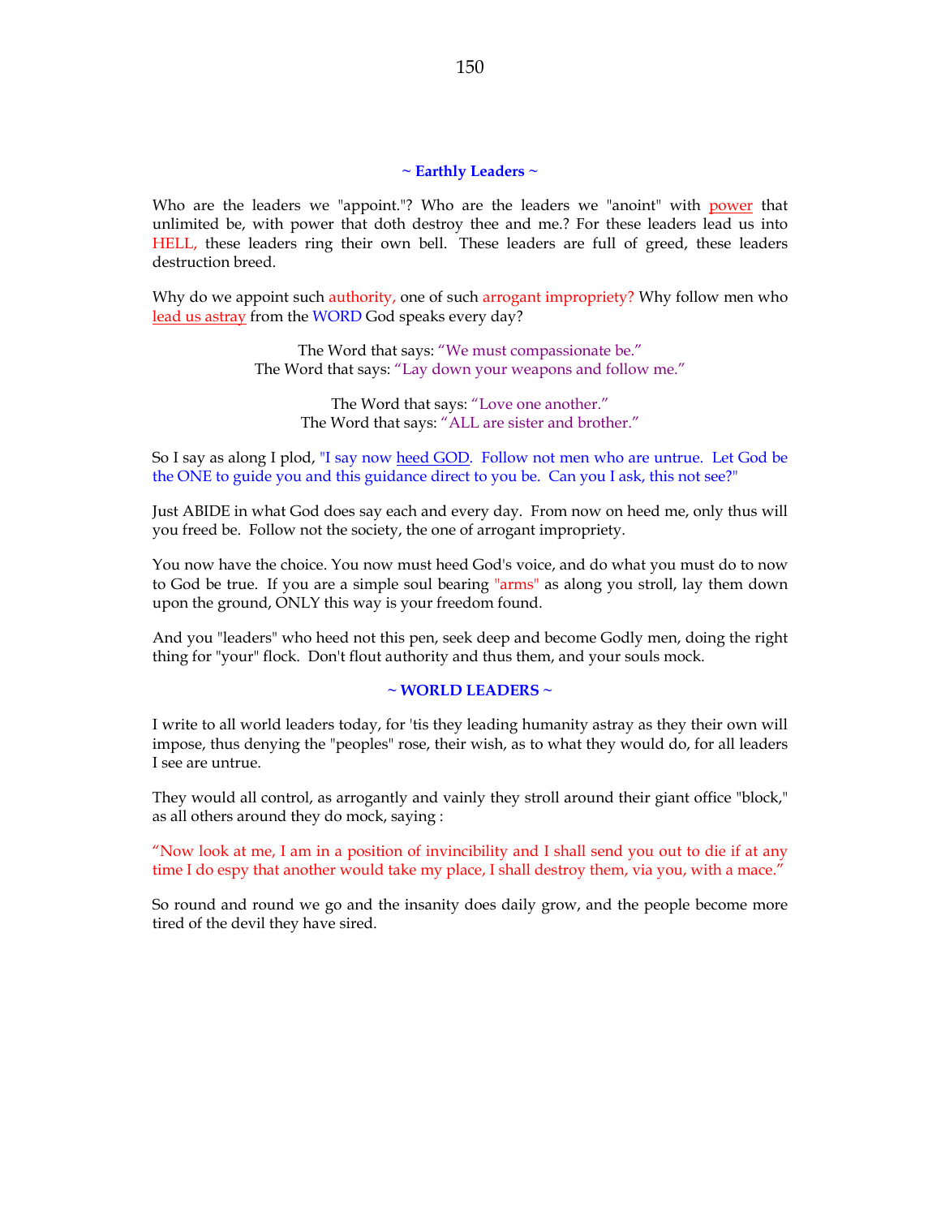### ~ Earthly Leaders ~

Who are the leaders we "appoint."? Who are the leaders we "anoint" with power that unlimited be, with power that doth destroy thee and me.? For these leaders lead us into HELL, these leaders ring their own bell. These leaders are full of greed, these leaders destruction breed.

Why do we appoint such authority, one of such arrogant impropriety? Why follow men who lead us astray from the WORD God speaks every day?

The Word that says: “We must compassionate be.”
The Word that says: “Lay down your weapons and follow me.”

The Word that says: “Love one another.”
The Word that says: “ALL are sister and brother.”

So I say as along I plod, "I say now heed GOD. Follow not men who are untrue. Let God be the ONE to guide you and this guidance direct to you be. Can you I ask, this not see?"

Just ABIDE in what God does say each and every day. From now on heed me, only thus will you freed be. Follow not the society, the one of arrogant impropriety.

You now have the choice. You now must heed God's voice, and do what you must do to now to God be true. If you are a simple soul bearing "arms" as along you stroll, lay them down upon the ground, ONLY this way is your freedom found.

And you "leaders" who heed not this pen, seek deep and become Godly men, doing the right thing for "your" flock. Don't flout authority and thus them, and your souls mock.

### ~ WORLD LEADERS ~

I write to all world leaders today, for 'tis they leading humanity astray as they their own will impose, thus denying the "peoples" rose, their wish, as to what they would do, for all leaders I see are untrue.

They would all control, as arrogantly and vainly they stroll around their giant office "block," as all others around they do mock, saying :

“Now look at me, I am in a position of invincibility and I shall send you out to die if at any time I do espy that another would take my place, I shall destroy them, via you, with a mace.”

So round and round we go and the insanity does daily grow, and the people become more tired of the devil they have sired.